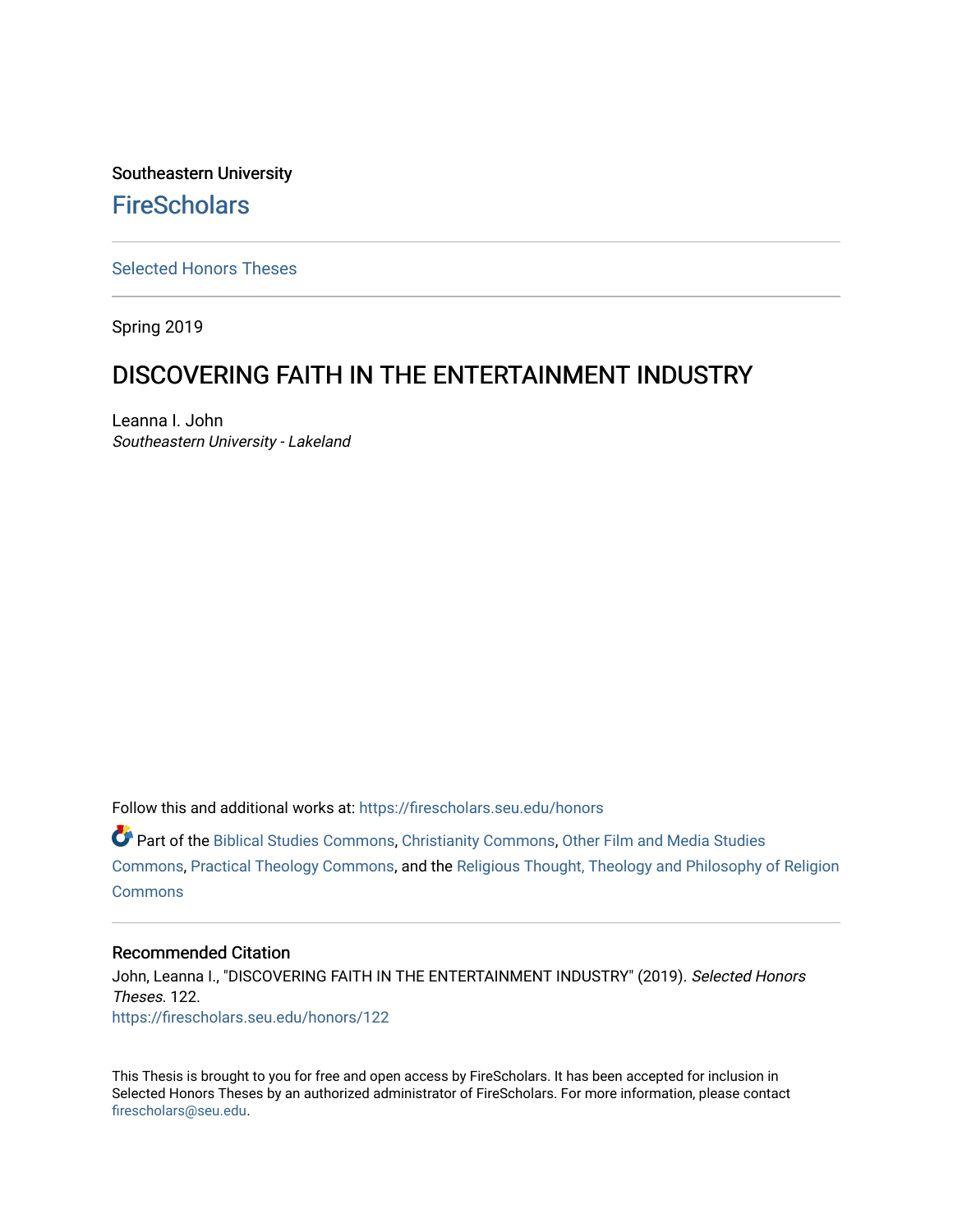Southeastern University

# FireScholars

Selected Honors Theses

Spring 2019

## DISCOVERING FAITH IN THE ENTERTAINMENT INDUSTRY

Leanna I. John
*Southeastern University - Lakeland*

Follow this and additional works at: https://firescholars.seu.edu/honors

Part of the Biblical Studies Commons, Christianity Commons, Other Film and Media Studies Commons, Practical Theology Commons, and the Religious Thought, Theology and Philosophy of Religion Commons

### Recommended Citation

John, Leanna I., "DISCOVERING FAITH IN THE ENTERTAINMENT INDUSTRY" (2019). *Selected Honors Theses*. 122.
https://firescholars.seu.edu/honors/122

This Thesis is brought to you for free and open access by FireScholars. It has been accepted for inclusion in Selected Honors Theses by an authorized administrator of FireScholars. For more information, please contact firescholars@seu.edu.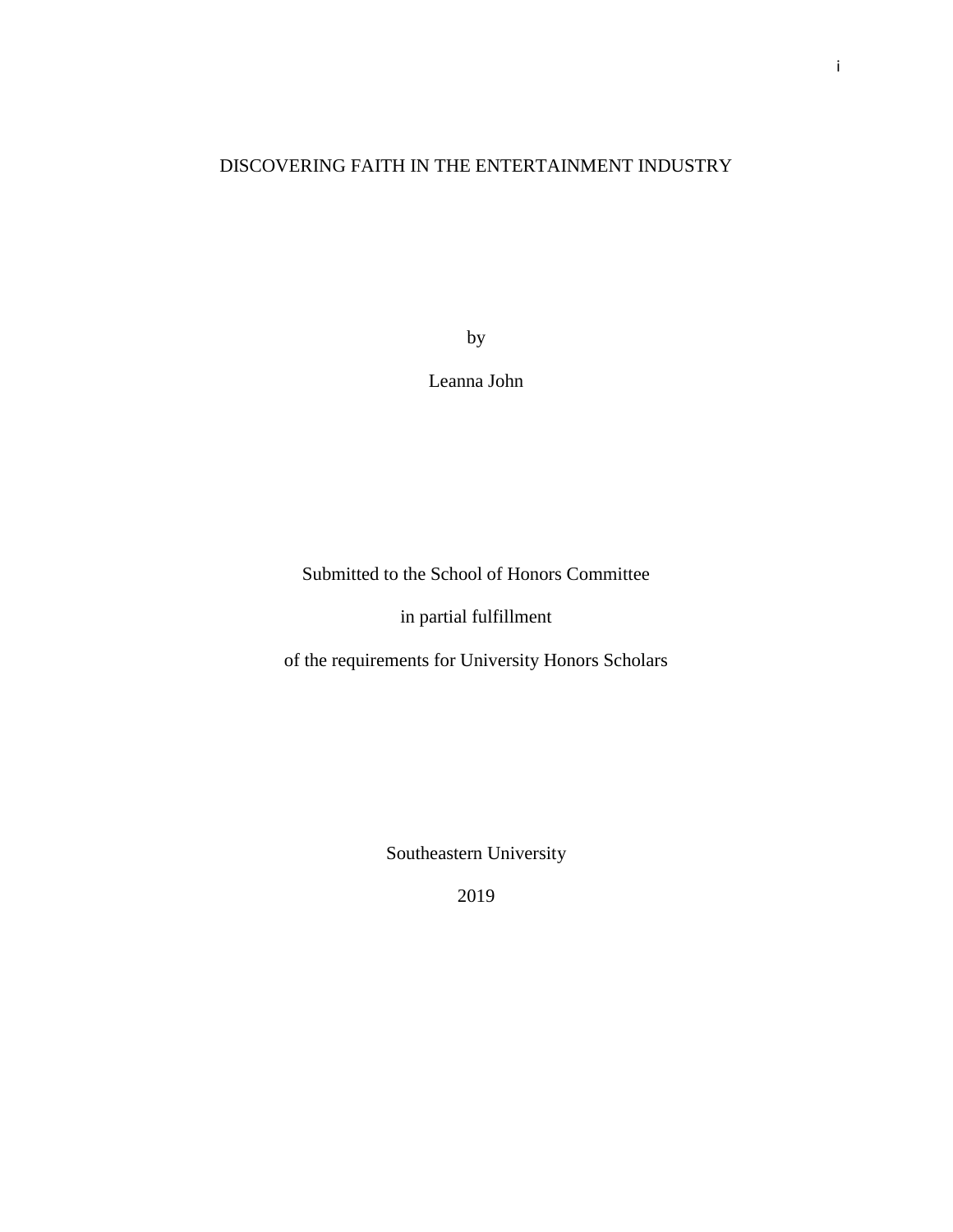# DISCOVERING FAITH IN THE ENTERTAINMENT INDUSTRY

by

Leanna John

Submitted to the School of Honors Committee

in partial fulfillment

of the requirements for University Honors Scholars

Southeastern University

2019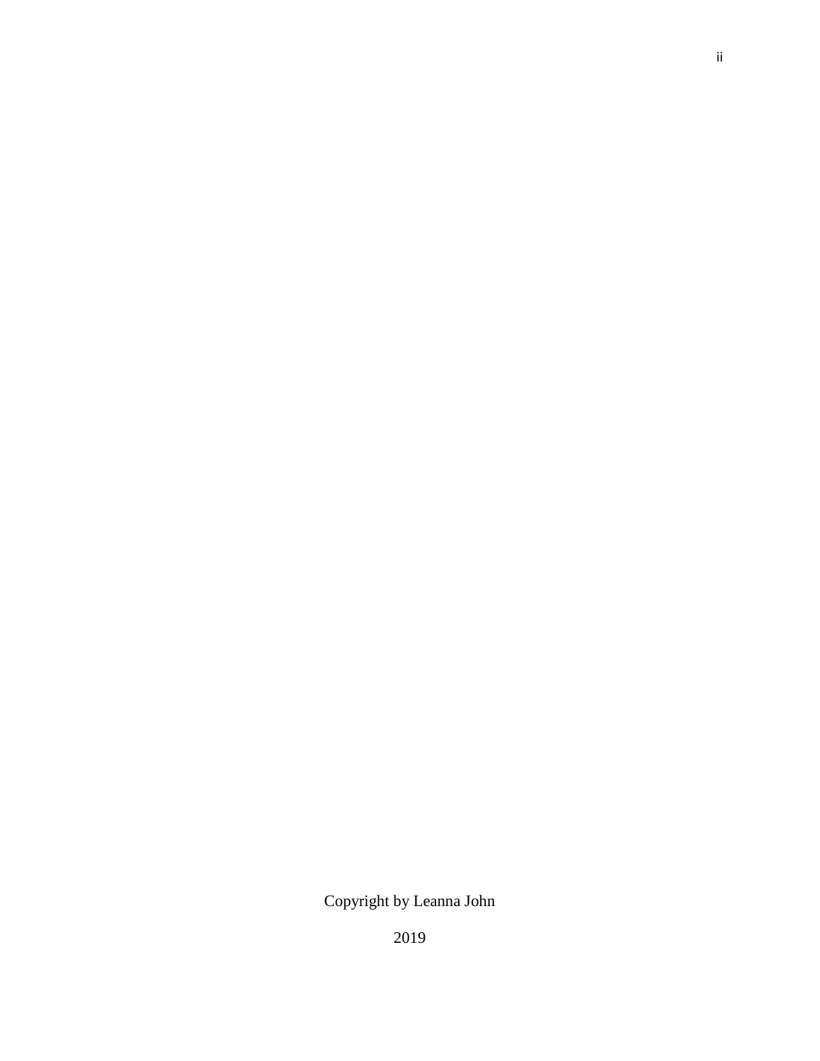Copyright by Leanna John

2019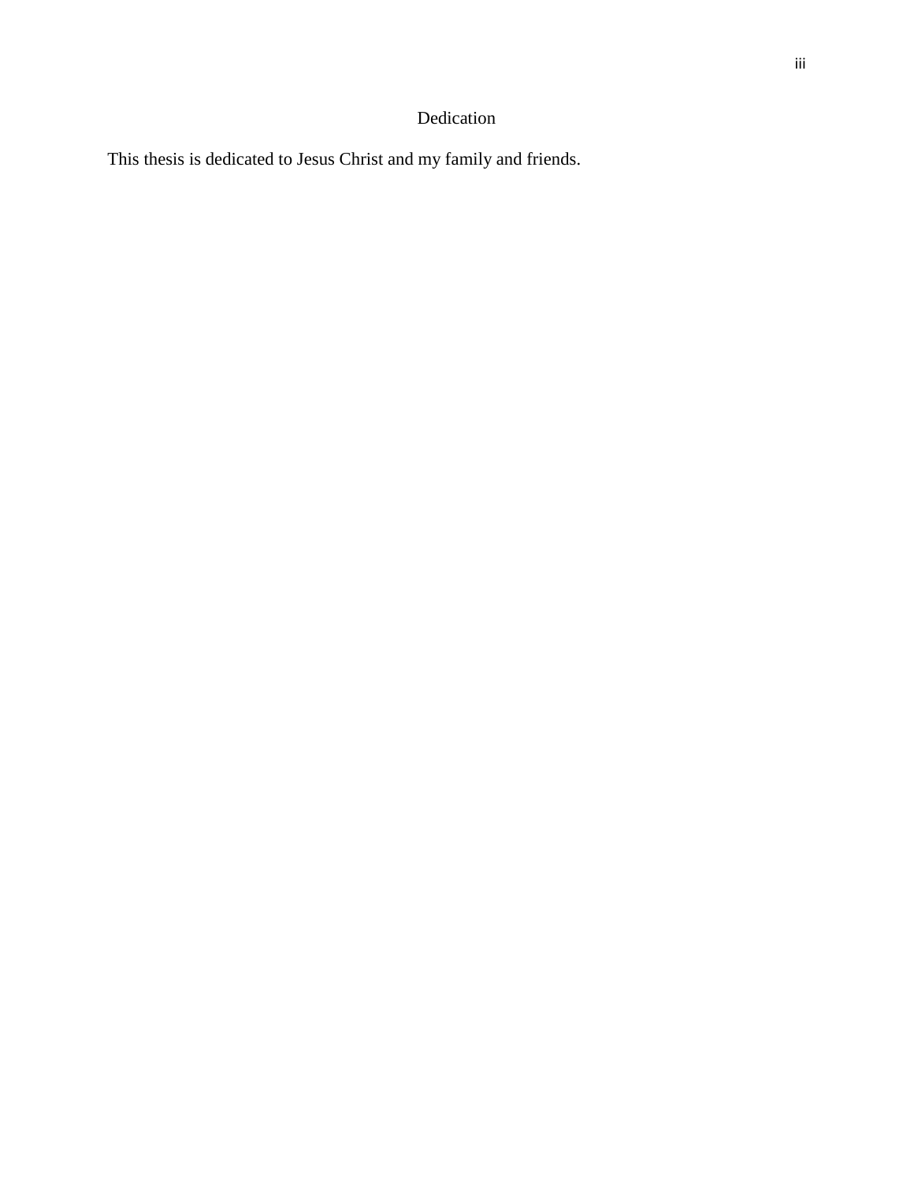# Dedication

This thesis is dedicated to Jesus Christ and my family and friends.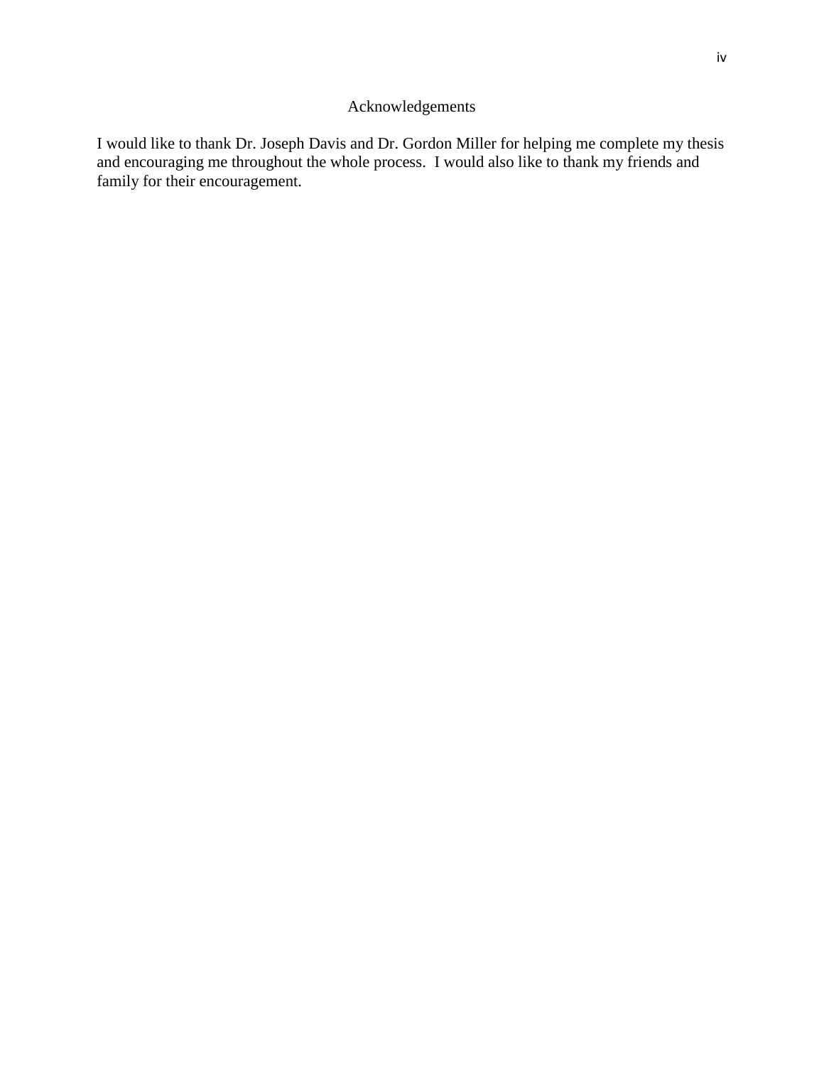# Acknowledgements

I would like to thank Dr. Joseph Davis and Dr. Gordon Miller for helping me complete my thesis and encouraging me throughout the whole process. I would also like to thank my friends and family for their encouragement.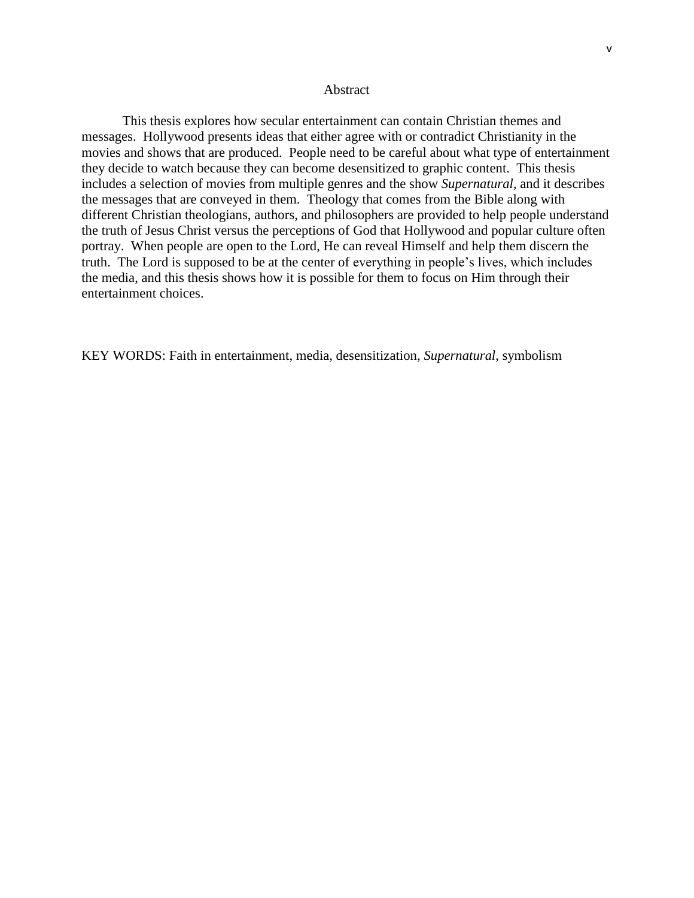# Abstract

This thesis explores how secular entertainment can contain Christian themes and messages.  Hollywood presents ideas that either agree with or contradict Christianity in the movies and shows that are produced.  People need to be careful about what type of entertainment they decide to watch because they can become desensitized to graphic content.  This thesis includes a selection of movies from multiple genres and the show *Supernatural*, and it describes the messages that are conveyed in them.  Theology that comes from the Bible along with different Christian theologians, authors, and philosophers are provided to help people understand the truth of Jesus Christ versus the perceptions of God that Hollywood and popular culture often portray.  When people are open to the Lord, He can reveal Himself and help them discern the truth.  The Lord is supposed to be at the center of everything in people's lives, which includes the media, and this thesis shows how it is possible for them to focus on Him through their entertainment choices.

KEY WORDS: Faith in entertainment, media, desensitization, *Supernatural*, symbolism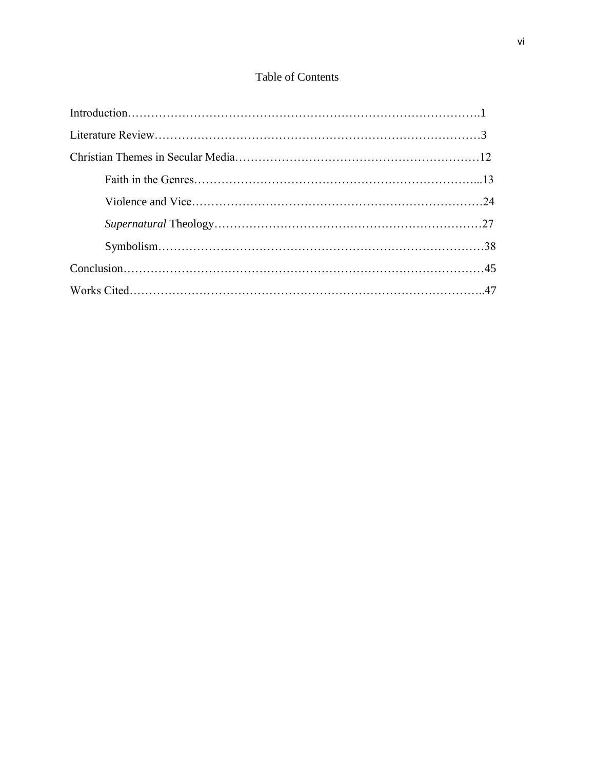# Table of Contents

Introduction……………………………………………………………………………….1

Literature Review…………………………………………………………………………3

Christian Themes in Secular Media………………………………………………………12

- Faith in the Genres………………………………………………………………...13
- Violence and Vice…………………………………………………………………24
- *Supernatural* Theology……………………………………………………………27
- Symbolism…………………………………………………………………………38

Conclusion…………………………………………………………………………………45

Works Cited………………………………………………………………………………..47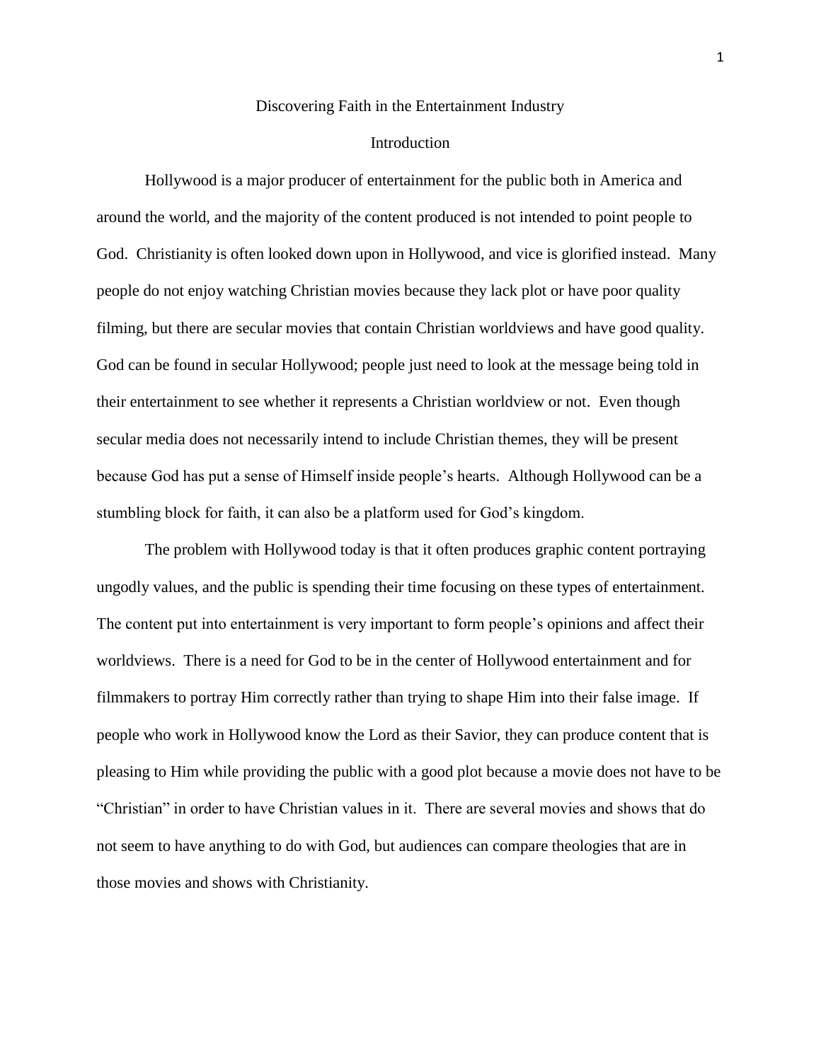# Discovering Faith in the Entertainment Industry

## Introduction

Hollywood is a major producer of entertainment for the public both in America and around the world, and the majority of the content produced is not intended to point people to God. Christianity is often looked down upon in Hollywood, and vice is glorified instead. Many people do not enjoy watching Christian movies because they lack plot or have poor quality filming, but there are secular movies that contain Christian worldviews and have good quality. God can be found in secular Hollywood; people just need to look at the message being told in their entertainment to see whether it represents a Christian worldview or not. Even though secular media does not necessarily intend to include Christian themes, they will be present because God has put a sense of Himself inside people's hearts. Although Hollywood can be a stumbling block for faith, it can also be a platform used for God's kingdom.

The problem with Hollywood today is that it often produces graphic content portraying ungodly values, and the public is spending their time focusing on these types of entertainment. The content put into entertainment is very important to form people's opinions and affect their worldviews. There is a need for God to be in the center of Hollywood entertainment and for filmmakers to portray Him correctly rather than trying to shape Him into their false image. If people who work in Hollywood know the Lord as their Savior, they can produce content that is pleasing to Him while providing the public with a good plot because a movie does not have to be "Christian" in order to have Christian values in it. There are several movies and shows that do not seem to have anything to do with God, but audiences can compare theologies that are in those movies and shows with Christianity.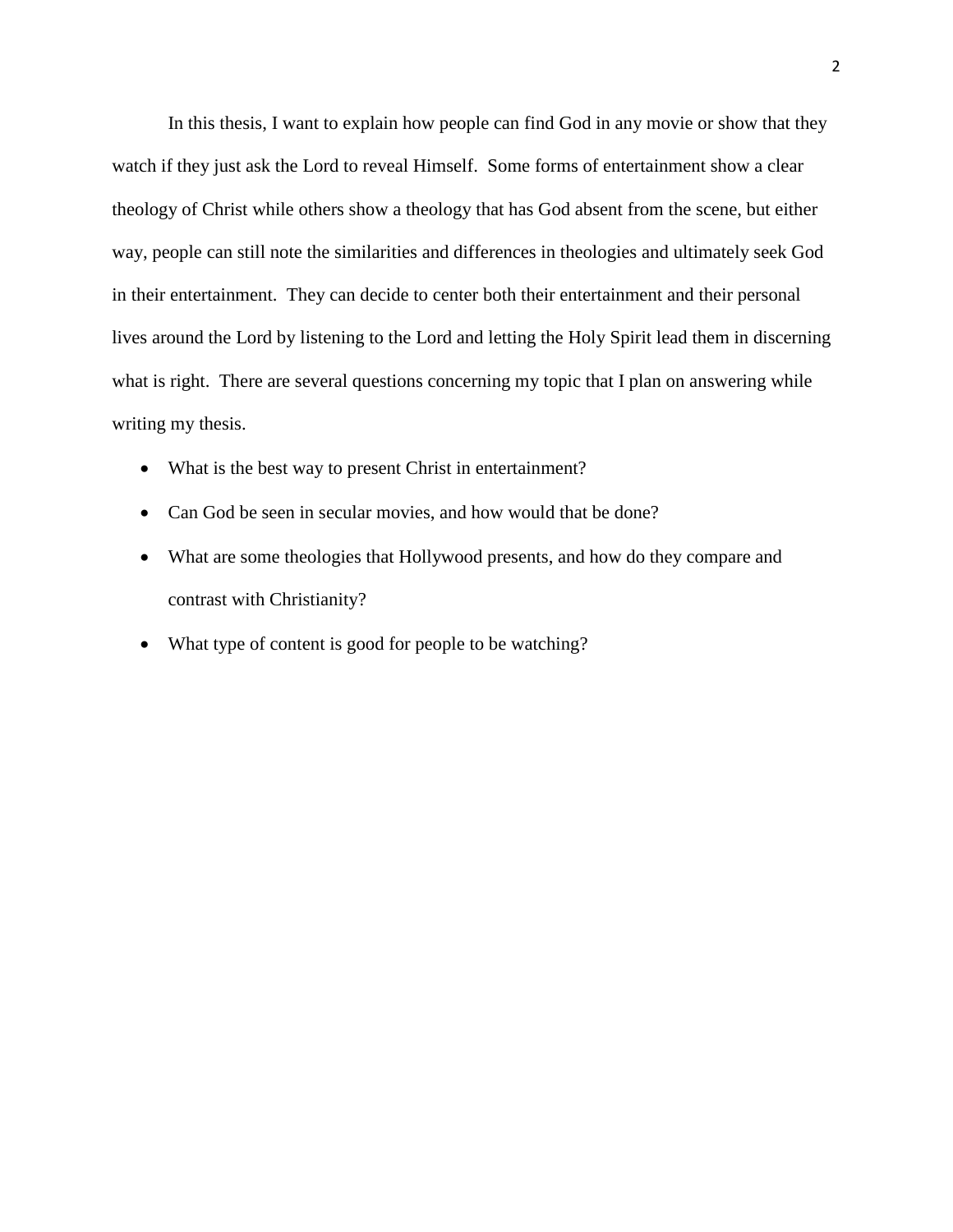In this thesis, I want to explain how people can find God in any movie or show that they watch if they just ask the Lord to reveal Himself. Some forms of entertainment show a clear theology of Christ while others show a theology that has God absent from the scene, but either way, people can still note the similarities and differences in theologies and ultimately seek God in their entertainment. They can decide to center both their entertainment and their personal lives around the Lord by listening to the Lord and letting the Holy Spirit lead them in discerning what is right. There are several questions concerning my topic that I plan on answering while writing my thesis.

- What is the best way to present Christ in entertainment?
- Can God be seen in secular movies, and how would that be done?
- What are some theologies that Hollywood presents, and how do they compare and contrast with Christianity?
- What type of content is good for people to be watching?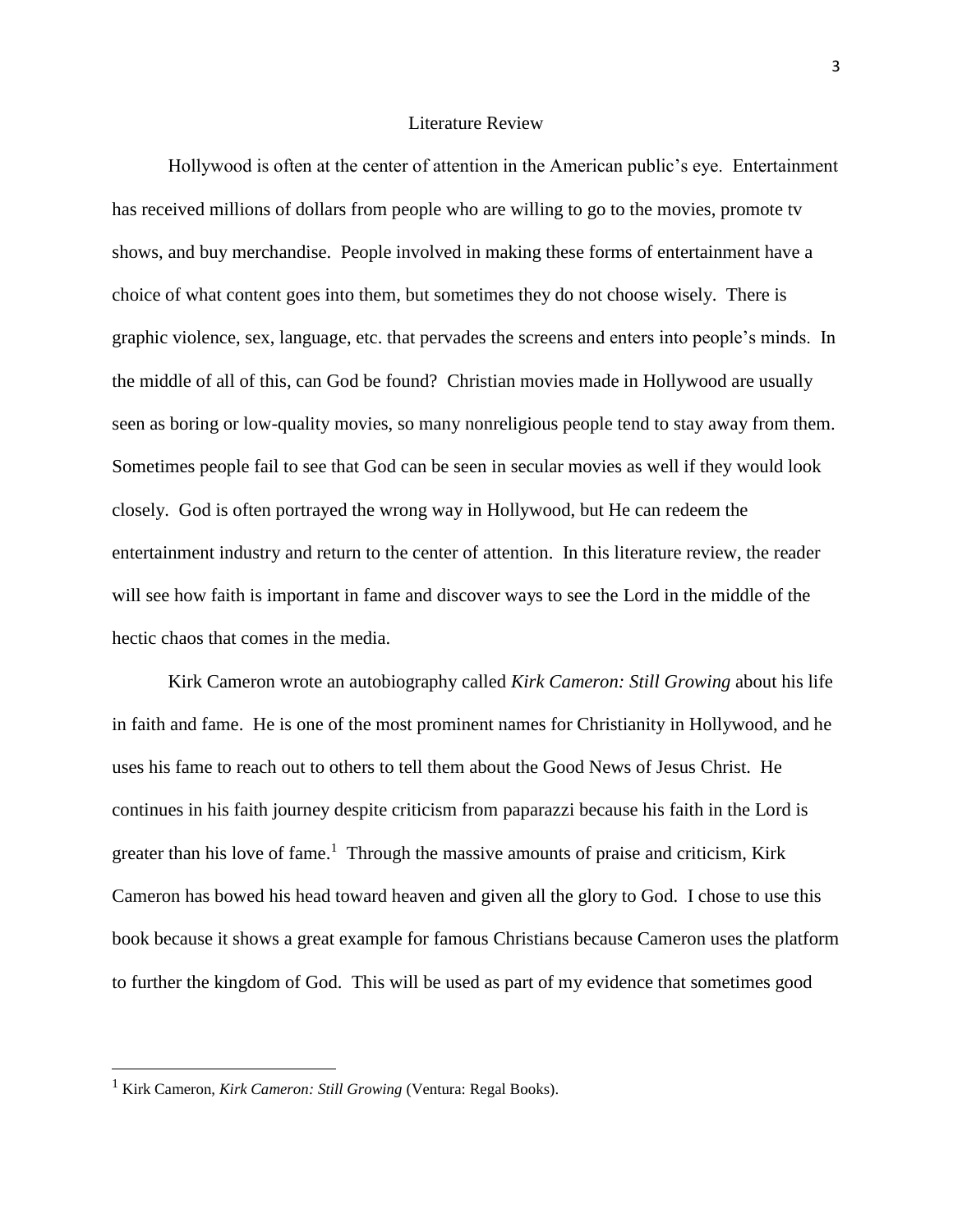# Literature Review

Hollywood is often at the center of attention in the American public's eye. Entertainment has received millions of dollars from people who are willing to go to the movies, promote tv shows, and buy merchandise. People involved in making these forms of entertainment have a choice of what content goes into them, but sometimes they do not choose wisely. There is graphic violence, sex, language, etc. that pervades the screens and enters into people's minds. In the middle of all of this, can God be found? Christian movies made in Hollywood are usually seen as boring or low-quality movies, so many nonreligious people tend to stay away from them. Sometimes people fail to see that God can be seen in secular movies as well if they would look closely. God is often portrayed the wrong way in Hollywood, but He can redeem the entertainment industry and return to the center of attention. In this literature review, the reader will see how faith is important in fame and discover ways to see the Lord in the middle of the hectic chaos that comes in the media.

Kirk Cameron wrote an autobiography called *Kirk Cameron: Still Growing* about his life in faith and fame. He is one of the most prominent names for Christianity in Hollywood, and he uses his fame to reach out to others to tell them about the Good News of Jesus Christ. He continues in his faith journey despite criticism from paparazzi because his faith in the Lord is greater than his love of fame.[1] Through the massive amounts of praise and criticism, Kirk Cameron has bowed his head toward heaven and given all the glory to God. I chose to use this book because it shows a great example for famous Christians because Cameron uses the platform to further the kingdom of God. This will be used as part of my evidence that sometimes good

---

[1] Kirk Cameron, *Kirk Cameron: Still Growing* (Ventura: Regal Books).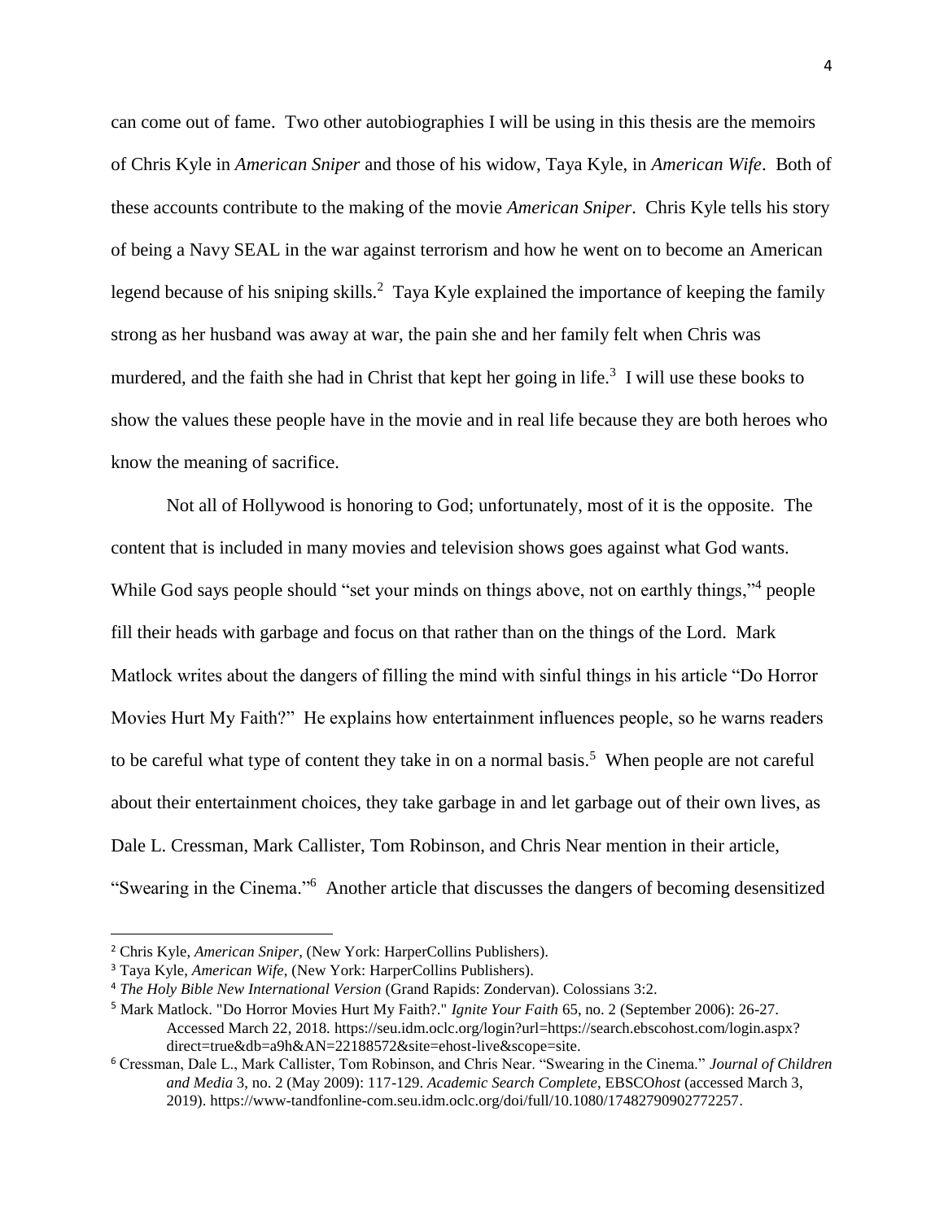can come out of fame. Two other autobiographies I will be using in this thesis are the memoirs of Chris Kyle in *American Sniper* and those of his widow, Taya Kyle, in *American Wife*. Both of these accounts contribute to the making of the movie *American Sniper*. Chris Kyle tells his story of being a Navy SEAL in the war against terrorism and how he went on to become an American legend because of his sniping skills.[2] Taya Kyle explained the importance of keeping the family strong as her husband was away at war, the pain she and her family felt when Chris was murdered, and the faith she had in Christ that kept her going in life.[3] I will use these books to show the values these people have in the movie and in real life because they are both heroes who know the meaning of sacrifice.

Not all of Hollywood is honoring to God; unfortunately, most of it is the opposite. The content that is included in many movies and television shows goes against what God wants. While God says people should "set your minds on things above, not on earthly things,"[4] people fill their heads with garbage and focus on that rather than on the things of the Lord. Mark Matlock writes about the dangers of filling the mind with sinful things in his article "Do Horror Movies Hurt My Faith?" He explains how entertainment influences people, so he warns readers to be careful what type of content they take in on a normal basis.[5] When people are not careful about their entertainment choices, they take garbage in and let garbage out of their own lives, as Dale L. Cressman, Mark Callister, Tom Robinson, and Chris Near mention in their article, "Swearing in the Cinema."[6] Another article that discusses the dangers of becoming desensitized

---

[2] Chris Kyle, *American Sniper*, (New York: HarperCollins Publishers).

[3] Taya Kyle, *American Wife*, (New York: HarperCollins Publishers).

[4] *The Holy Bible New International Version* (Grand Rapids: Zondervan). Colossians 3:2.

[5] Mark Matlock. "Do Horror Movies Hurt My Faith?." *Ignite Your Faith* 65, no. 2 (September 2006): 26-27. Accessed March 22, 2018. https://seu.idm.oclc.org/login?url=https://search.ebscohost.com/login.aspx?direct=true&db=a9h&AN=22188572&site=ehost-live&scope=site.

[6] Cressman, Dale L., Mark Callister, Tom Robinson, and Chris Near. "Swearing in the Cinema." *Journal of Children and Media* 3, no. 2 (May 2009): 117-129. *Academic Search Complete*, EBSCO*host* (accessed March 3, 2019). https://www-tandfonline-com.seu.idm.oclc.org/doi/full/10.1080/17482790902772257.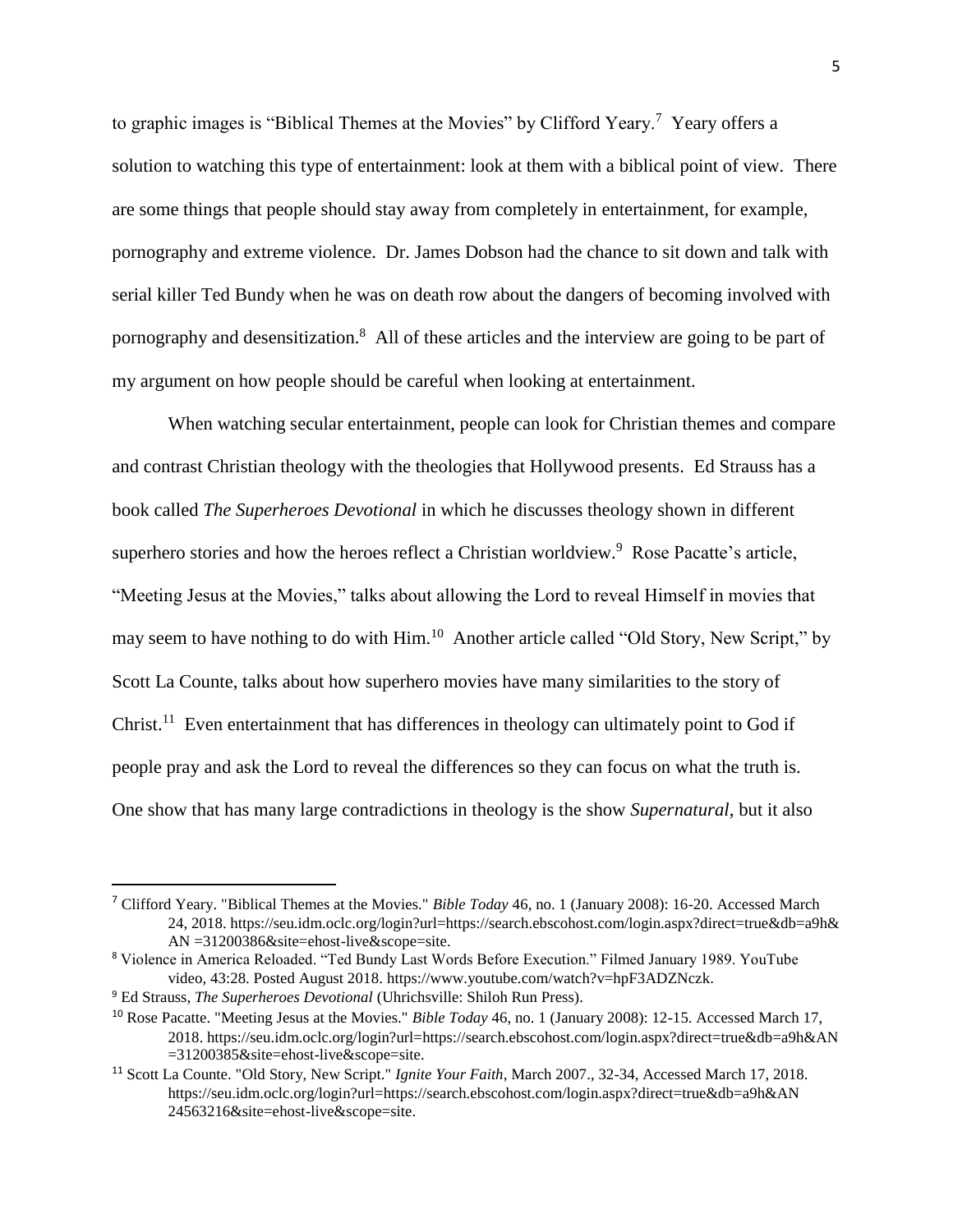to graphic images is "Biblical Themes at the Movies" by Clifford Yeary.[7] Yeary offers a solution to watching this type of entertainment: look at them with a biblical point of view. There are some things that people should stay away from completely in entertainment, for example, pornography and extreme violence. Dr. James Dobson had the chance to sit down and talk with serial killer Ted Bundy when he was on death row about the dangers of becoming involved with pornography and desensitization.[8] All of these articles and the interview are going to be part of my argument on how people should be careful when looking at entertainment.

When watching secular entertainment, people can look for Christian themes and compare and contrast Christian theology with the theologies that Hollywood presents. Ed Strauss has a book called *The Superheroes Devotional* in which he discusses theology shown in different superhero stories and how the heroes reflect a Christian worldview.[9] Rose Pacatte's article, "Meeting Jesus at the Movies," talks about allowing the Lord to reveal Himself in movies that may seem to have nothing to do with Him.[10] Another article called "Old Story, New Script," by Scott La Counte, talks about how superhero movies have many similarities to the story of Christ.[11] Even entertainment that has differences in theology can ultimately point to God if people pray and ask the Lord to reveal the differences so they can focus on what the truth is. One show that has many large contradictions in theology is the show *Supernatural*, but it also

---

[7] Clifford Yeary. "Biblical Themes at the Movies." *Bible Today* 46, no. 1 (January 2008): 16-20. Accessed March 24, 2018. https://seu.idm.oclc.org/login?url=https://search.ebscohost.com/login.aspx?direct=true&db=a9h&AN =31200386&site=ehost-live&scope=site.

[8] Violence in America Reloaded. "Ted Bundy Last Words Before Execution." Filmed January 1989. YouTube video, 43:28. Posted August 2018. https://www.youtube.com/watch?v=hpF3ADZNczk.

[9] Ed Strauss, *The Superheroes Devotional* (Uhrichsville: Shiloh Run Press).

[10] Rose Pacatte. "Meeting Jesus at the Movies." *Bible Today* 46, no. 1 (January 2008): 12-15. Accessed March 17, 2018. https://seu.idm.oclc.org/login?url=https://search.ebscohost.com/login.aspx?direct=true&db=a9h&AN =31200385&site=ehost-live&scope=site.

[11] Scott La Counte. "Old Story, New Script." *Ignite Your Faith*, March 2007., 32-34, Accessed March 17, 2018. https://seu.idm.oclc.org/login?url=https://search.ebscohost.com/login.aspx?direct=true&db=a9h&AN 24563216&site=ehost-live&scope=site.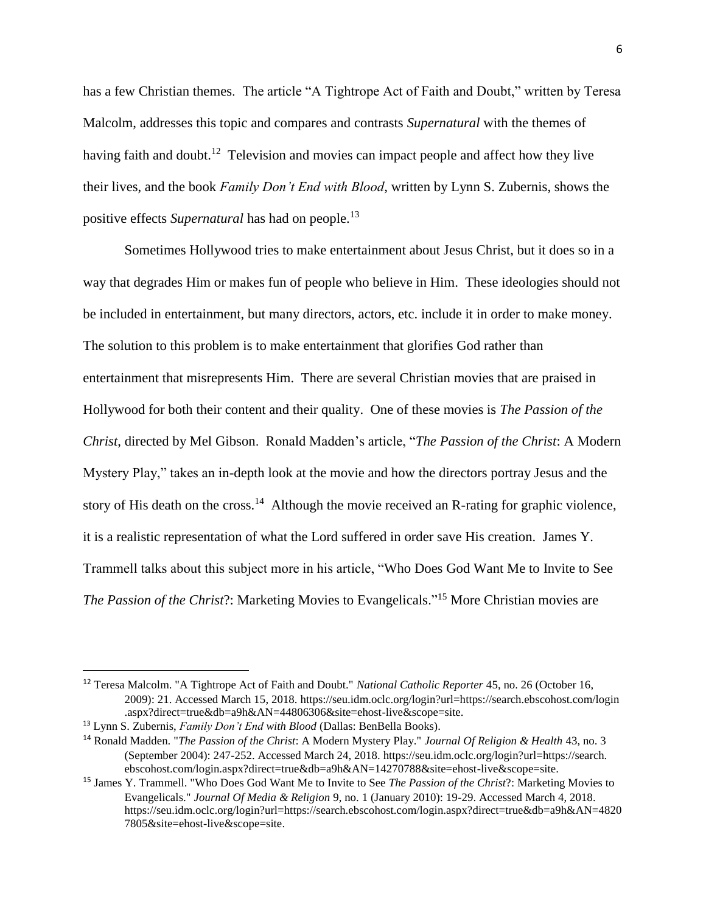has a few Christian themes. The article "A Tightrope Act of Faith and Doubt," written by Teresa Malcolm, addresses this topic and compares and contrasts *Supernatural* with the themes of having faith and doubt.[12] Television and movies can impact people and affect how they live their lives, and the book *Family Don't End with Blood*, written by Lynn S. Zubernis, shows the positive effects *Supernatural* has had on people.[13]

Sometimes Hollywood tries to make entertainment about Jesus Christ, but it does so in a way that degrades Him or makes fun of people who believe in Him. These ideologies should not be included in entertainment, but many directors, actors, etc. include it in order to make money. The solution to this problem is to make entertainment that glorifies God rather than entertainment that misrepresents Him. There are several Christian movies that are praised in Hollywood for both their content and their quality. One of these movies is *The Passion of the Christ*, directed by Mel Gibson. Ronald Madden's article, "*The Passion of the Christ*: A Modern Mystery Play," takes an in-depth look at the movie and how the directors portray Jesus and the story of His death on the cross.[14] Although the movie received an R-rating for graphic violence, it is a realistic representation of what the Lord suffered in order save His creation. James Y. Trammell talks about this subject more in his article, "Who Does God Want Me to Invite to See *The Passion of the Christ*?: Marketing Movies to Evangelicals."[15] More Christian movies are

---

[12] Teresa Malcolm. "A Tightrope Act of Faith and Doubt." *National Catholic Reporter* 45, no. 26 (October 16, 2009): 21. Accessed March 15, 2018. https://seu.idm.oclc.org/login?url=https://search.ebscohost.com/login.aspx?direct=true&db=a9h&AN=44806306&site=ehost-live&scope=site.

[13] Lynn S. Zubernis, *Family Don't End with Blood* (Dallas: BenBella Books).

[14] Ronald Madden. "*The Passion of the Christ*: A Modern Mystery Play." *Journal Of Religion & Health* 43, no. 3 (September 2004): 247-252. Accessed March 24, 2018. https://seu.idm.oclc.org/login?url=https://search.ebscohost.com/login.aspx?direct=true&db=a9h&AN=14270788&site=ehost-live&scope=site.

[15] James Y. Trammell. "Who Does God Want Me to Invite to See *The Passion of the Christ*?: Marketing Movies to Evangelicals." *Journal Of Media & Religion* 9, no. 1 (January 2010): 19-29. Accessed March 4, 2018. https://seu.idm.oclc.org/login?url=https://search.ebscohost.com/login.aspx?direct=true&db=a9h&AN=48207805&site=ehost-live&scope=site.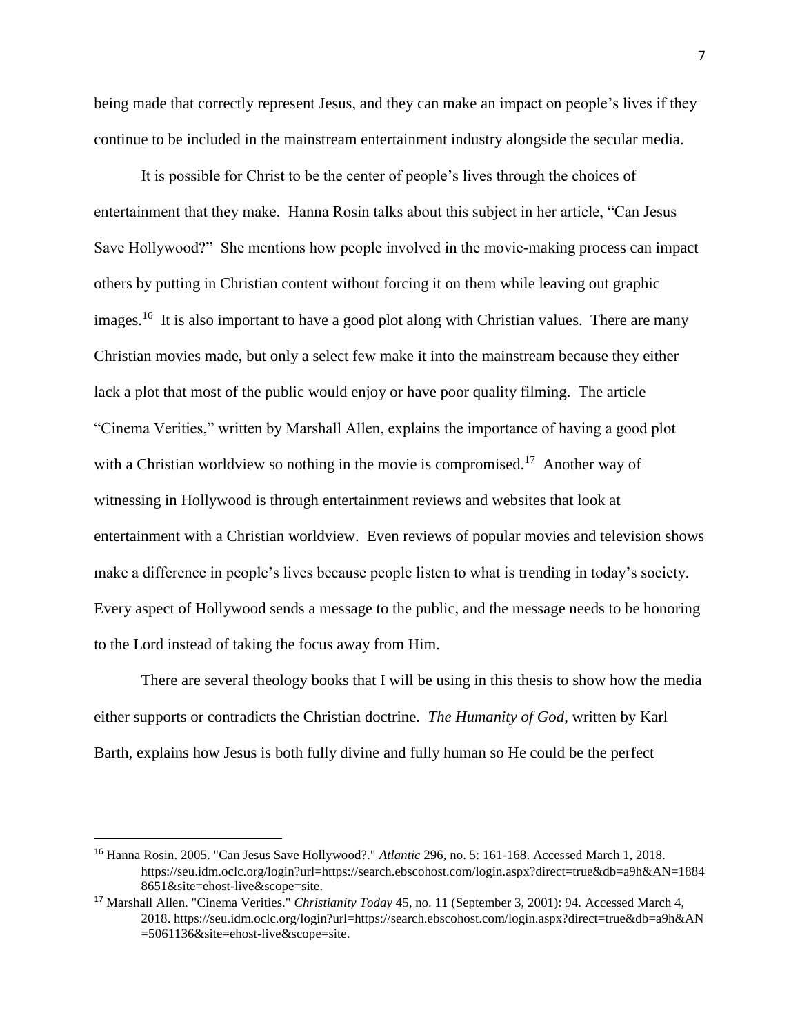being made that correctly represent Jesus, and they can make an impact on people's lives if they continue to be included in the mainstream entertainment industry alongside the secular media.

It is possible for Christ to be the center of people's lives through the choices of entertainment that they make. Hanna Rosin talks about this subject in her article, "Can Jesus Save Hollywood?" She mentions how people involved in the movie-making process can impact others by putting in Christian content without forcing it on them while leaving out graphic images.[16] It is also important to have a good plot along with Christian values. There are many Christian movies made, but only a select few make it into the mainstream because they either lack a plot that most of the public would enjoy or have poor quality filming. The article "Cinema Verities," written by Marshall Allen, explains the importance of having a good plot with a Christian worldview so nothing in the movie is compromised.[17] Another way of witnessing in Hollywood is through entertainment reviews and websites that look at entertainment with a Christian worldview. Even reviews of popular movies and television shows make a difference in people's lives because people listen to what is trending in today's society. Every aspect of Hollywood sends a message to the public, and the message needs to be honoring to the Lord instead of taking the focus away from Him.

There are several theology books that I will be using in this thesis to show how the media either supports or contradicts the Christian doctrine. *The Humanity of God*, written by Karl Barth, explains how Jesus is both fully divine and fully human so He could be the perfect

---

[16] Hanna Rosin. 2005. "Can Jesus Save Hollywood?." *Atlantic* 296, no. 5: 161-168. Accessed March 1, 2018. https://seu.idm.oclc.org/login?url=https://search.ebscohost.com/login.aspx?direct=true&db=a9h&AN=18848651&site=ehost-live&scope=site.

[17] Marshall Allen. "Cinema Verities." *Christianity Today* 45, no. 11 (September 3, 2001): 94. Accessed March 4, 2018. https://seu.idm.oclc.org/login?url=https://search.ebscohost.com/login.aspx?direct=true&db=a9h&AN=5061136&site=ehost-live&scope=site.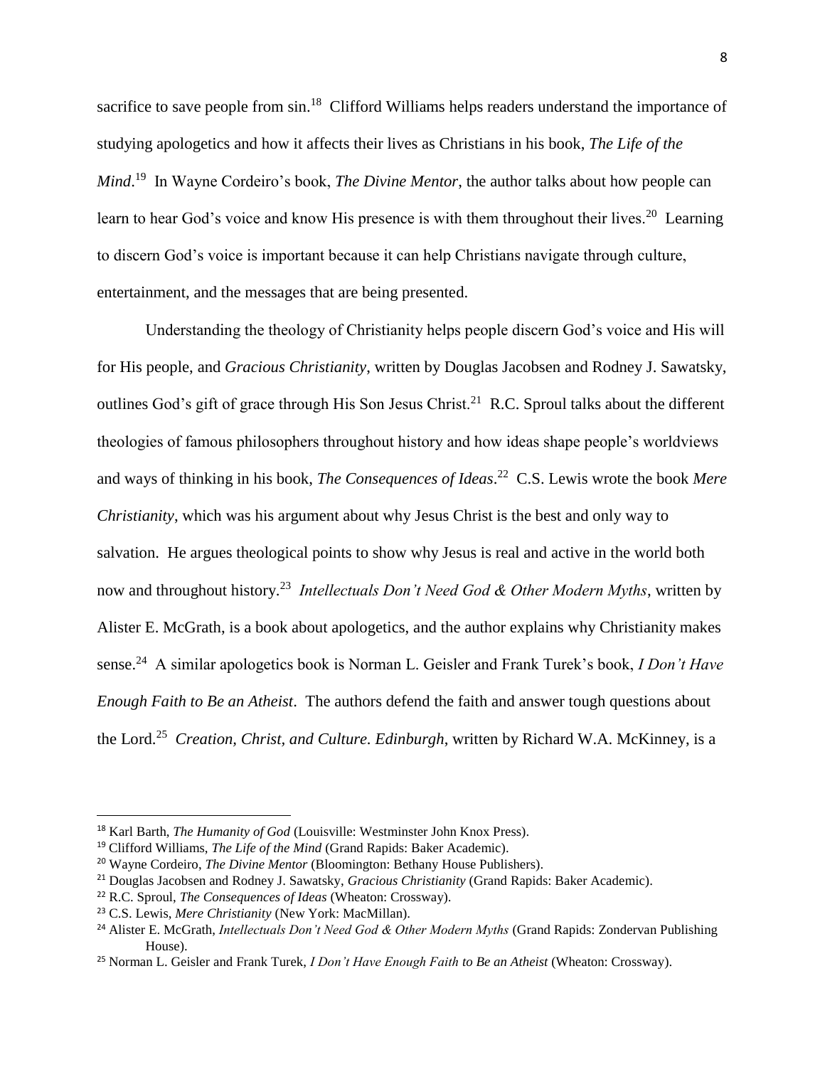sacrifice to save people from sin.[18] Clifford Williams helps readers understand the importance of studying apologetics and how it affects their lives as Christians in his book, *The Life of the Mind*.[19] In Wayne Cordeiro's book, *The Divine Mentor*, the author talks about how people can learn to hear God's voice and know His presence is with them throughout their lives.[20] Learning to discern God's voice is important because it can help Christians navigate through culture, entertainment, and the messages that are being presented.

Understanding the theology of Christianity helps people discern God's voice and His will for His people, and *Gracious Christianity*, written by Douglas Jacobsen and Rodney J. Sawatsky, outlines God's gift of grace through His Son Jesus Christ.[21] R.C. Sproul talks about the different theologies of famous philosophers throughout history and how ideas shape people's worldviews and ways of thinking in his book, *The Consequences of Ideas*.[22] C.S. Lewis wrote the book *Mere Christianity*, which was his argument about why Jesus Christ is the best and only way to salvation. He argues theological points to show why Jesus is real and active in the world both now and throughout history.[23] *Intellectuals Don't Need God & Other Modern Myths*, written by Alister E. McGrath, is a book about apologetics, and the author explains why Christianity makes sense.[24] A similar apologetics book is Norman L. Geisler and Frank Turek's book, *I Don't Have Enough Faith to Be an Atheist*. The authors defend the faith and answer tough questions about the Lord.[25] *Creation, Christ, and Culture. Edinburgh*, written by Richard W.A. McKinney, is a

---

[18] Karl Barth, *The Humanity of God* (Louisville: Westminster John Knox Press).

[19] Clifford Williams, *The Life of the Mind* (Grand Rapids: Baker Academic).

[20] Wayne Cordeiro, *The Divine Mentor* (Bloomington: Bethany House Publishers).

[21] Douglas Jacobsen and Rodney J. Sawatsky, *Gracious Christianity* (Grand Rapids: Baker Academic).

[22] R.C. Sproul, *The Consequences of Ideas* (Wheaton: Crossway).

[23] C.S. Lewis, *Mere Christianity* (New York: MacMillan).

[24] Alister E. McGrath, *Intellectuals Don't Need God & Other Modern Myths* (Grand Rapids: Zondervan Publishing House).

[25] Norman L. Geisler and Frank Turek, *I Don't Have Enough Faith to Be an Atheist* (Wheaton: Crossway).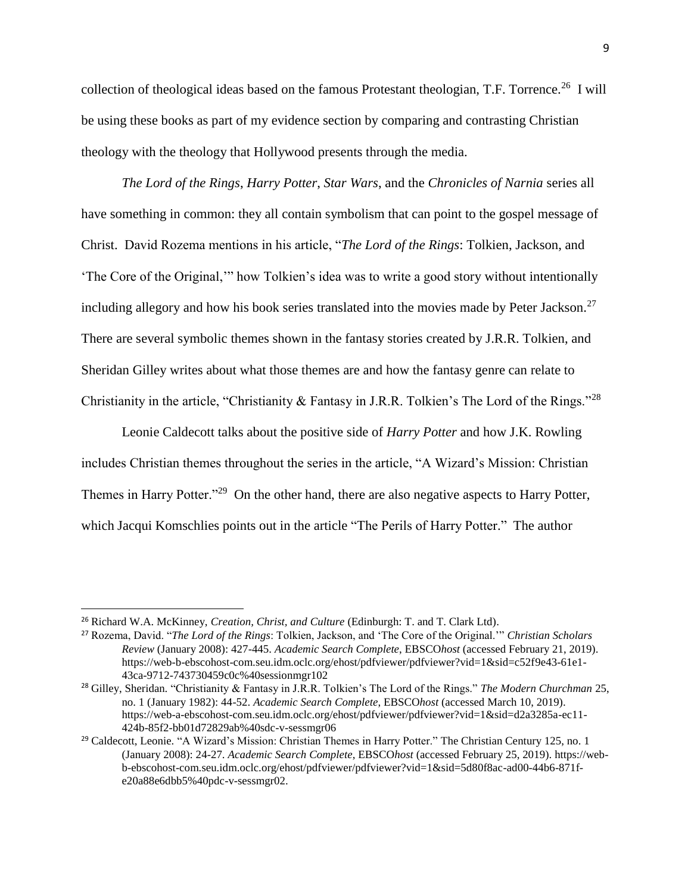collection of theological ideas based on the famous Protestant theologian, T.F. Torrence.[26] I will be using these books as part of my evidence section by comparing and contrasting Christian theology with the theology that Hollywood presents through the media.

*The Lord of the Rings*, *Harry Potter*, *Star Wars*, and the *Chronicles of Narnia* series all have something in common: they all contain symbolism that can point to the gospel message of Christ. David Rozema mentions in his article, "*The Lord of the Rings*: Tolkien, Jackson, and 'The Core of the Original,'" how Tolkien's idea was to write a good story without intentionally including allegory and how his book series translated into the movies made by Peter Jackson.[27] There are several symbolic themes shown in the fantasy stories created by J.R.R. Tolkien, and Sheridan Gilley writes about what those themes are and how the fantasy genre can relate to Christianity in the article, "Christianity & Fantasy in J.R.R. Tolkien's The Lord of the Rings."[28]

Leonie Caldecott talks about the positive side of *Harry Potter* and how J.K. Rowling includes Christian themes throughout the series in the article, "A Wizard's Mission: Christian Themes in Harry Potter."[29] On the other hand, there are also negative aspects to Harry Potter, which Jacqui Komschlies points out in the article "The Perils of Harry Potter." The author

---

[26] Richard W.A. McKinney, *Creation, Christ, and Culture* (Edinburgh: T. and T. Clark Ltd).

[27] Rozema, David. "*The Lord of the Rings*: Tolkien, Jackson, and 'The Core of the Original.'" *Christian Scholars Review* (January 2008): 427-445. *Academic Search Complete*, EBSCO*host* (accessed February 21, 2019). https://web-b-ebscohost-com.seu.idm.oclc.org/ehost/pdfviewer/pdfviewer?vid=1&sid=c52f9e43-61e1-43ca-9712-743730459c0c%40sessionmgr102

[28] Gilley, Sheridan. "Christianity & Fantasy in J.R.R. Tolkien's The Lord of the Rings." *The Modern Churchman* 25, no. 1 (January 1982): 44-52. *Academic Search Complete*, EBSCO*host* (accessed March 10, 2019). https://web-a-ebscohost-com.seu.idm.oclc.org/ehost/pdfviewer/pdfviewer?vid=1&sid=d2a3285a-ec11-424b-85f2-bb01d72829ab%40sdc-v-sessmgr06

[29] Caldecott, Leonie. "A Wizard's Mission: Christian Themes in Harry Potter." The Christian Century 125, no. 1 (January 2008): 24-27. *Academic Search Complete*, EBSCO*host* (accessed February 25, 2019). https://web-b-ebscohost-com.seu.idm.oclc.org/ehost/pdfviewer/pdfviewer?vid=1&sid=5d80f8ac-ad00-44b6-871f-e20a88e6dbb5%40pdc-v-sessmgr02.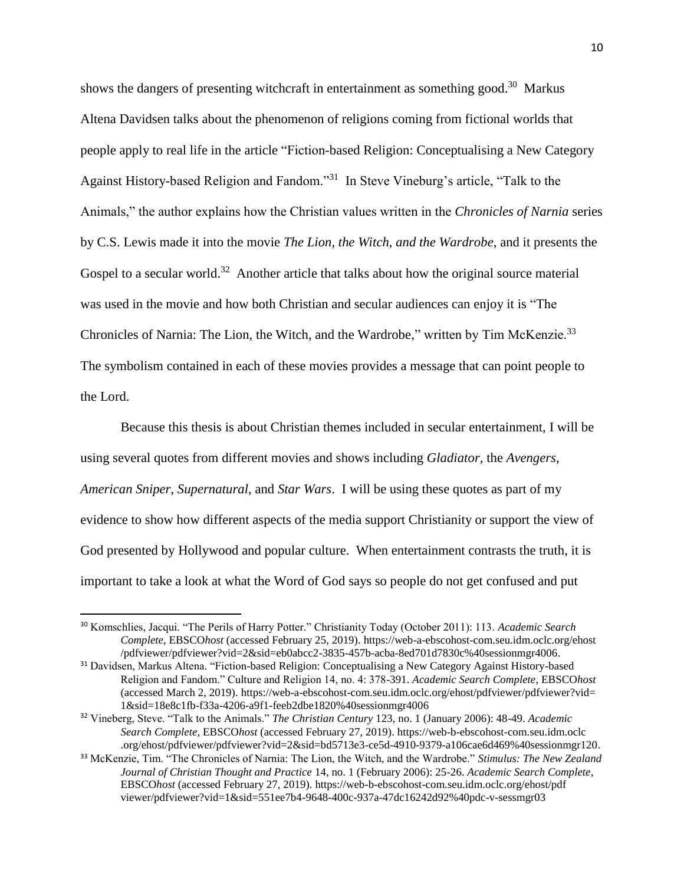shows the dangers of presenting witchcraft in entertainment as something good.[30] Markus Altena Davidsen talks about the phenomenon of religions coming from fictional worlds that people apply to real life in the article "Fiction-based Religion: Conceptualising a New Category Against History-based Religion and Fandom."[31] In Steve Vineburg's article, "Talk to the Animals," the author explains how the Christian values written in the *Chronicles of Narnia* series by C.S. Lewis made it into the movie *The Lion, the Witch, and the Wardrobe*, and it presents the Gospel to a secular world.[32] Another article that talks about how the original source material was used in the movie and how both Christian and secular audiences can enjoy it is "The Chronicles of Narnia: The Lion, the Witch, and the Wardrobe," written by Tim McKenzie.[33] The symbolism contained in each of these movies provides a message that can point people to the Lord.

Because this thesis is about Christian themes included in secular entertainment, I will be using several quotes from different movies and shows including *Gladiator*, the *Avengers*, *American Sniper*, *Supernatural*, and *Star Wars*. I will be using these quotes as part of my evidence to show how different aspects of the media support Christianity or support the view of God presented by Hollywood and popular culture. When entertainment contrasts the truth, it is important to take a look at what the Word of God says so people do not get confused and put

---

[30] Komschlies, Jacqui. "The Perils of Harry Potter." Christianity Today (October 2011): 113. *Academic Search Complete*, EBSCO*host* (accessed February 25, 2019). https://web-a-ebscohost-com.seu.idm.oclc.org/ehost/pdfviewer/pdfviewer?vid=2&sid=eb0abcc2-3835-457b-acba-8ed701d7830c%40sessionmgr4006.

[31] Davidsen, Markus Altena. "Fiction-based Religion: Conceptualising a New Category Against History-based Religion and Fandom." Culture and Religion 14, no. 4: 378-391. *Academic Search Complete*, EBSCO*host* (accessed March 2, 2019). https://web-a-ebscohost-com.seu.idm.oclc.org/ehost/pdfviewer/pdfviewer?vid=1&sid=18e8c1fb-f33a-4206-a9f1-feeb2dbe1820%40sessionmgr4006

[32] Vineberg, Steve. "Talk to the Animals." *The Christian Century* 123, no. 1 (January 2006): 48-49. *Academic Search Complete*, EBSCO*host* (accessed February 27, 2019). https://web-b-ebscohost-com.seu.idm.oclc.org/ehost/pdfviewer/pdfviewer?vid=2&sid=bd5713e3-ce5d-4910-9379-a106cae6d469%40sessionmgr120.

[33] McKenzie, Tim. "The Chronicles of Narnia: The Lion, the Witch, and the Wardrobe." *Stimulus: The New Zealand Journal of Christian Thought and Practice* 14, no. 1 (February 2006): 25-26. *Academic Search Complete*, EBSCO*host* (accessed February 27, 2019). https://web-b-ebscohost-com.seu.idm.oclc.org/ehost/pdfviewer/pdfviewer?vid=1&sid=551ee7b4-9648-400c-937a-47dc16242d92%40pdc-v-sessmgr03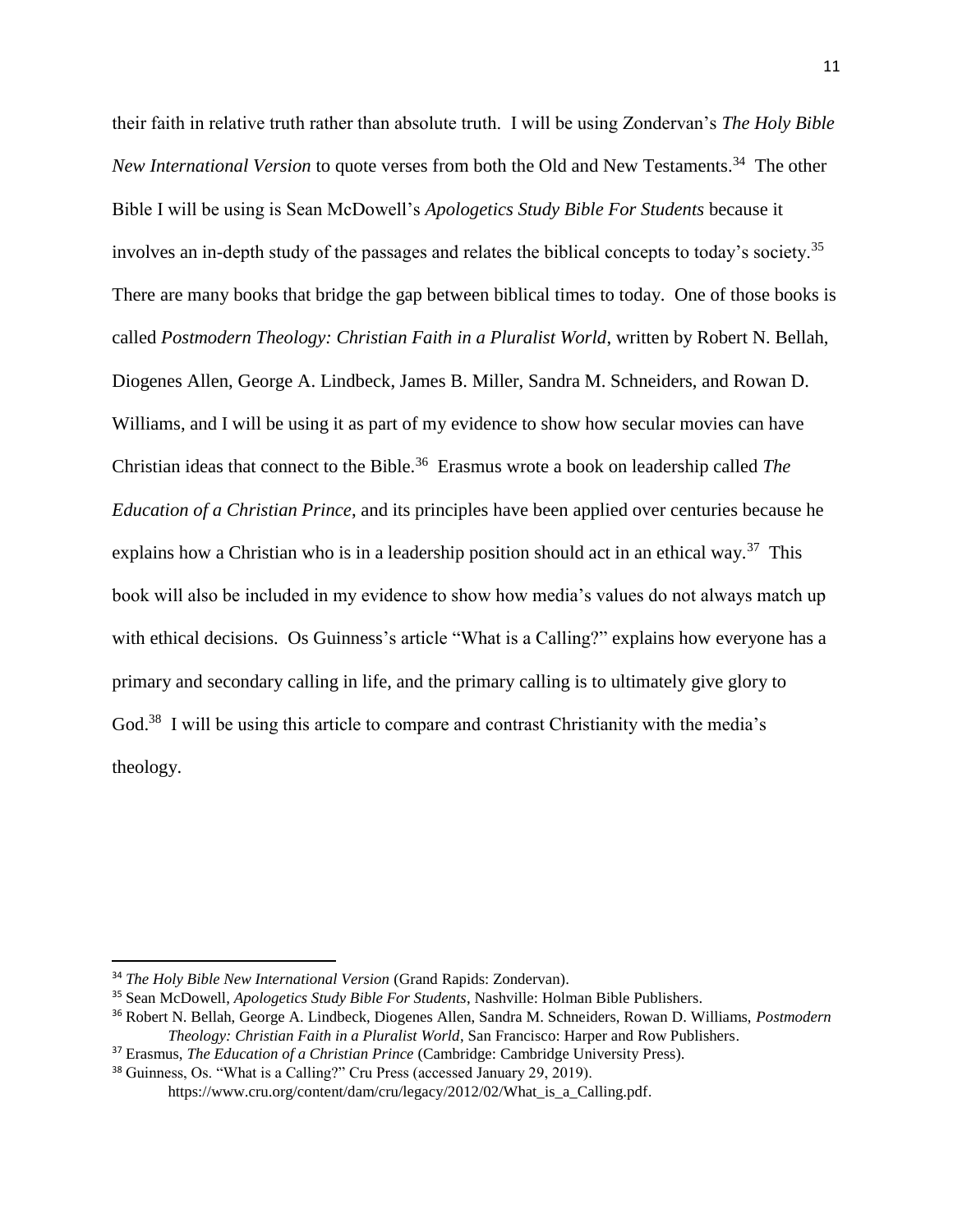their faith in relative truth rather than absolute truth. I will be using Zondervan's *The Holy Bible New International Version* to quote verses from both the Old and New Testaments.[34] The other Bible I will be using is Sean McDowell's *Apologetics Study Bible For Students* because it involves an in-depth study of the passages and relates the biblical concepts to today's society.[35] There are many books that bridge the gap between biblical times to today. One of those books is called *Postmodern Theology: Christian Faith in a Pluralist World*, written by Robert N. Bellah, Diogenes Allen, George A. Lindbeck, James B. Miller, Sandra M. Schneiders, and Rowan D. Williams, and I will be using it as part of my evidence to show how secular movies can have Christian ideas that connect to the Bible.[36] Erasmus wrote a book on leadership called *The Education of a Christian Prince*, and its principles have been applied over centuries because he explains how a Christian who is in a leadership position should act in an ethical way.[37] This book will also be included in my evidence to show how media's values do not always match up with ethical decisions. Os Guinness's article "What is a Calling?" explains how everyone has a primary and secondary calling in life, and the primary calling is to ultimately give glory to God.[38] I will be using this article to compare and contrast Christianity with the media's theology.

---

[34] *The Holy Bible New International Version* (Grand Rapids: Zondervan).

[35] Sean McDowell, *Apologetics Study Bible For Students*, Nashville: Holman Bible Publishers.

[36] Robert N. Bellah, George A. Lindbeck, Diogenes Allen, Sandra M. Schneiders, Rowan D. Williams, *Postmodern Theology: Christian Faith in a Pluralist World*, San Francisco: Harper and Row Publishers.

[37] Erasmus, *The Education of a Christian Prince* (Cambridge: Cambridge University Press).

[38] Guinness, Os. "What is a Calling?" Cru Press (accessed January 29, 2019). https://www.cru.org/content/dam/cru/legacy/2012/02/What_is_a_Calling.pdf.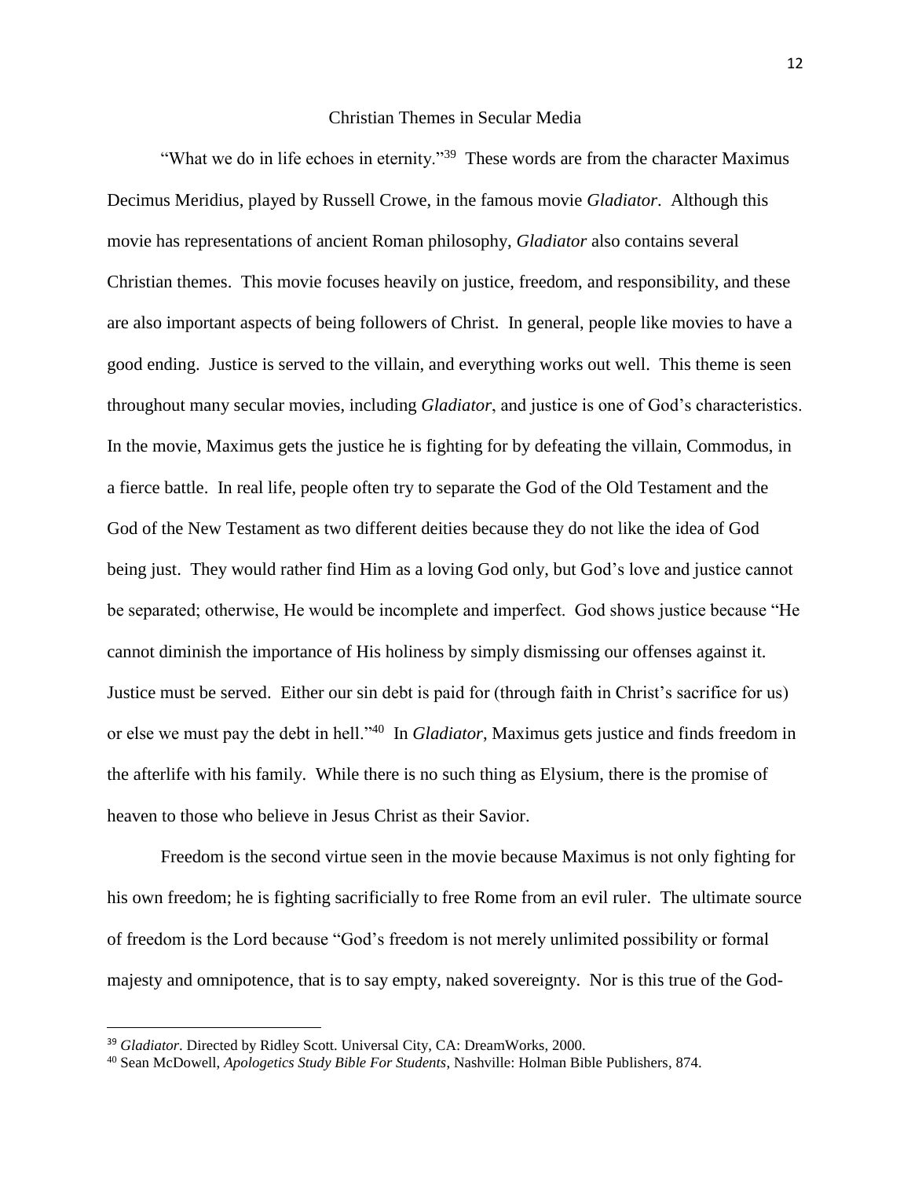## Christian Themes in Secular Media

"What we do in life echoes in eternity."[39] These words are from the character Maximus Decimus Meridius, played by Russell Crowe, in the famous movie *Gladiator*. Although this movie has representations of ancient Roman philosophy, *Gladiator* also contains several Christian themes. This movie focuses heavily on justice, freedom, and responsibility, and these are also important aspects of being followers of Christ. In general, people like movies to have a good ending. Justice is served to the villain, and everything works out well. This theme is seen throughout many secular movies, including *Gladiator*, and justice is one of God's characteristics. In the movie, Maximus gets the justice he is fighting for by defeating the villain, Commodus, in a fierce battle. In real life, people often try to separate the God of the Old Testament and the God of the New Testament as two different deities because they do not like the idea of God being just. They would rather find Him as a loving God only, but God's love and justice cannot be separated; otherwise, He would be incomplete and imperfect. God shows justice because "He cannot diminish the importance of His holiness by simply dismissing our offenses against it. Justice must be served. Either our sin debt is paid for (through faith in Christ's sacrifice for us) or else we must pay the debt in hell."[40] In *Gladiator*, Maximus gets justice and finds freedom in the afterlife with his family. While there is no such thing as Elysium, there is the promise of heaven to those who believe in Jesus Christ as their Savior.

Freedom is the second virtue seen in the movie because Maximus is not only fighting for his own freedom; he is fighting sacrificially to free Rome from an evil ruler. The ultimate source of freedom is the Lord because "God's freedom is not merely unlimited possibility or formal majesty and omnipotence, that is to say empty, naked sovereignty. Nor is this true of the God-

---

[39] *Gladiator*. Directed by Ridley Scott. Universal City, CA: DreamWorks, 2000.

[40] Sean McDowell, *Apologetics Study Bible For Students*, Nashville: Holman Bible Publishers, 874.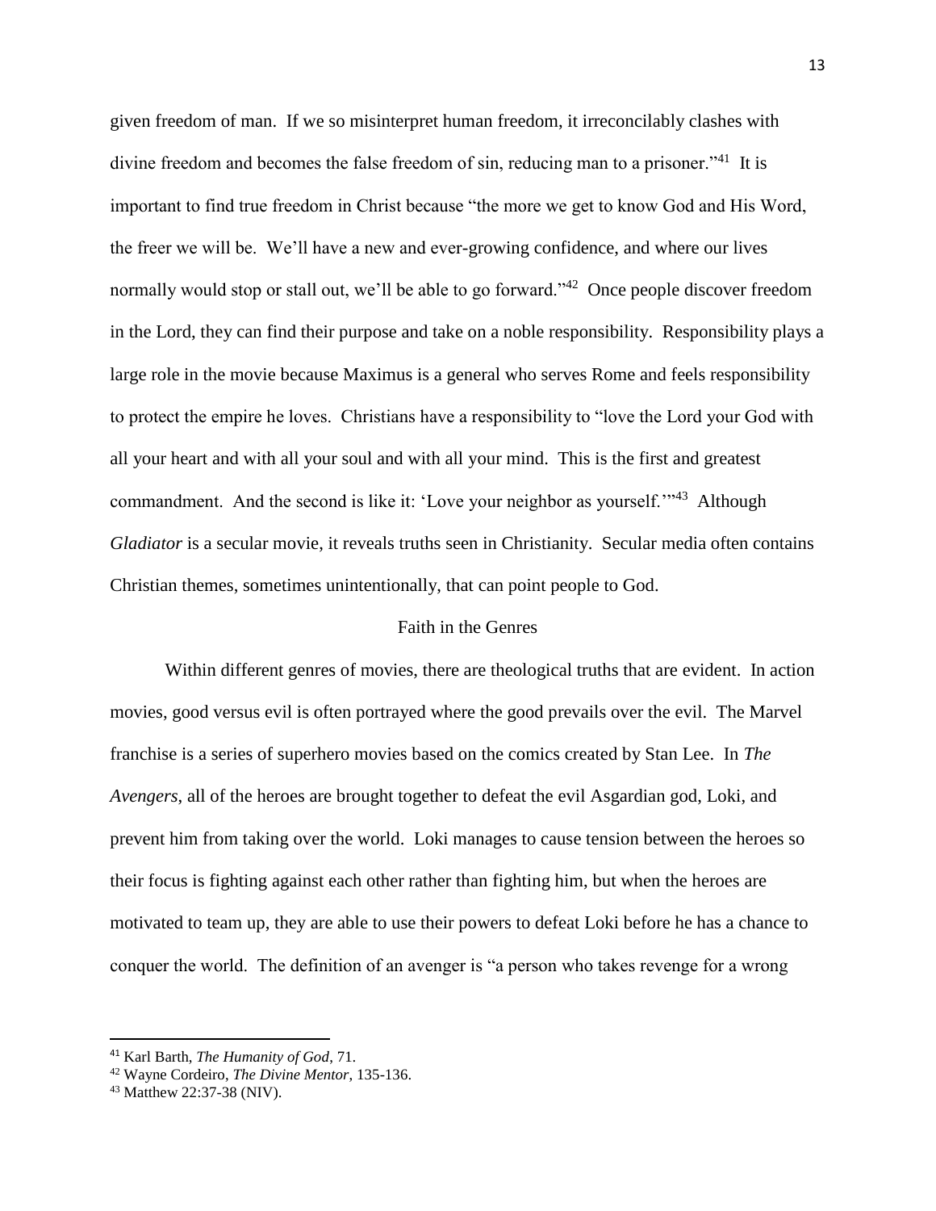given freedom of man. If we so misinterpret human freedom, it irreconcilably clashes with divine freedom and becomes the false freedom of sin, reducing man to a prisoner."[41] It is important to find true freedom in Christ because "the more we get to know God and His Word, the freer we will be. We'll have a new and ever-growing confidence, and where our lives normally would stop or stall out, we'll be able to go forward."[42] Once people discover freedom in the Lord, they can find their purpose and take on a noble responsibility. Responsibility plays a large role in the movie because Maximus is a general who serves Rome and feels responsibility to protect the empire he loves. Christians have a responsibility to "love the Lord your God with all your heart and with all your soul and with all your mind. This is the first and greatest commandment. And the second is like it: 'Love your neighbor as yourself.'"[43] Although *Gladiator* is a secular movie, it reveals truths seen in Christianity. Secular media often contains Christian themes, sometimes unintentionally, that can point people to God.

## Faith in the Genres

Within different genres of movies, there are theological truths that are evident. In action movies, good versus evil is often portrayed where the good prevails over the evil. The Marvel franchise is a series of superhero movies based on the comics created by Stan Lee. In *The Avengers*, all of the heroes are brought together to defeat the evil Asgardian god, Loki, and prevent him from taking over the world. Loki manages to cause tension between the heroes so their focus is fighting against each other rather than fighting him, but when the heroes are motivated to team up, they are able to use their powers to defeat Loki before he has a chance to conquer the world. The definition of an avenger is "a person who takes revenge for a wrong

---

[41] Karl Barth, *The Humanity of God*, 71.

[42] Wayne Cordeiro, *The Divine Mentor*, 135-136.

[43] Matthew 22:37-38 (NIV).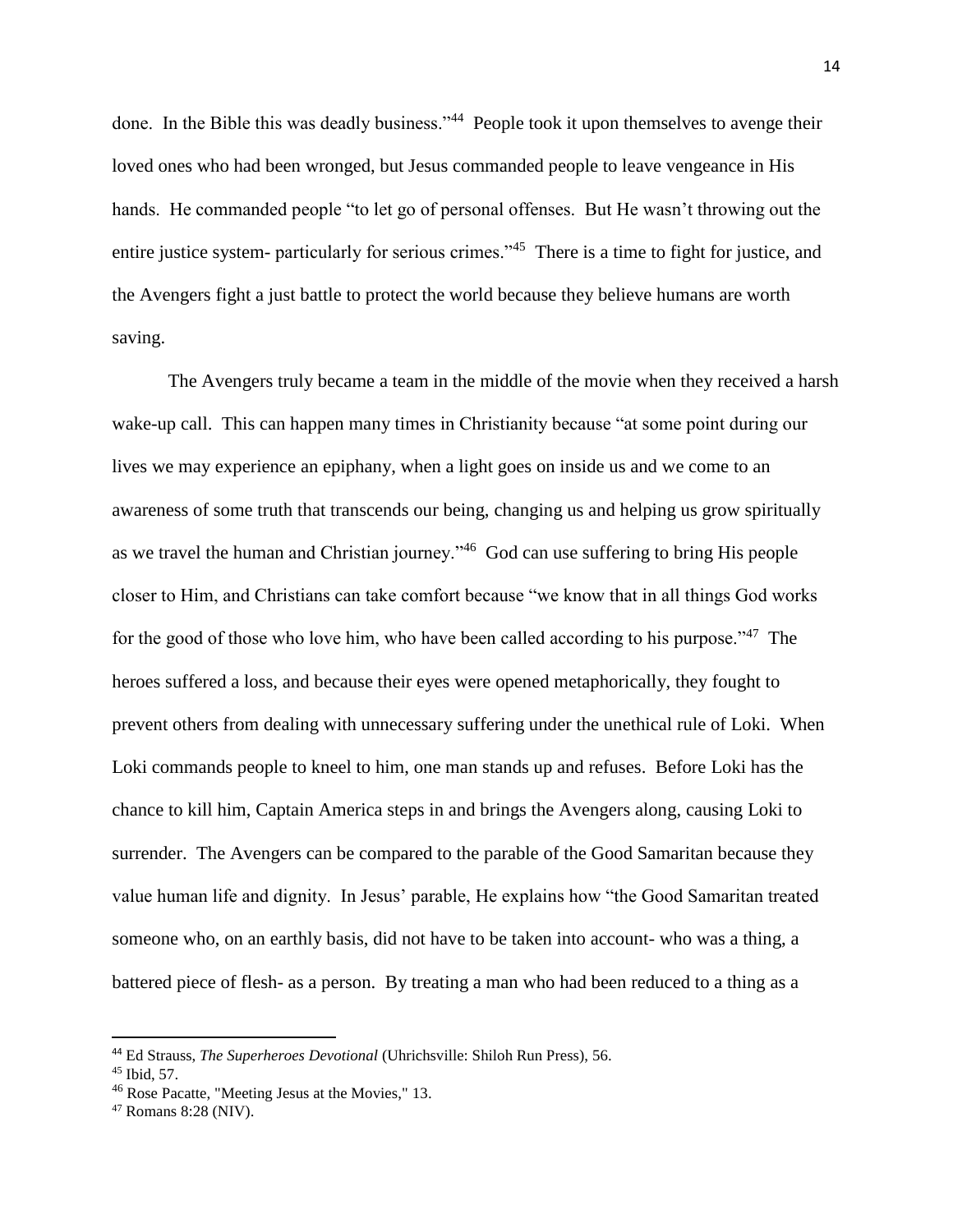done. In the Bible this was deadly business."[44] People took it upon themselves to avenge their loved ones who had been wronged, but Jesus commanded people to leave vengeance in His hands. He commanded people "to let go of personal offenses. But He wasn't throwing out the entire justice system- particularly for serious crimes."[45] There is a time to fight for justice, and the Avengers fight a just battle to protect the world because they believe humans are worth saving.

The Avengers truly became a team in the middle of the movie when they received a harsh wake-up call. This can happen many times in Christianity because "at some point during our lives we may experience an epiphany, when a light goes on inside us and we come to an awareness of some truth that transcends our being, changing us and helping us grow spiritually as we travel the human and Christian journey."[46] God can use suffering to bring His people closer to Him, and Christians can take comfort because "we know that in all things God works for the good of those who love him, who have been called according to his purpose."[47] The heroes suffered a loss, and because their eyes were opened metaphorically, they fought to prevent others from dealing with unnecessary suffering under the unethical rule of Loki. When Loki commands people to kneel to him, one man stands up and refuses. Before Loki has the chance to kill him, Captain America steps in and brings the Avengers along, causing Loki to surrender. The Avengers can be compared to the parable of the Good Samaritan because they value human life and dignity. In Jesus' parable, He explains how "the Good Samaritan treated someone who, on an earthly basis, did not have to be taken into account- who was a thing, a battered piece of flesh- as a person. By treating a man who had been reduced to a thing as a

---

[44] Ed Strauss, *The Superheroes Devotional* (Uhrichsville: Shiloh Run Press), 56.

[45] Ibid, 57.

[46] Rose Pacatte, "Meeting Jesus at the Movies," 13.

[47] Romans 8:28 (NIV).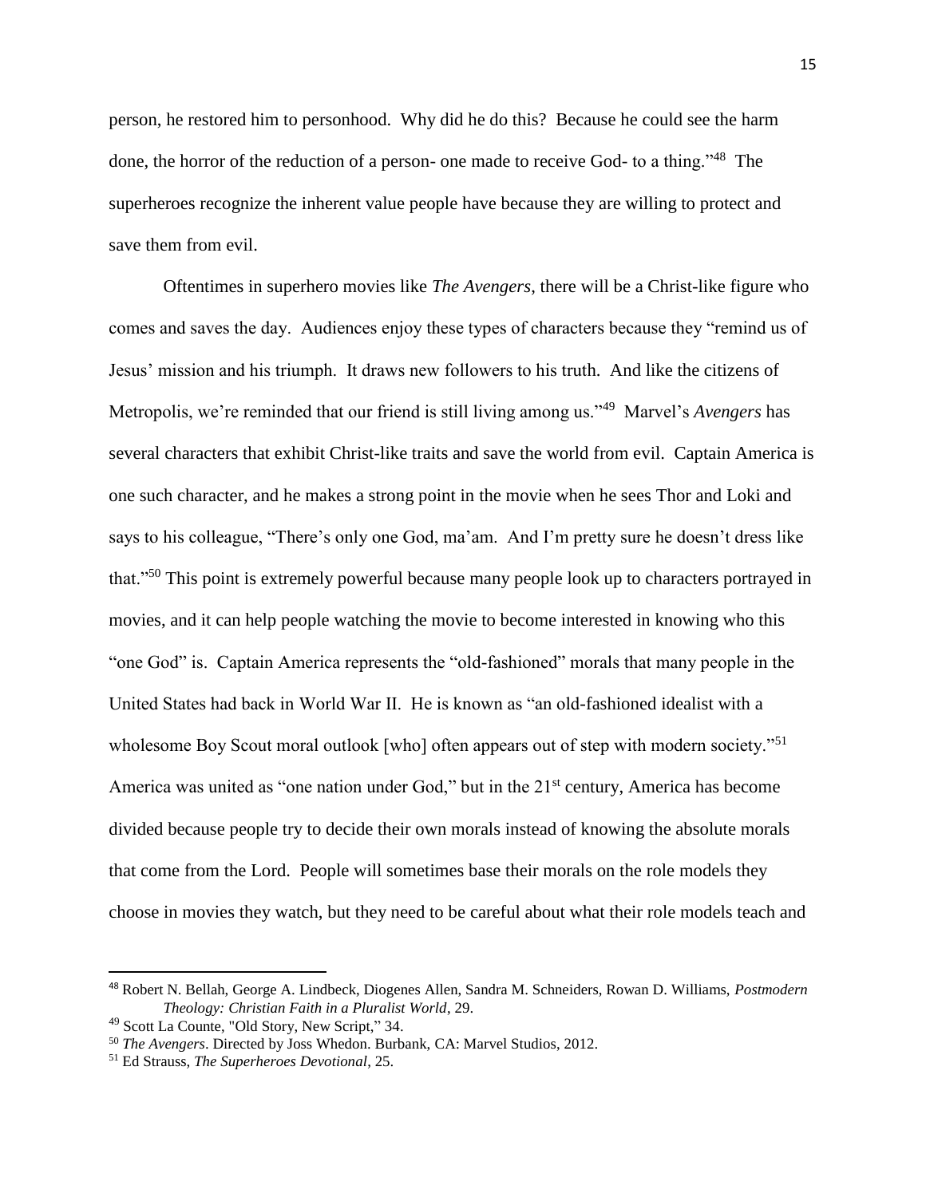person, he restored him to personhood. Why did he do this? Because he could see the harm done, the horror of the reduction of a person- one made to receive God- to a thing."[48] The superheroes recognize the inherent value people have because they are willing to protect and save them from evil.

Oftentimes in superhero movies like *The Avengers*, there will be a Christ-like figure who comes and saves the day. Audiences enjoy these types of characters because they "remind us of Jesus' mission and his triumph. It draws new followers to his truth. And like the citizens of Metropolis, we're reminded that our friend is still living among us."[49] Marvel's *Avengers* has several characters that exhibit Christ-like traits and save the world from evil. Captain America is one such character, and he makes a strong point in the movie when he sees Thor and Loki and says to his colleague, "There's only one God, ma'am. And I'm pretty sure he doesn't dress like that."[50] This point is extremely powerful because many people look up to characters portrayed in movies, and it can help people watching the movie to become interested in knowing who this "one God" is. Captain America represents the "old-fashioned" morals that many people in the United States had back in World War II. He is known as "an old-fashioned idealist with a wholesome Boy Scout moral outlook [who] often appears out of step with modern society."[51] America was united as "one nation under God," but in the 21st century, America has become divided because people try to decide their own morals instead of knowing the absolute morals that come from the Lord. People will sometimes base their morals on the role models they choose in movies they watch, but they need to be careful about what their role models teach and

---

[48] Robert N. Bellah, George A. Lindbeck, Diogenes Allen, Sandra M. Schneiders, Rowan D. Williams, *Postmodern Theology: Christian Faith in a Pluralist World*, 29.

[49] Scott La Counte, "Old Story, New Script," 34.

[50] *The Avengers*. Directed by Joss Whedon. Burbank, CA: Marvel Studios, 2012.

[51] Ed Strauss, *The Superheroes Devotional*, 25.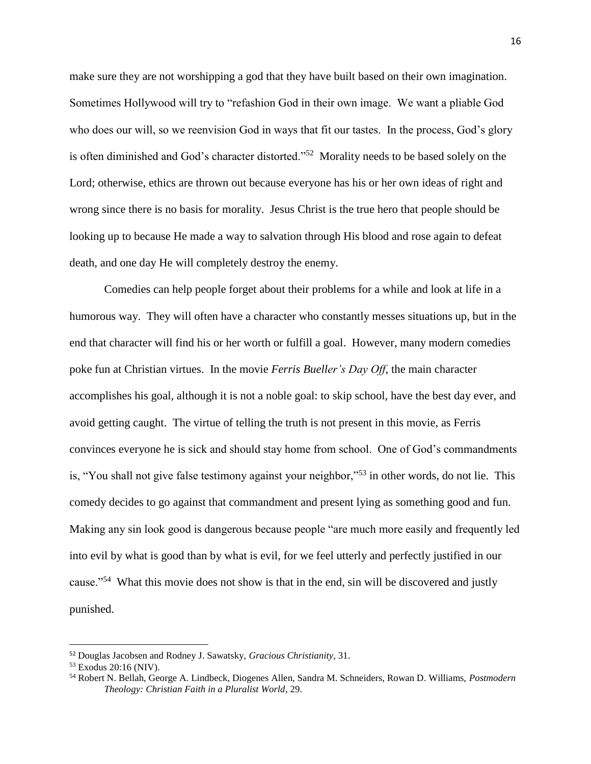make sure they are not worshipping a god that they have built based on their own imagination. Sometimes Hollywood will try to "refashion God in their own image. We want a pliable God who does our will, so we reenvision God in ways that fit our tastes. In the process, God's glory is often diminished and God's character distorted."[52] Morality needs to be based solely on the Lord; otherwise, ethics are thrown out because everyone has his or her own ideas of right and wrong since there is no basis for morality. Jesus Christ is the true hero that people should be looking up to because He made a way to salvation through His blood and rose again to defeat death, and one day He will completely destroy the enemy.

Comedies can help people forget about their problems for a while and look at life in a humorous way. They will often have a character who constantly messes situations up, but in the end that character will find his or her worth or fulfill a goal. However, many modern comedies poke fun at Christian virtues. In the movie *Ferris Bueller's Day Off*, the main character accomplishes his goal, although it is not a noble goal: to skip school, have the best day ever, and avoid getting caught. The virtue of telling the truth is not present in this movie, as Ferris convinces everyone he is sick and should stay home from school. One of God's commandments is, "You shall not give false testimony against your neighbor,"[53] in other words, do not lie. This comedy decides to go against that commandment and present lying as something good and fun. Making any sin look good is dangerous because people "are much more easily and frequently led into evil by what is good than by what is evil, for we feel utterly and perfectly justified in our cause."[54] What this movie does not show is that in the end, sin will be discovered and justly punished.

---

[52] Douglas Jacobsen and Rodney J. Sawatsky, *Gracious Christianity*, 31.

[53] Exodus 20:16 (NIV).

[54] Robert N. Bellah, George A. Lindbeck, Diogenes Allen, Sandra M. Schneiders, Rowan D. Williams, *Postmodern Theology: Christian Faith in a Pluralist World*, 29.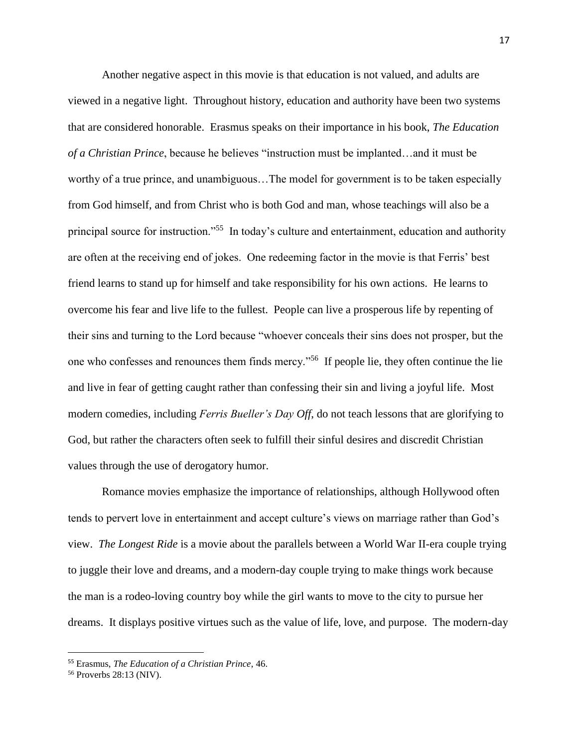Another negative aspect in this movie is that education is not valued, and adults are viewed in a negative light. Throughout history, education and authority have been two systems that are considered honorable. Erasmus speaks on their importance in his book, *The Education of a Christian Prince*, because he believes "instruction must be implanted…and it must be worthy of a true prince, and unambiguous…The model for government is to be taken especially from God himself, and from Christ who is both God and man, whose teachings will also be a principal source for instruction."[55] In today's culture and entertainment, education and authority are often at the receiving end of jokes. One redeeming factor in the movie is that Ferris' best friend learns to stand up for himself and take responsibility for his own actions. He learns to overcome his fear and live life to the fullest. People can live a prosperous life by repenting of their sins and turning to the Lord because "whoever conceals their sins does not prosper, but the one who confesses and renounces them finds mercy."[56] If people lie, they often continue the lie and live in fear of getting caught rather than confessing their sin and living a joyful life. Most modern comedies, including *Ferris Bueller's Day Off*, do not teach lessons that are glorifying to God, but rather the characters often seek to fulfill their sinful desires and discredit Christian values through the use of derogatory humor.

Romance movies emphasize the importance of relationships, although Hollywood often tends to pervert love in entertainment and accept culture's views on marriage rather than God's view. *The Longest Ride* is a movie about the parallels between a World War II-era couple trying to juggle their love and dreams, and a modern-day couple trying to make things work because the man is a rodeo-loving country boy while the girl wants to move to the city to pursue her dreams. It displays positive virtues such as the value of life, love, and purpose. The modern-day

---

[55] Erasmus, *The Education of a Christian Prince*, 46.

[56] Proverbs 28:13 (NIV).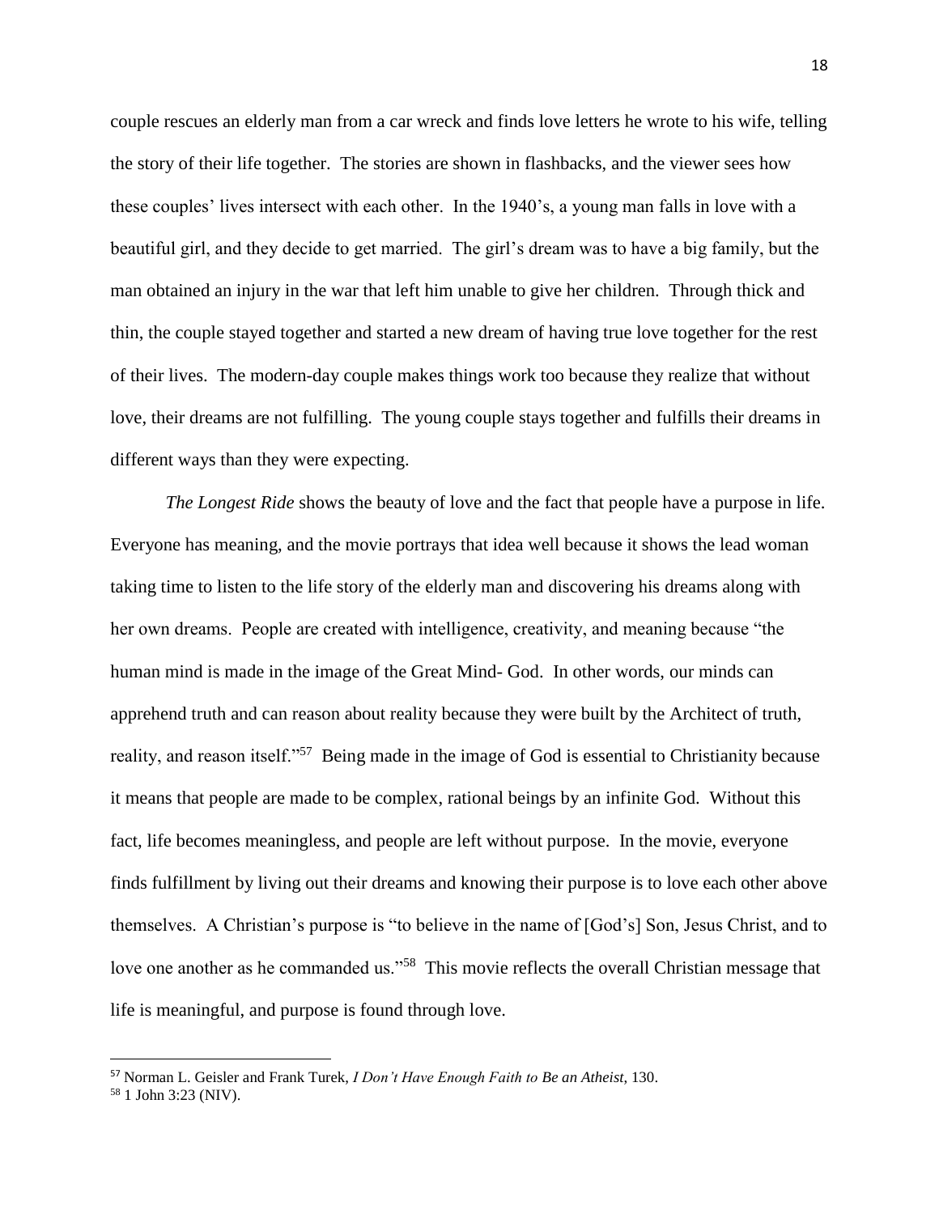couple rescues an elderly man from a car wreck and finds love letters he wrote to his wife, telling the story of their life together. The stories are shown in flashbacks, and the viewer sees how these couples' lives intersect with each other. In the 1940's, a young man falls in love with a beautiful girl, and they decide to get married. The girl's dream was to have a big family, but the man obtained an injury in the war that left him unable to give her children. Through thick and thin, the couple stayed together and started a new dream of having true love together for the rest of their lives. The modern-day couple makes things work too because they realize that without love, their dreams are not fulfilling. The young couple stays together and fulfills their dreams in different ways than they were expecting.

*The Longest Ride* shows the beauty of love and the fact that people have a purpose in life. Everyone has meaning, and the movie portrays that idea well because it shows the lead woman taking time to listen to the life story of the elderly man and discovering his dreams along with her own dreams. People are created with intelligence, creativity, and meaning because "the human mind is made in the image of the Great Mind- God. In other words, our minds can apprehend truth and can reason about reality because they were built by the Architect of truth, reality, and reason itself."[57] Being made in the image of God is essential to Christianity because it means that people are made to be complex, rational beings by an infinite God. Without this fact, life becomes meaningless, and people are left without purpose. In the movie, everyone finds fulfillment by living out their dreams and knowing their purpose is to love each other above themselves. A Christian's purpose is "to believe in the name of [God's] Son, Jesus Christ, and to love one another as he commanded us."[58] This movie reflects the overall Christian message that life is meaningful, and purpose is found through love.

---

[57] Norman L. Geisler and Frank Turek, *I Don't Have Enough Faith to Be an Atheist*, 130.

[58] 1 John 3:23 (NIV).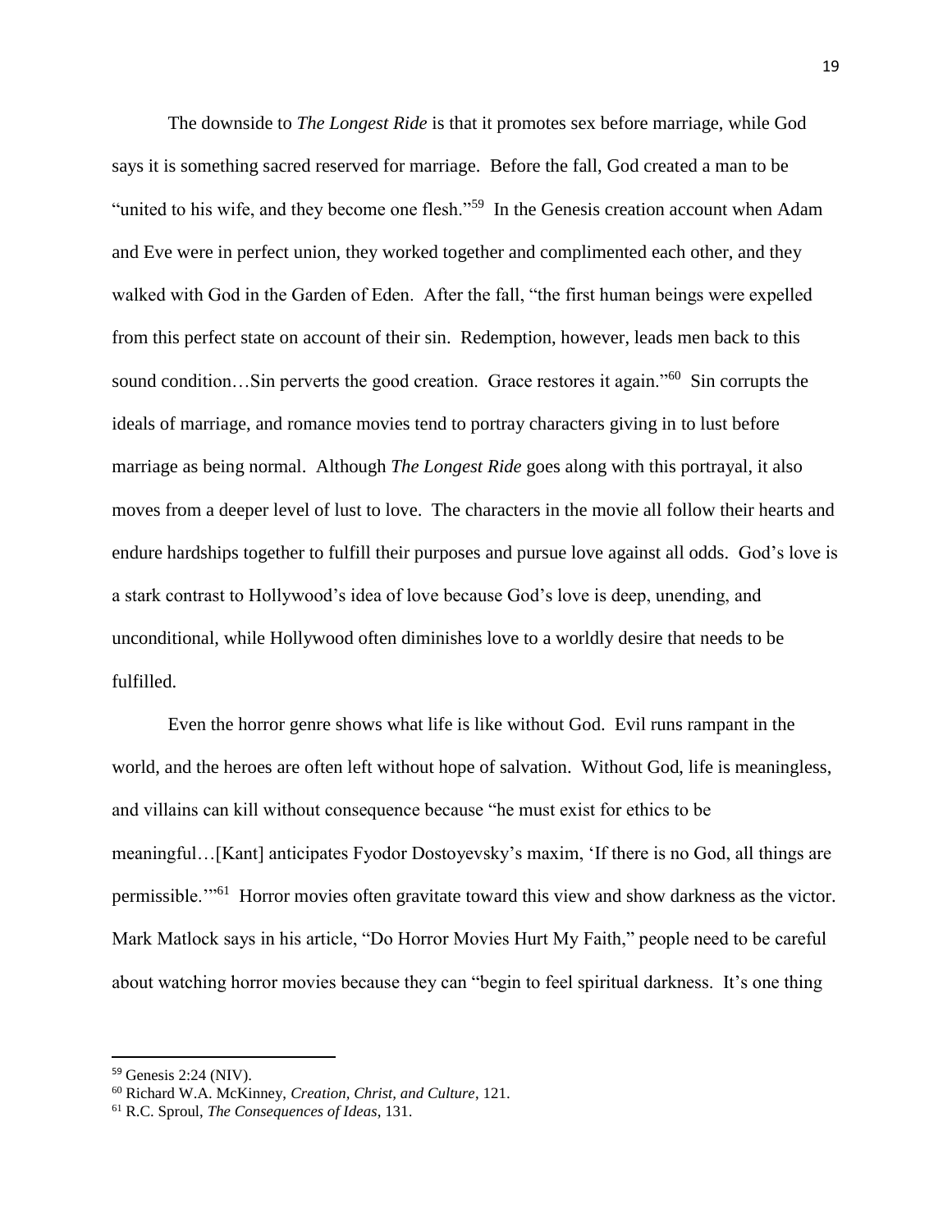The downside to *The Longest Ride* is that it promotes sex before marriage, while God says it is something sacred reserved for marriage. Before the fall, God created a man to be "united to his wife, and they become one flesh."[59] In the Genesis creation account when Adam and Eve were in perfect union, they worked together and complimented each other, and they walked with God in the Garden of Eden. After the fall, "the first human beings were expelled from this perfect state on account of their sin. Redemption, however, leads men back to this sound condition…Sin perverts the good creation. Grace restores it again."[60] Sin corrupts the ideals of marriage, and romance movies tend to portray characters giving in to lust before marriage as being normal. Although *The Longest Ride* goes along with this portrayal, it also moves from a deeper level of lust to love. The characters in the movie all follow their hearts and endure hardships together to fulfill their purposes and pursue love against all odds. God's love is a stark contrast to Hollywood's idea of love because God's love is deep, unending, and unconditional, while Hollywood often diminishes love to a worldly desire that needs to be fulfilled.

Even the horror genre shows what life is like without God. Evil runs rampant in the world, and the heroes are often left without hope of salvation. Without God, life is meaningless, and villains can kill without consequence because "he must exist for ethics to be meaningful…[Kant] anticipates Fyodor Dostoyevsky's maxim, 'If there is no God, all things are permissible.'"[61] Horror movies often gravitate toward this view and show darkness as the victor. Mark Matlock says in his article, "Do Horror Movies Hurt My Faith," people need to be careful about watching horror movies because they can "begin to feel spiritual darkness. It's one thing

---

[59] Genesis 2:24 (NIV).

[60] Richard W.A. McKinney, *Creation, Christ, and Culture*, 121.

[61] R.C. Sproul, *The Consequences of Ideas*, 131.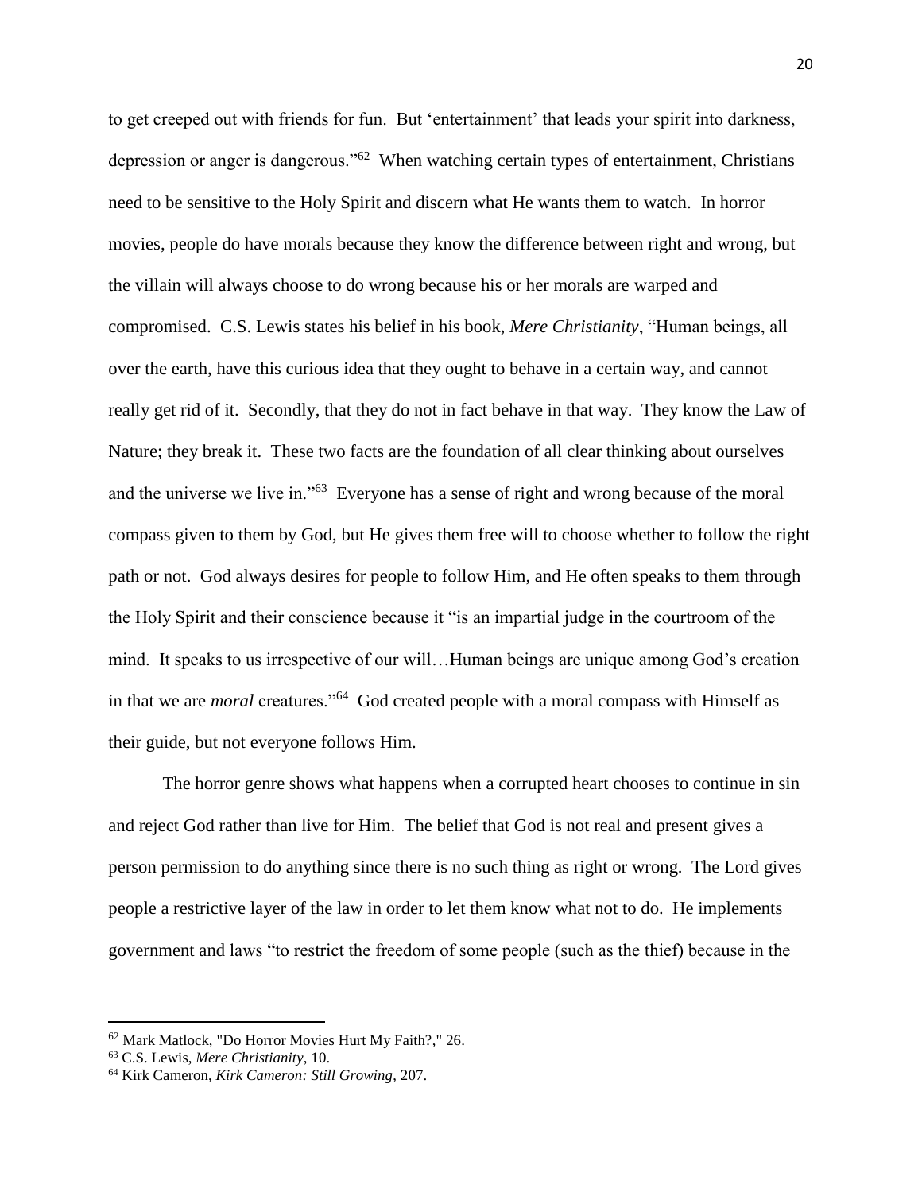to get creeped out with friends for fun. But 'entertainment' that leads your spirit into darkness, depression or anger is dangerous."[62] When watching certain types of entertainment, Christians need to be sensitive to the Holy Spirit and discern what He wants them to watch. In horror movies, people do have morals because they know the difference between right and wrong, but the villain will always choose to do wrong because his or her morals are warped and compromised. C.S. Lewis states his belief in his book, *Mere Christianity*, "Human beings, all over the earth, have this curious idea that they ought to behave in a certain way, and cannot really get rid of it. Secondly, that they do not in fact behave in that way. They know the Law of Nature; they break it. These two facts are the foundation of all clear thinking about ourselves and the universe we live in."[63] Everyone has a sense of right and wrong because of the moral compass given to them by God, but He gives them free will to choose whether to follow the right path or not. God always desires for people to follow Him, and He often speaks to them through the Holy Spirit and their conscience because it "is an impartial judge in the courtroom of the mind. It speaks to us irrespective of our will…Human beings are unique among God's creation in that we are *moral* creatures."[64] God created people with a moral compass with Himself as their guide, but not everyone follows Him.

The horror genre shows what happens when a corrupted heart chooses to continue in sin and reject God rather than live for Him. The belief that God is not real and present gives a person permission to do anything since there is no such thing as right or wrong. The Lord gives people a restrictive layer of the law in order to let them know what not to do. He implements government and laws "to restrict the freedom of some people (such as the thief) because in the

---

[62] Mark Matlock, "Do Horror Movies Hurt My Faith?," 26.

[63] C.S. Lewis, *Mere Christianity*, 10.

[64] Kirk Cameron, *Kirk Cameron: Still Growing*, 207.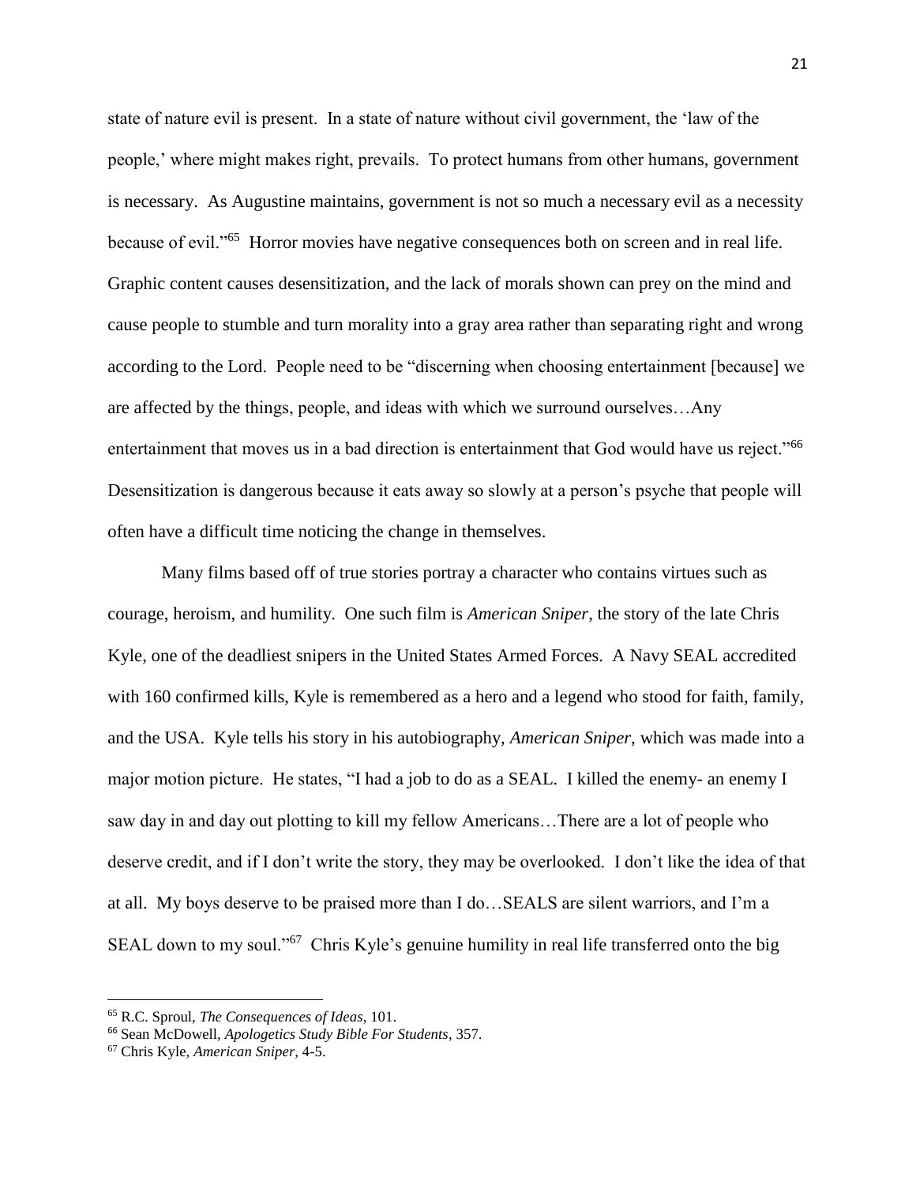state of nature evil is present. In a state of nature without civil government, the 'law of the people,' where might makes right, prevails. To protect humans from other humans, government is necessary. As Augustine maintains, government is not so much a necessary evil as a necessity because of evil."[65] Horror movies have negative consequences both on screen and in real life. Graphic content causes desensitization, and the lack of morals shown can prey on the mind and cause people to stumble and turn morality into a gray area rather than separating right and wrong according to the Lord. People need to be "discerning when choosing entertainment [because] we are affected by the things, people, and ideas with which we surround ourselves…Any entertainment that moves us in a bad direction is entertainment that God would have us reject."[66] Desensitization is dangerous because it eats away so slowly at a person's psyche that people will often have a difficult time noticing the change in themselves.

Many films based off of true stories portray a character who contains virtues such as courage, heroism, and humility. One such film is *American Sniper*, the story of the late Chris Kyle, one of the deadliest snipers in the United States Armed Forces. A Navy SEAL accredited with 160 confirmed kills, Kyle is remembered as a hero and a legend who stood for faith, family, and the USA. Kyle tells his story in his autobiography, *American Sniper*, which was made into a major motion picture. He states, "I had a job to do as a SEAL. I killed the enemy- an enemy I saw day in and day out plotting to kill my fellow Americans…There are a lot of people who deserve credit, and if I don't write the story, they may be overlooked. I don't like the idea of that at all. My boys deserve to be praised more than I do…SEALS are silent warriors, and I'm a SEAL down to my soul."[67] Chris Kyle's genuine humility in real life transferred onto the big

---

[65] R.C. Sproul, *The Consequences of Ideas*, 101.

[66] Sean McDowell, *Apologetics Study Bible For Students*, 357.

[67] Chris Kyle, *American Sniper*, 4-5.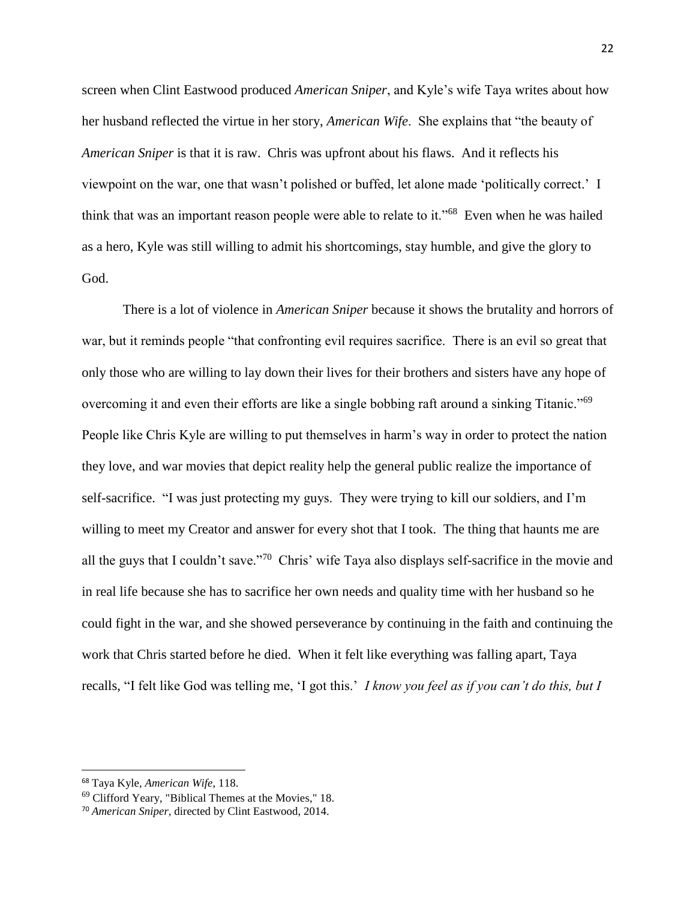screen when Clint Eastwood produced *American Sniper*, and Kyle's wife Taya writes about how her husband reflected the virtue in her story, *American Wife*. She explains that "the beauty of *American Sniper* is that it is raw. Chris was upfront about his flaws. And it reflects his viewpoint on the war, one that wasn't polished or buffed, let alone made 'politically correct.' I think that was an important reason people were able to relate to it."[68] Even when he was hailed as a hero, Kyle was still willing to admit his shortcomings, stay humble, and give the glory to God.

There is a lot of violence in *American Sniper* because it shows the brutality and horrors of war, but it reminds people "that confronting evil requires sacrifice. There is an evil so great that only those who are willing to lay down their lives for their brothers and sisters have any hope of overcoming it and even their efforts are like a single bobbing raft around a sinking Titanic."[69] People like Chris Kyle are willing to put themselves in harm's way in order to protect the nation they love, and war movies that depict reality help the general public realize the importance of self-sacrifice. "I was just protecting my guys. They were trying to kill our soldiers, and I'm willing to meet my Creator and answer for every shot that I took. The thing that haunts me are all the guys that I couldn't save."[70] Chris' wife Taya also displays self-sacrifice in the movie and in real life because she has to sacrifice her own needs and quality time with her husband so he could fight in the war, and she showed perseverance by continuing in the faith and continuing the work that Chris started before he died. When it felt like everything was falling apart, Taya recalls, "I felt like God was telling me, 'I got this.' *I know you feel as if you can't do this, but I*

---

[68] Taya Kyle, *American Wife*, 118.

[69] Clifford Yeary, "Biblical Themes at the Movies," 18.

[70] *American Sniper*, directed by Clint Eastwood, 2014.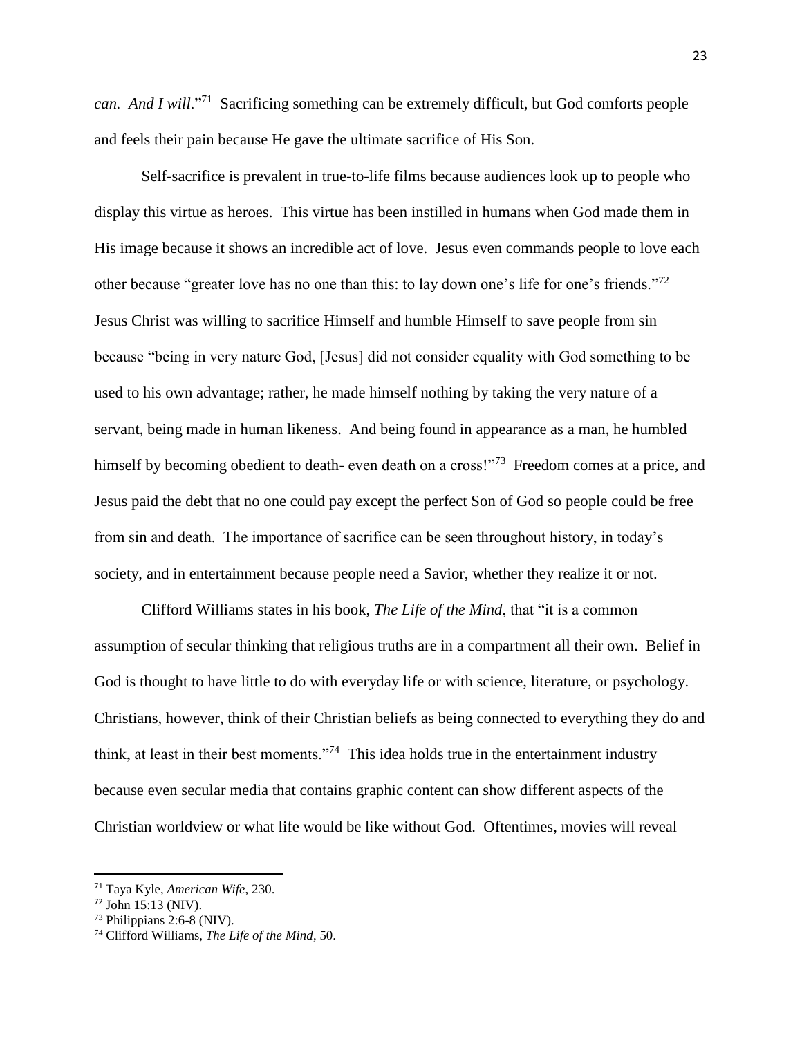*can. And I will*."[71] Sacrificing something can be extremely difficult, but God comforts people and feels their pain because He gave the ultimate sacrifice of His Son.

Self-sacrifice is prevalent in true-to-life films because audiences look up to people who display this virtue as heroes. This virtue has been instilled in humans when God made them in His image because it shows an incredible act of love. Jesus even commands people to love each other because "greater love has no one than this: to lay down one's life for one's friends."[72] Jesus Christ was willing to sacrifice Himself and humble Himself to save people from sin because "being in very nature God, [Jesus] did not consider equality with God something to be used to his own advantage; rather, he made himself nothing by taking the very nature of a servant, being made in human likeness. And being found in appearance as a man, he humbled himself by becoming obedient to death- even death on a cross!"[73] Freedom comes at a price, and Jesus paid the debt that no one could pay except the perfect Son of God so people could be free from sin and death. The importance of sacrifice can be seen throughout history, in today's society, and in entertainment because people need a Savior, whether they realize it or not.

Clifford Williams states in his book, *The Life of the Mind*, that "it is a common assumption of secular thinking that religious truths are in a compartment all their own. Belief in God is thought to have little to do with everyday life or with science, literature, or psychology. Christians, however, think of their Christian beliefs as being connected to everything they do and think, at least in their best moments."[74] This idea holds true in the entertainment industry because even secular media that contains graphic content can show different aspects of the Christian worldview or what life would be like without God. Oftentimes, movies will reveal

---

[71] Taya Kyle, *American Wife*, 230.

[72] John 15:13 (NIV).

[73] Philippians 2:6-8 (NIV).

[74] Clifford Williams, *The Life of the Mind*, 50.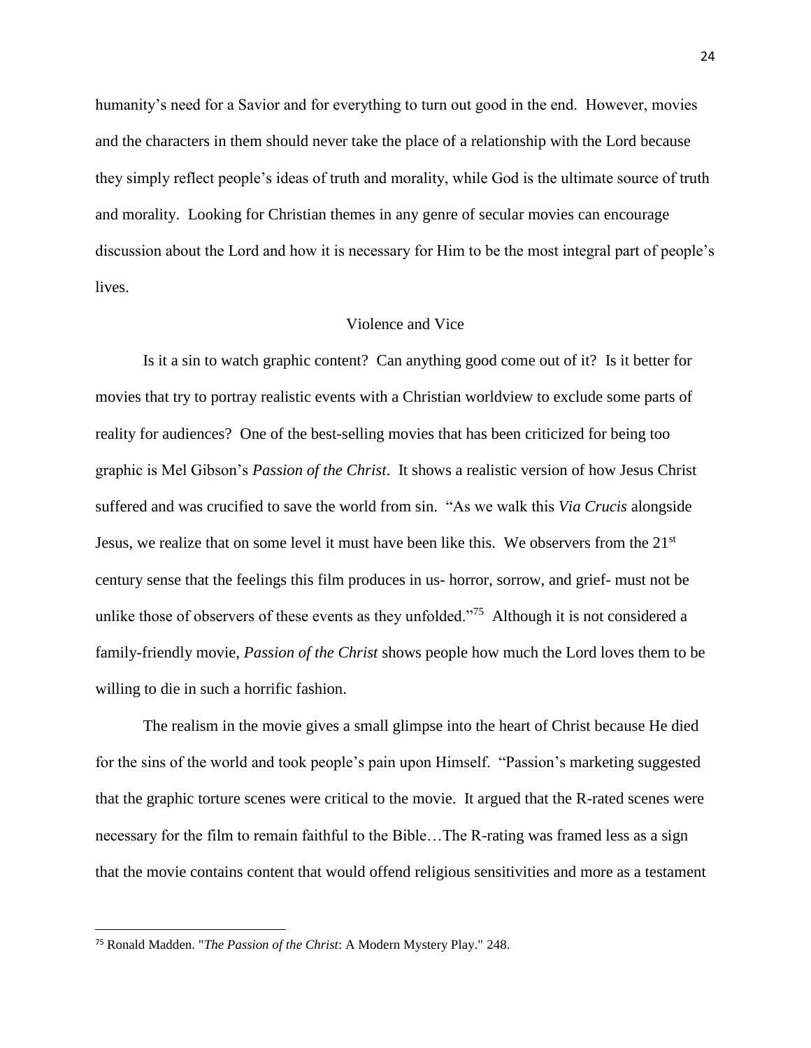humanity's need for a Savior and for everything to turn out good in the end. However, movies and the characters in them should never take the place of a relationship with the Lord because they simply reflect people's ideas of truth and morality, while God is the ultimate source of truth and morality. Looking for Christian themes in any genre of secular movies can encourage discussion about the Lord and how it is necessary for Him to be the most integral part of people's lives.

## Violence and Vice

Is it a sin to watch graphic content? Can anything good come out of it? Is it better for movies that try to portray realistic events with a Christian worldview to exclude some parts of reality for audiences? One of the best-selling movies that has been criticized for being too graphic is Mel Gibson's *Passion of the Christ*. It shows a realistic version of how Jesus Christ suffered and was crucified to save the world from sin. "As we walk this *Via Crucis* alongside Jesus, we realize that on some level it must have been like this. We observers from the 21st century sense that the feelings this film produces in us- horror, sorrow, and grief- must not be unlike those of observers of these events as they unfolded."[75] Although it is not considered a family-friendly movie, *Passion of the Christ* shows people how much the Lord loves them to be willing to die in such a horrific fashion.

The realism in the movie gives a small glimpse into the heart of Christ because He died for the sins of the world and took people's pain upon Himself. "Passion's marketing suggested that the graphic torture scenes were critical to the movie. It argued that the R-rated scenes were necessary for the film to remain faithful to the Bible…The R-rating was framed less as a sign that the movie contains content that would offend religious sensitivities and more as a testament

---

[75] Ronald Madden. "*The Passion of the Christ*: A Modern Mystery Play." 248.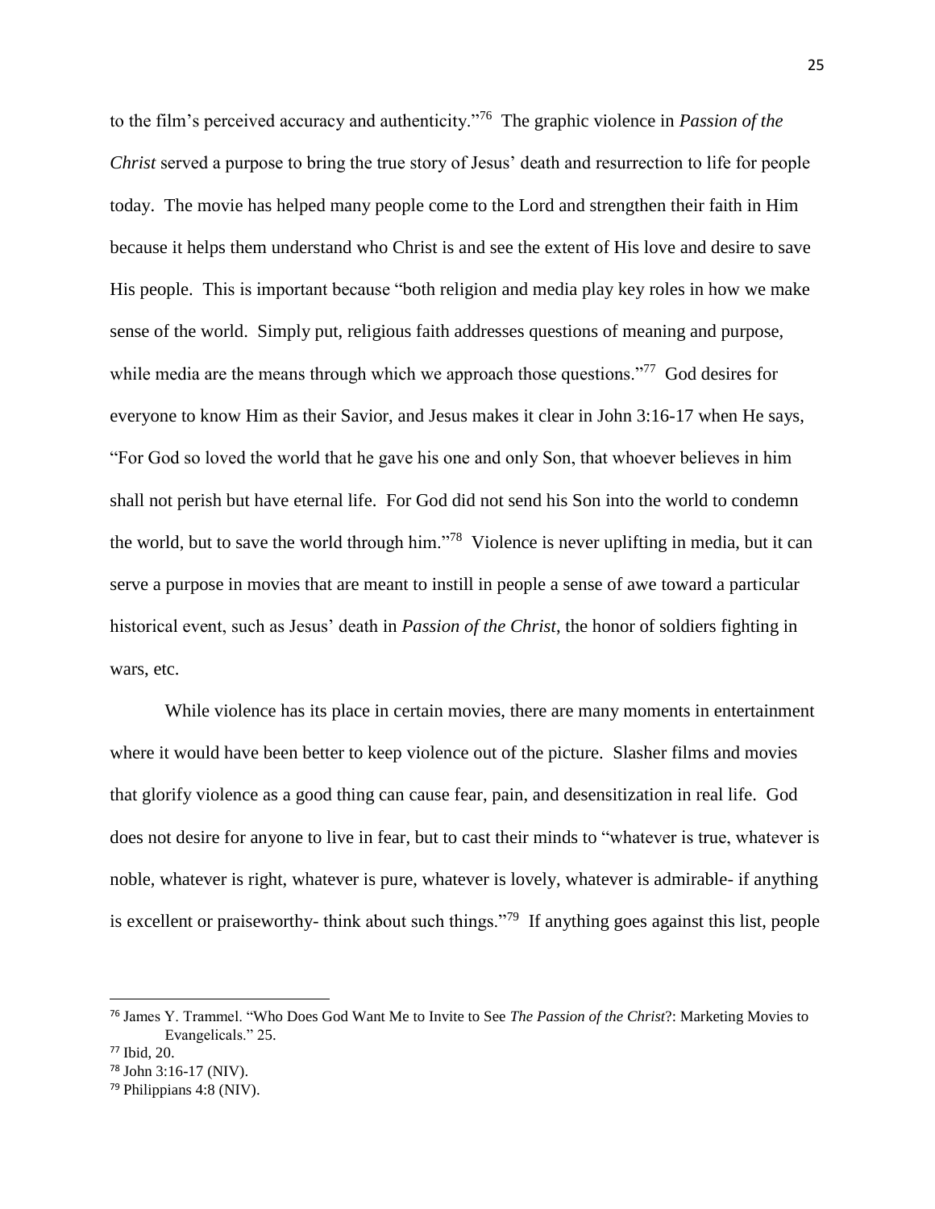to the film's perceived accuracy and authenticity."[76] The graphic violence in *Passion of the Christ* served a purpose to bring the true story of Jesus' death and resurrection to life for people today. The movie has helped many people come to the Lord and strengthen their faith in Him because it helps them understand who Christ is and see the extent of His love and desire to save His people. This is important because "both religion and media play key roles in how we make sense of the world. Simply put, religious faith addresses questions of meaning and purpose, while media are the means through which we approach those questions."[77] God desires for everyone to know Him as their Savior, and Jesus makes it clear in John 3:16-17 when He says, "For God so loved the world that he gave his one and only Son, that whoever believes in him shall not perish but have eternal life. For God did not send his Son into the world to condemn the world, but to save the world through him."[78] Violence is never uplifting in media, but it can serve a purpose in movies that are meant to instill in people a sense of awe toward a particular historical event, such as Jesus' death in *Passion of the Christ*, the honor of soldiers fighting in wars, etc.

While violence has its place in certain movies, there are many moments in entertainment where it would have been better to keep violence out of the picture. Slasher films and movies that glorify violence as a good thing can cause fear, pain, and desensitization in real life. God does not desire for anyone to live in fear, but to cast their minds to "whatever is true, whatever is noble, whatever is right, whatever is pure, whatever is lovely, whatever is admirable- if anything is excellent or praiseworthy- think about such things."[79] If anything goes against this list, people

---

[76] James Y. Trammel. "Who Does God Want Me to Invite to See *The Passion of the Christ*?: Marketing Movies to Evangelicals." 25.

[77] Ibid, 20.

[78] John 3:16-17 (NIV).

[79] Philippians 4:8 (NIV).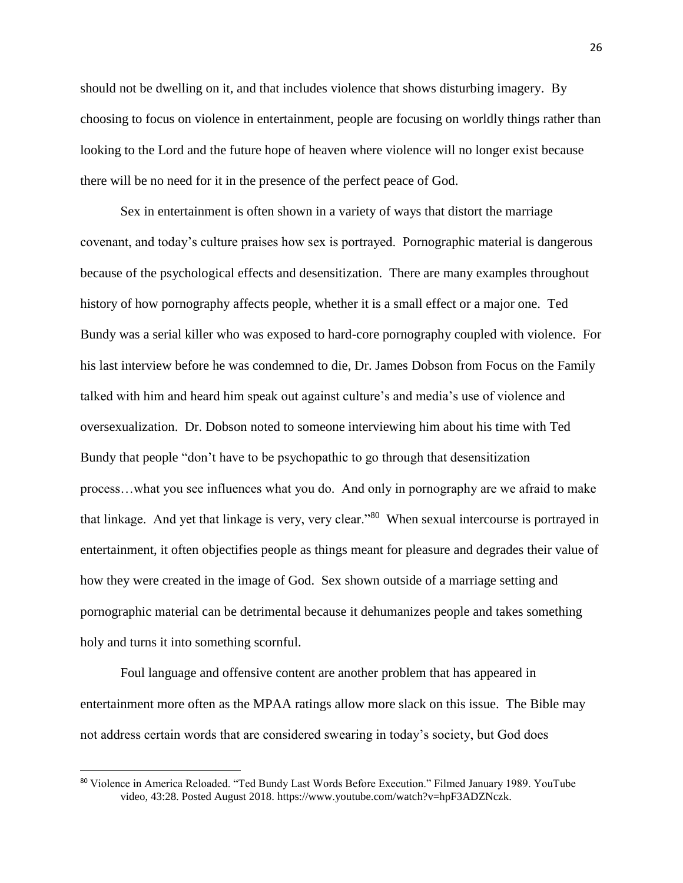should not be dwelling on it, and that includes violence that shows disturbing imagery. By choosing to focus on violence in entertainment, people are focusing on worldly things rather than looking to the Lord and the future hope of heaven where violence will no longer exist because there will be no need for it in the presence of the perfect peace of God.

Sex in entertainment is often shown in a variety of ways that distort the marriage covenant, and today's culture praises how sex is portrayed. Pornographic material is dangerous because of the psychological effects and desensitization. There are many examples throughout history of how pornography affects people, whether it is a small effect or a major one. Ted Bundy was a serial killer who was exposed to hard-core pornography coupled with violence. For his last interview before he was condemned to die, Dr. James Dobson from Focus on the Family talked with him and heard him speak out against culture's and media's use of violence and oversexualization. Dr. Dobson noted to someone interviewing him about his time with Ted Bundy that people "don't have to be psychopathic to go through that desensitization process…what you see influences what you do. And only in pornography are we afraid to make that linkage. And yet that linkage is very, very clear."[80] When sexual intercourse is portrayed in entertainment, it often objectifies people as things meant for pleasure and degrades their value of how they were created in the image of God. Sex shown outside of a marriage setting and pornographic material can be detrimental because it dehumanizes people and takes something holy and turns it into something scornful.

Foul language and offensive content are another problem that has appeared in entertainment more often as the MPAA ratings allow more slack on this issue. The Bible may not address certain words that are considered swearing in today's society, but God does

---

[80] Violence in America Reloaded. "Ted Bundy Last Words Before Execution." Filmed January 1989. YouTube video, 43:28. Posted August 2018. https://www.youtube.com/watch?v=hpF3ADZNczk.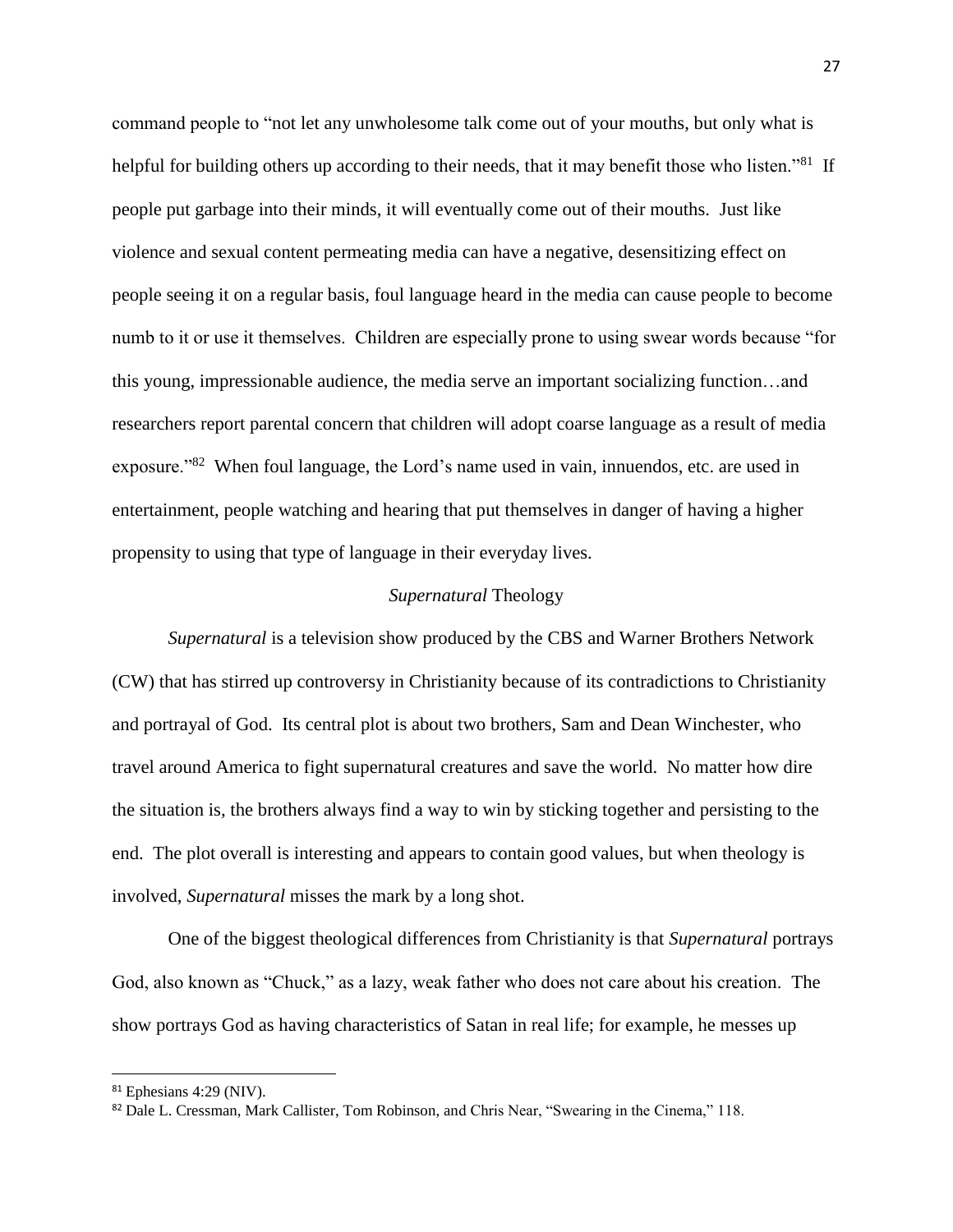command people to "not let any unwholesome talk come out of your mouths, but only what is helpful for building others up according to their needs, that it may benefit those who listen."[81] If people put garbage into their minds, it will eventually come out of their mouths. Just like violence and sexual content permeating media can have a negative, desensitizing effect on people seeing it on a regular basis, foul language heard in the media can cause people to become numb to it or use it themselves. Children are especially prone to using swear words because "for this young, impressionable audience, the media serve an important socializing function…and researchers report parental concern that children will adopt coarse language as a result of media exposure."[82] When foul language, the Lord's name used in vain, innuendos, etc. are used in entertainment, people watching and hearing that put themselves in danger of having a higher propensity to using that type of language in their everyday lives.

## *Supernatural* Theology

*Supernatural* is a television show produced by the CBS and Warner Brothers Network (CW) that has stirred up controversy in Christianity because of its contradictions to Christianity and portrayal of God. Its central plot is about two brothers, Sam and Dean Winchester, who travel around America to fight supernatural creatures and save the world. No matter how dire the situation is, the brothers always find a way to win by sticking together and persisting to the end. The plot overall is interesting and appears to contain good values, but when theology is involved, *Supernatural* misses the mark by a long shot.

One of the biggest theological differences from Christianity is that *Supernatural* portrays God, also known as "Chuck," as a lazy, weak father who does not care about his creation. The show portrays God as having characteristics of Satan in real life; for example, he messes up

---

[81] Ephesians 4:29 (NIV).

[82] Dale L. Cressman, Mark Callister, Tom Robinson, and Chris Near, "Swearing in the Cinema," 118.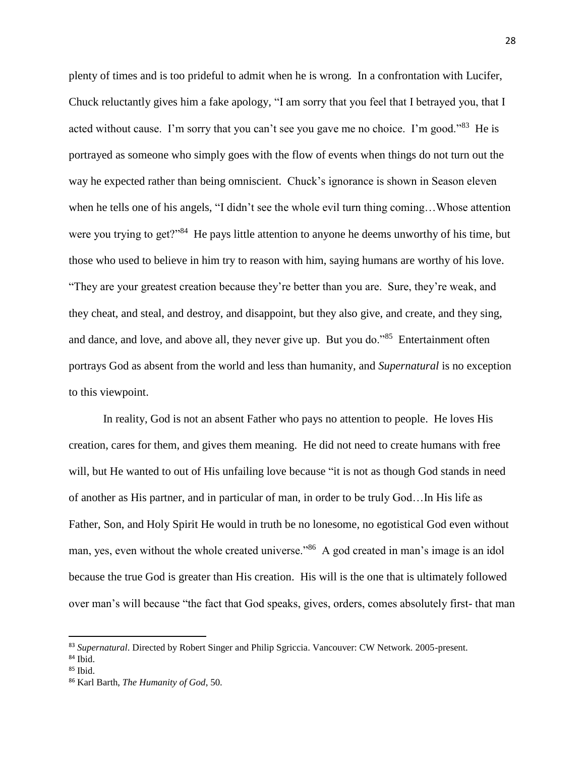plenty of times and is too prideful to admit when he is wrong. In a confrontation with Lucifer, Chuck reluctantly gives him a fake apology, "I am sorry that you feel that I betrayed you, that I acted without cause. I'm sorry that you can't see you gave me no choice. I'm good."[83] He is portrayed as someone who simply goes with the flow of events when things do not turn out the way he expected rather than being omniscient. Chuck's ignorance is shown in Season eleven when he tells one of his angels, "I didn't see the whole evil turn thing coming…Whose attention were you trying to get?"[84] He pays little attention to anyone he deems unworthy of his time, but those who used to believe in him try to reason with him, saying humans are worthy of his love. "They are your greatest creation because they're better than you are. Sure, they're weak, and they cheat, and steal, and destroy, and disappoint, but they also give, and create, and they sing, and dance, and love, and above all, they never give up. But you do."[85] Entertainment often portrays God as absent from the world and less than humanity, and *Supernatural* is no exception to this viewpoint.

In reality, God is not an absent Father who pays no attention to people. He loves His creation, cares for them, and gives them meaning. He did not need to create humans with free will, but He wanted to out of His unfailing love because "it is not as though God stands in need of another as His partner, and in particular of man, in order to be truly God…In His life as Father, Son, and Holy Spirit He would in truth be no lonesome, no egotistical God even without man, yes, even without the whole created universe."[86] A god created in man's image is an idol because the true God is greater than His creation. His will is the one that is ultimately followed over man's will because "the fact that God speaks, gives, orders, comes absolutely first- that man

---

[83] *Supernatural*. Directed by Robert Singer and Philip Sgriccia. Vancouver: CW Network. 2005-present.

[84] Ibid.

[85] Ibid.

[86] Karl Barth, *The Humanity of God*, 50.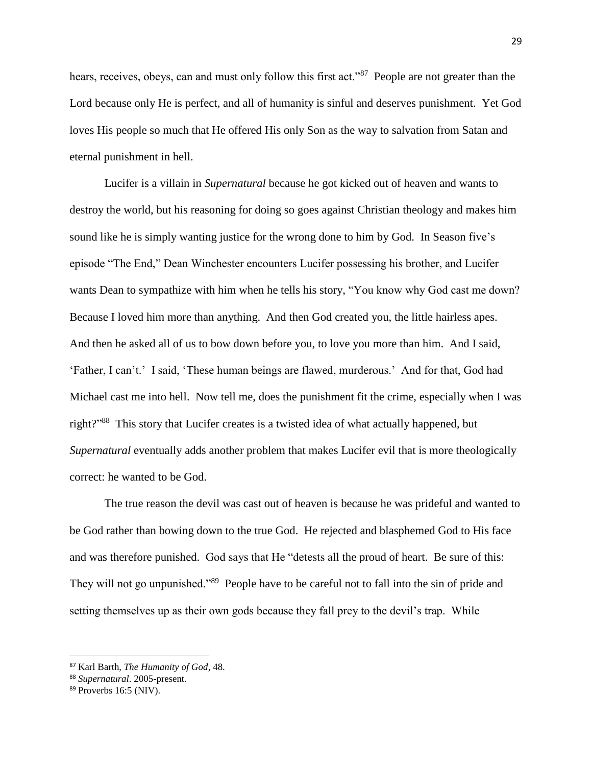hears, receives, obeys, can and must only follow this first act."[87] People are not greater than the Lord because only He is perfect, and all of humanity is sinful and deserves punishment. Yet God loves His people so much that He offered His only Son as the way to salvation from Satan and eternal punishment in hell.

Lucifer is a villain in *Supernatural* because he got kicked out of heaven and wants to destroy the world, but his reasoning for doing so goes against Christian theology and makes him sound like he is simply wanting justice for the wrong done to him by God. In Season five's episode "The End," Dean Winchester encounters Lucifer possessing his brother, and Lucifer wants Dean to sympathize with him when he tells his story, "You know why God cast me down? Because I loved him more than anything. And then God created you, the little hairless apes. And then he asked all of us to bow down before you, to love you more than him. And I said, 'Father, I can't.' I said, 'These human beings are flawed, murderous.' And for that, God had Michael cast me into hell. Now tell me, does the punishment fit the crime, especially when I was right?"[88] This story that Lucifer creates is a twisted idea of what actually happened, but *Supernatural* eventually adds another problem that makes Lucifer evil that is more theologically correct: he wanted to be God.

The true reason the devil was cast out of heaven is because he was prideful and wanted to be God rather than bowing down to the true God. He rejected and blasphemed God to His face and was therefore punished. God says that He "detests all the proud of heart. Be sure of this: They will not go unpunished."[89] People have to be careful not to fall into the sin of pride and setting themselves up as their own gods because they fall prey to the devil's trap. While

---

[87] Karl Barth, *The Humanity of God*, 48.

[88] *Supernatural*. 2005-present.

[89] Proverbs 16:5 (NIV).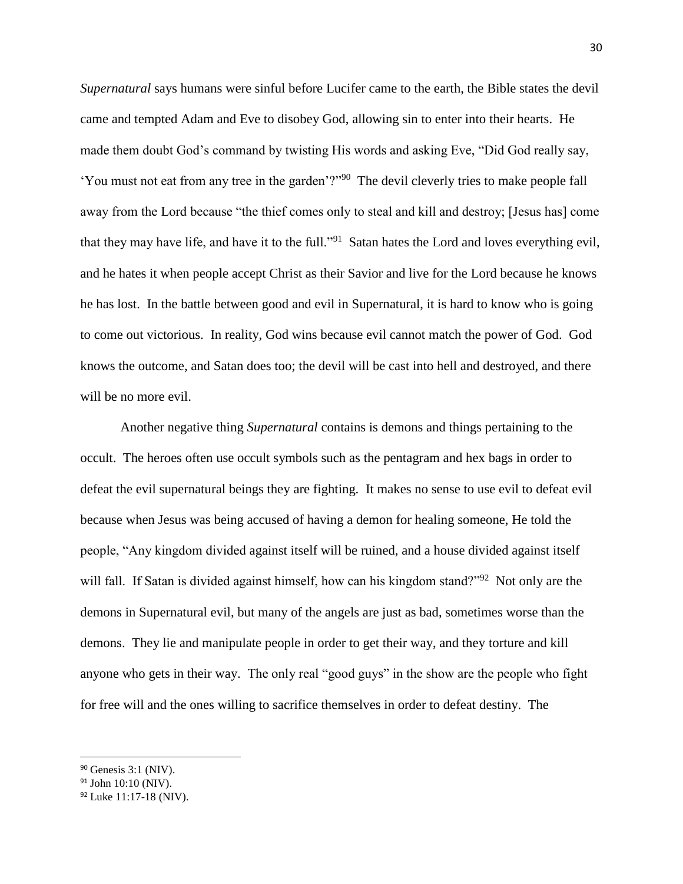*Supernatural* says humans were sinful before Lucifer came to the earth, the Bible states the devil came and tempted Adam and Eve to disobey God, allowing sin to enter into their hearts. He made them doubt God's command by twisting His words and asking Eve, "Did God really say, 'You must not eat from any tree in the garden'?"[90] The devil cleverly tries to make people fall away from the Lord because "the thief comes only to steal and kill and destroy; [Jesus has] come that they may have life, and have it to the full."[91] Satan hates the Lord and loves everything evil, and he hates it when people accept Christ as their Savior and live for the Lord because he knows he has lost. In the battle between good and evil in Supernatural, it is hard to know who is going to come out victorious. In reality, God wins because evil cannot match the power of God. God knows the outcome, and Satan does too; the devil will be cast into hell and destroyed, and there will be no more evil.

Another negative thing *Supernatural* contains is demons and things pertaining to the occult. The heroes often use occult symbols such as the pentagram and hex bags in order to defeat the evil supernatural beings they are fighting. It makes no sense to use evil to defeat evil because when Jesus was being accused of having a demon for healing someone, He told the people, "Any kingdom divided against itself will be ruined, and a house divided against itself will fall. If Satan is divided against himself, how can his kingdom stand?"[92] Not only are the demons in Supernatural evil, but many of the angels are just as bad, sometimes worse than the demons. They lie and manipulate people in order to get their way, and they torture and kill anyone who gets in their way. The only real "good guys" in the show are the people who fight for free will and the ones willing to sacrifice themselves in order to defeat destiny. The

---

[90] Genesis 3:1 (NIV).

[91] John 10:10 (NIV).

[92] Luke 11:17-18 (NIV).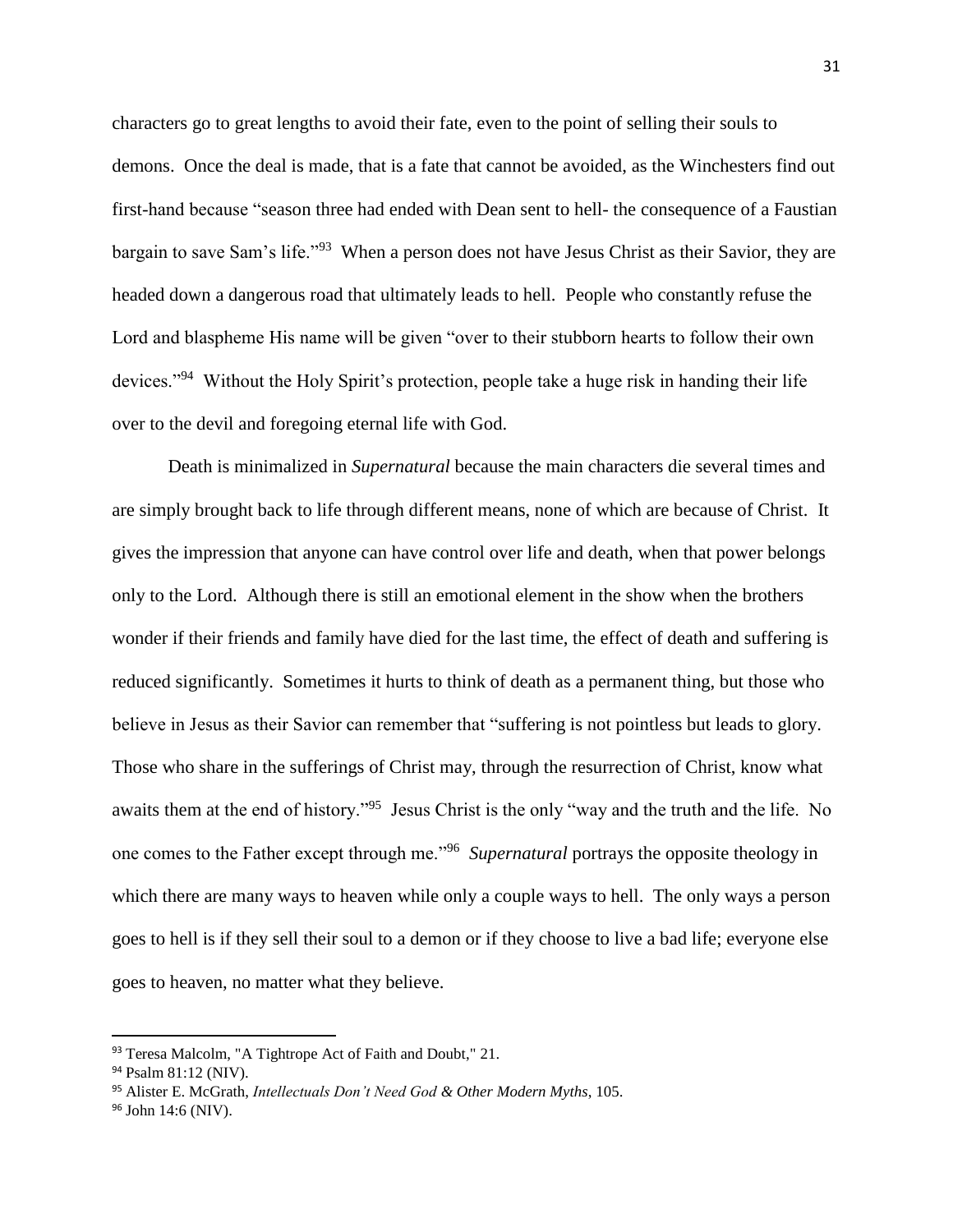characters go to great lengths to avoid their fate, even to the point of selling their souls to demons. Once the deal is made, that is a fate that cannot be avoided, as the Winchesters find out first-hand because "season three had ended with Dean sent to hell- the consequence of a Faustian bargain to save Sam's life."[93] When a person does not have Jesus Christ as their Savior, they are headed down a dangerous road that ultimately leads to hell. People who constantly refuse the Lord and blaspheme His name will be given "over to their stubborn hearts to follow their own devices."[94] Without the Holy Spirit's protection, people take a huge risk in handing their life over to the devil and foregoing eternal life with God.

Death is minimalized in *Supernatural* because the main characters die several times and are simply brought back to life through different means, none of which are because of Christ. It gives the impression that anyone can have control over life and death, when that power belongs only to the Lord. Although there is still an emotional element in the show when the brothers wonder if their friends and family have died for the last time, the effect of death and suffering is reduced significantly. Sometimes it hurts to think of death as a permanent thing, but those who believe in Jesus as their Savior can remember that "suffering is not pointless but leads to glory. Those who share in the sufferings of Christ may, through the resurrection of Christ, know what awaits them at the end of history."[95] Jesus Christ is the only "way and the truth and the life. No one comes to the Father except through me."[96] *Supernatural* portrays the opposite theology in which there are many ways to heaven while only a couple ways to hell. The only ways a person goes to hell is if they sell their soul to a demon or if they choose to live a bad life; everyone else goes to heaven, no matter what they believe.

---

[93] Teresa Malcolm, "A Tightrope Act of Faith and Doubt," 21.

[94] Psalm 81:12 (NIV).

[95] Alister E. McGrath, *Intellectuals Don't Need God & Other Modern Myths*, 105.

[96] John 14:6 (NIV).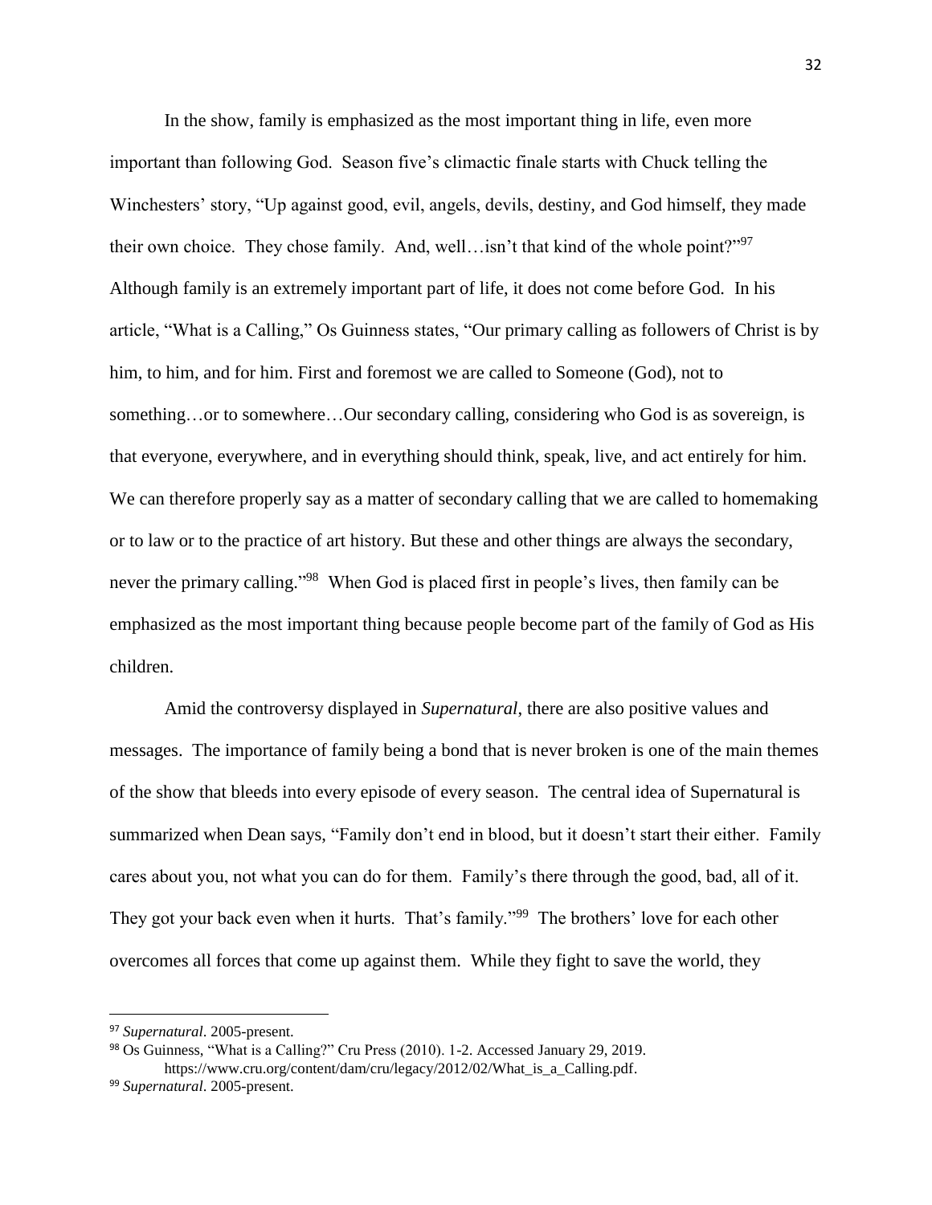In the show, family is emphasized as the most important thing in life, even more important than following God. Season five's climactic finale starts with Chuck telling the Winchesters' story, "Up against good, evil, angels, devils, destiny, and God himself, they made their own choice. They chose family. And, well…isn't that kind of the whole point?"[97] Although family is an extremely important part of life, it does not come before God. In his article, "What is a Calling," Os Guinness states, "Our primary calling as followers of Christ is by him, to him, and for him. First and foremost we are called to Someone (God), not to something…or to somewhere…Our secondary calling, considering who God is as sovereign, is that everyone, everywhere, and in everything should think, speak, live, and act entirely for him. We can therefore properly say as a matter of secondary calling that we are called to homemaking or to law or to the practice of art history. But these and other things are always the secondary, never the primary calling."[98] When God is placed first in people's lives, then family can be emphasized as the most important thing because people become part of the family of God as His children.

Amid the controversy displayed in *Supernatural*, there are also positive values and messages. The importance of family being a bond that is never broken is one of the main themes of the show that bleeds into every episode of every season. The central idea of Supernatural is summarized when Dean says, "Family don't end in blood, but it doesn't start their either. Family cares about you, not what you can do for them. Family's there through the good, bad, all of it. They got your back even when it hurts. That's family."[99] The brothers' love for each other overcomes all forces that come up against them. While they fight to save the world, they

---

[97] *Supernatural*. 2005-present.

[98] Os Guinness, "What is a Calling?" Cru Press (2010). 1-2. Accessed January 29, 2019. https://www.cru.org/content/dam/cru/legacy/2012/02/What_is_a_Calling.pdf.

[99] *Supernatural*. 2005-present.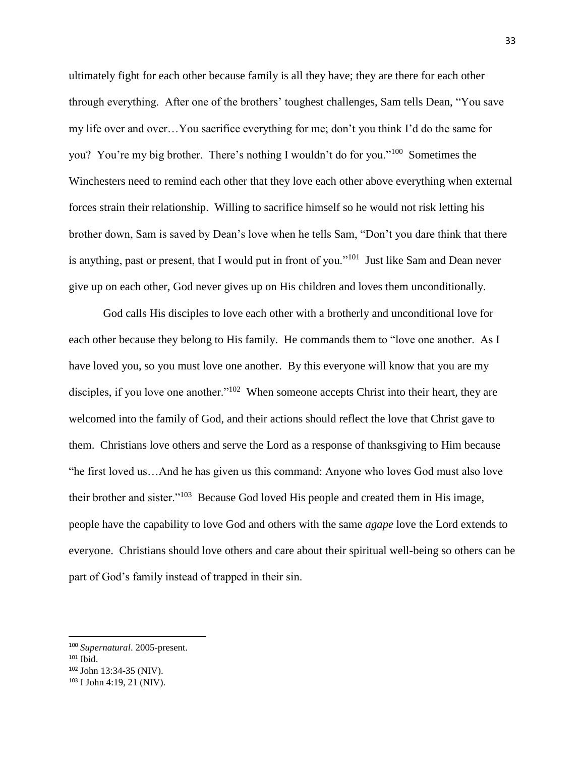ultimately fight for each other because family is all they have; they are there for each other through everything. After one of the brothers' toughest challenges, Sam tells Dean, "You save my life over and over…You sacrifice everything for me; don't you think I'd do the same for you? You're my big brother. There's nothing I wouldn't do for you."[100] Sometimes the Winchesters need to remind each other that they love each other above everything when external forces strain their relationship. Willing to sacrifice himself so he would not risk letting his brother down, Sam is saved by Dean's love when he tells Sam, "Don't you dare think that there is anything, past or present, that I would put in front of you."[101] Just like Sam and Dean never give up on each other, God never gives up on His children and loves them unconditionally.

God calls His disciples to love each other with a brotherly and unconditional love for each other because they belong to His family. He commands them to "love one another. As I have loved you, so you must love one another. By this everyone will know that you are my disciples, if you love one another."[102] When someone accepts Christ into their heart, they are welcomed into the family of God, and their actions should reflect the love that Christ gave to them. Christians love others and serve the Lord as a response of thanksgiving to Him because "he first loved us…And he has given us this command: Anyone who loves God must also love their brother and sister."[103] Because God loved His people and created them in His image, people have the capability to love God and others with the same *agape* love the Lord extends to everyone. Christians should love others and care about their spiritual well-being so others can be part of God's family instead of trapped in their sin.

---

[100] *Supernatural*. 2005-present.

[101] Ibid.

[102] John 13:34-35 (NIV).

[103] I John 4:19, 21 (NIV).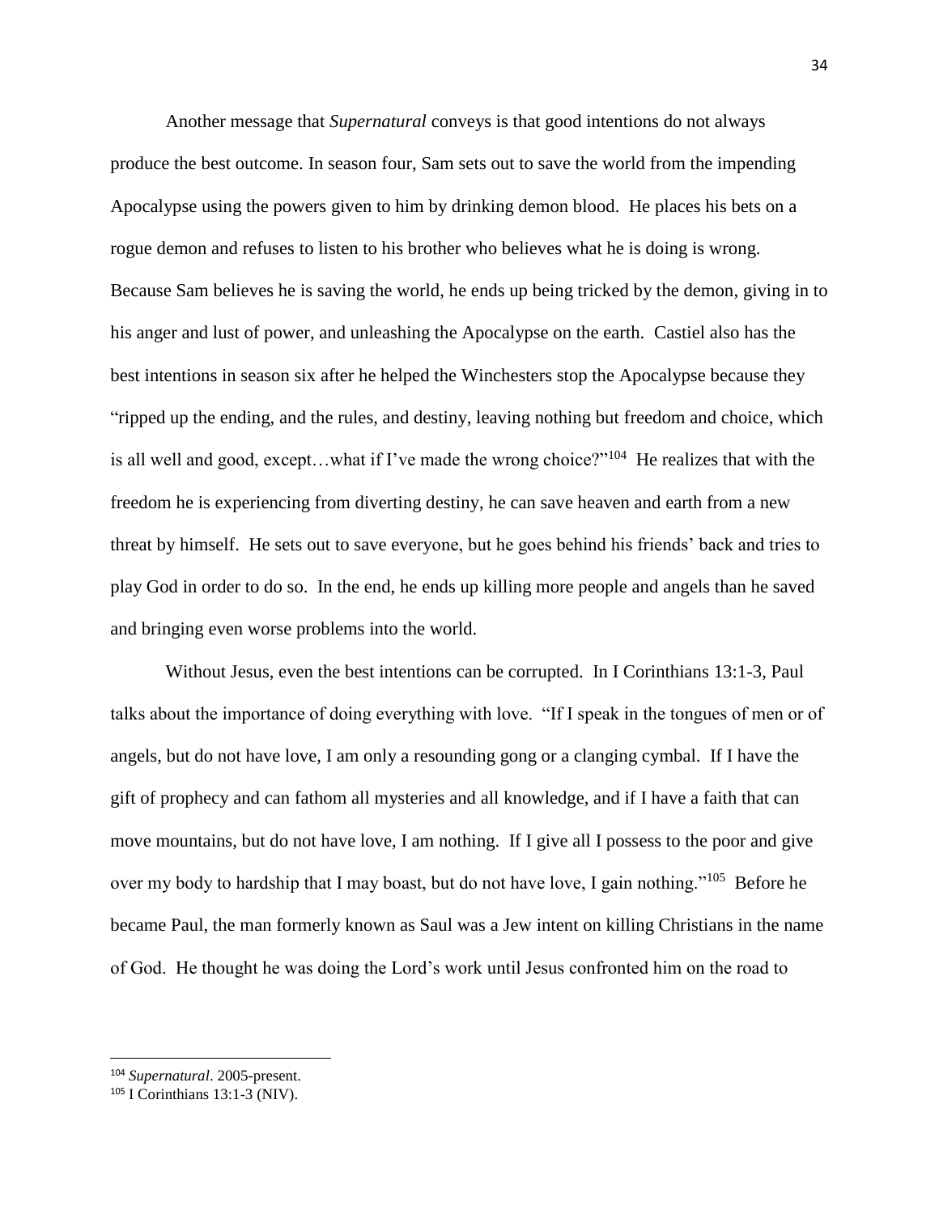Another message that *Supernatural* conveys is that good intentions do not always produce the best outcome. In season four, Sam sets out to save the world from the impending Apocalypse using the powers given to him by drinking demon blood. He places his bets on a rogue demon and refuses to listen to his brother who believes what he is doing is wrong. Because Sam believes he is saving the world, he ends up being tricked by the demon, giving in to his anger and lust of power, and unleashing the Apocalypse on the earth. Castiel also has the best intentions in season six after he helped the Winchesters stop the Apocalypse because they "ripped up the ending, and the rules, and destiny, leaving nothing but freedom and choice, which is all well and good, except…what if I've made the wrong choice?"[104] He realizes that with the freedom he is experiencing from diverting destiny, he can save heaven and earth from a new threat by himself. He sets out to save everyone, but he goes behind his friends' back and tries to play God in order to do so. In the end, he ends up killing more people and angels than he saved and bringing even worse problems into the world.

Without Jesus, even the best intentions can be corrupted. In I Corinthians 13:1-3, Paul talks about the importance of doing everything with love. "If I speak in the tongues of men or of angels, but do not have love, I am only a resounding gong or a clanging cymbal. If I have the gift of prophecy and can fathom all mysteries and all knowledge, and if I have a faith that can move mountains, but do not have love, I am nothing. If I give all I possess to the poor and give over my body to hardship that I may boast, but do not have love, I gain nothing."[105] Before he became Paul, the man formerly known as Saul was a Jew intent on killing Christians in the name of God. He thought he was doing the Lord's work until Jesus confronted him on the road to

---

[104] *Supernatural*. 2005-present.

[105] I Corinthians 13:1-3 (NIV).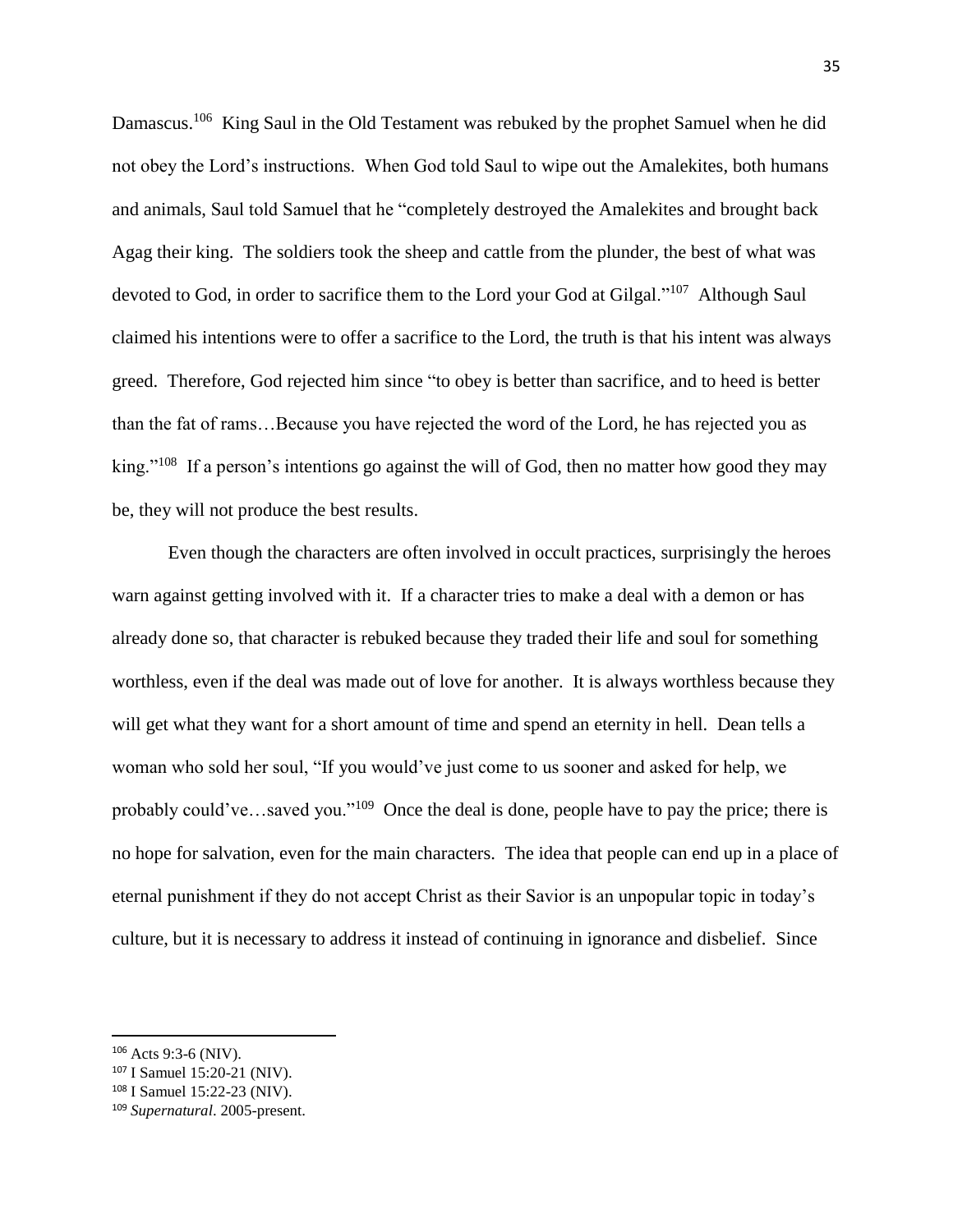Damascus.[106] King Saul in the Old Testament was rebuked by the prophet Samuel when he did not obey the Lord's instructions. When God told Saul to wipe out the Amalekites, both humans and animals, Saul told Samuel that he "completely destroyed the Amalekites and brought back Agag their king. The soldiers took the sheep and cattle from the plunder, the best of what was devoted to God, in order to sacrifice them to the Lord your God at Gilgal."[107] Although Saul claimed his intentions were to offer a sacrifice to the Lord, the truth is that his intent was always greed. Therefore, God rejected him since "to obey is better than sacrifice, and to heed is better than the fat of rams…Because you have rejected the word of the Lord, he has rejected you as king."[108] If a person's intentions go against the will of God, then no matter how good they may be, they will not produce the best results.

Even though the characters are often involved in occult practices, surprisingly the heroes warn against getting involved with it. If a character tries to make a deal with a demon or has already done so, that character is rebuked because they traded their life and soul for something worthless, even if the deal was made out of love for another. It is always worthless because they will get what they want for a short amount of time and spend an eternity in hell. Dean tells a woman who sold her soul, "If you would've just come to us sooner and asked for help, we probably could've…saved you."[109] Once the deal is done, people have to pay the price; there is no hope for salvation, even for the main characters. The idea that people can end up in a place of eternal punishment if they do not accept Christ as their Savior is an unpopular topic in today's culture, but it is necessary to address it instead of continuing in ignorance and disbelief. Since

---

[106] Acts 9:3-6 (NIV).

[107] I Samuel 15:20-21 (NIV).

[108] I Samuel 15:22-23 (NIV).

[109] *Supernatural*. 2005-present.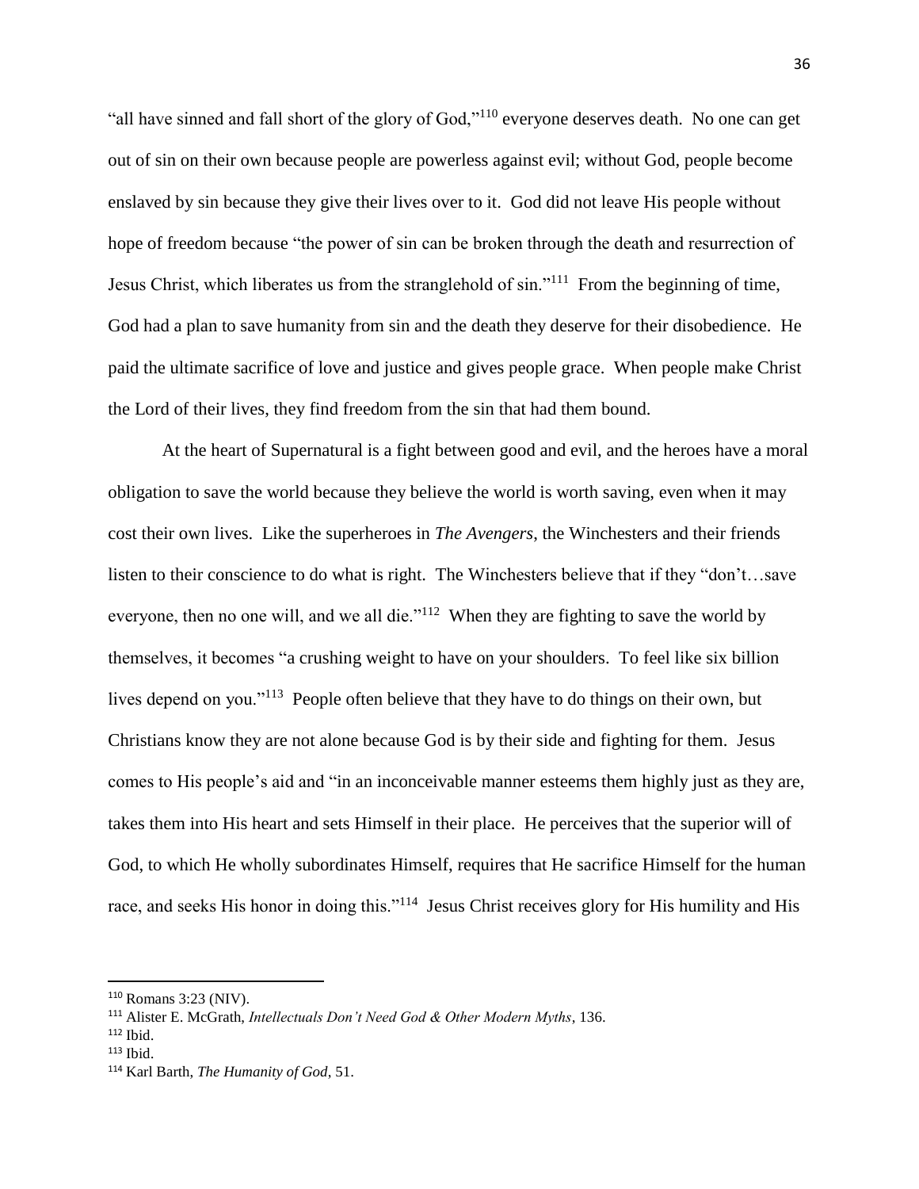"all have sinned and fall short of the glory of God,"[110] everyone deserves death. No one can get out of sin on their own because people are powerless against evil; without God, people become enslaved by sin because they give their lives over to it. God did not leave His people without hope of freedom because "the power of sin can be broken through the death and resurrection of Jesus Christ, which liberates us from the stranglehold of sin."[111] From the beginning of time, God had a plan to save humanity from sin and the death they deserve for their disobedience. He paid the ultimate sacrifice of love and justice and gives people grace. When people make Christ the Lord of their lives, they find freedom from the sin that had them bound.

At the heart of Supernatural is a fight between good and evil, and the heroes have a moral obligation to save the world because they believe the world is worth saving, even when it may cost their own lives. Like the superheroes in *The Avengers*, the Winchesters and their friends listen to their conscience to do what is right. The Winchesters believe that if they "don't…save everyone, then no one will, and we all die."[112] When they are fighting to save the world by themselves, it becomes "a crushing weight to have on your shoulders. To feel like six billion lives depend on you."[113] People often believe that they have to do things on their own, but Christians know they are not alone because God is by their side and fighting for them. Jesus comes to His people's aid and "in an inconceivable manner esteems them highly just as they are, takes them into His heart and sets Himself in their place. He perceives that the superior will of God, to which He wholly subordinates Himself, requires that He sacrifice Himself for the human race, and seeks His honor in doing this."[114] Jesus Christ receives glory for His humility and His

---

[110] Romans 3:23 (NIV).

[111] Alister E. McGrath, *Intellectuals Don't Need God & Other Modern Myths*, 136.

[112] Ibid.

[113] Ibid.

[114] Karl Barth, *The Humanity of God*, 51.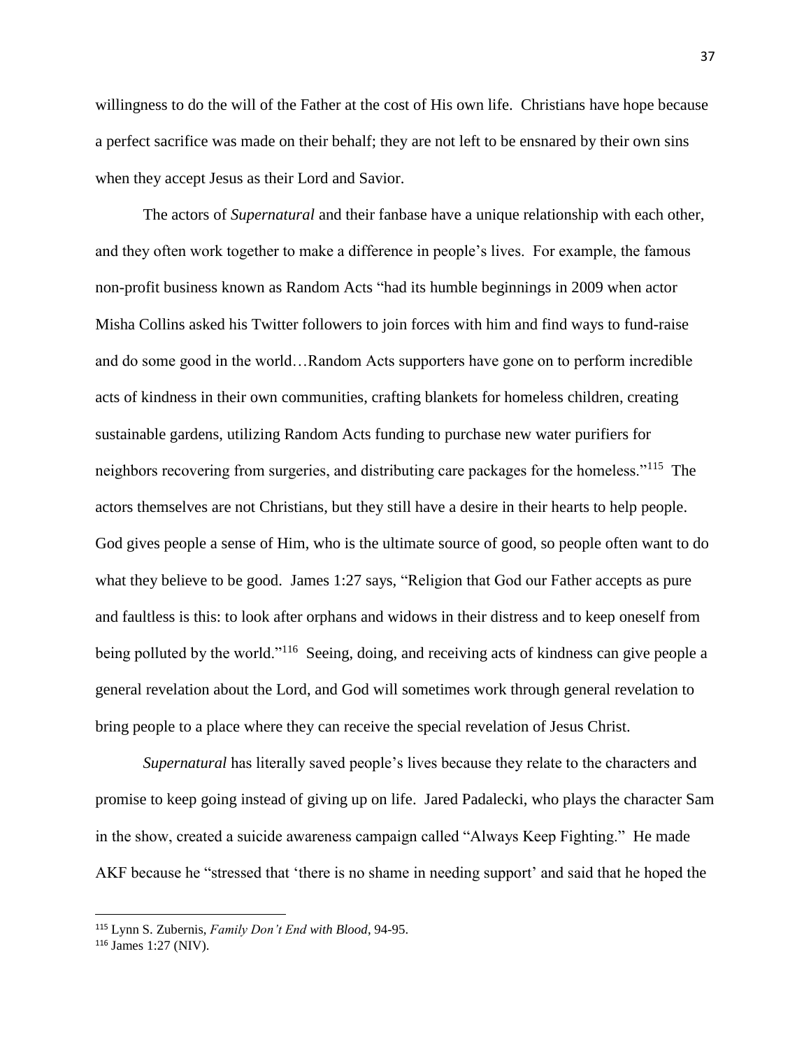willingness to do the will of the Father at the cost of His own life. Christians have hope because a perfect sacrifice was made on their behalf; they are not left to be ensnared by their own sins when they accept Jesus as their Lord and Savior.

The actors of *Supernatural* and their fanbase have a unique relationship with each other, and they often work together to make a difference in people's lives. For example, the famous non-profit business known as Random Acts "had its humble beginnings in 2009 when actor Misha Collins asked his Twitter followers to join forces with him and find ways to fund-raise and do some good in the world…Random Acts supporters have gone on to perform incredible acts of kindness in their own communities, crafting blankets for homeless children, creating sustainable gardens, utilizing Random Acts funding to purchase new water purifiers for neighbors recovering from surgeries, and distributing care packages for the homeless."[115] The actors themselves are not Christians, but they still have a desire in their hearts to help people. God gives people a sense of Him, who is the ultimate source of good, so people often want to do what they believe to be good. James 1:27 says, "Religion that God our Father accepts as pure and faultless is this: to look after orphans and widows in their distress and to keep oneself from being polluted by the world."[116] Seeing, doing, and receiving acts of kindness can give people a general revelation about the Lord, and God will sometimes work through general revelation to bring people to a place where they can receive the special revelation of Jesus Christ.

*Supernatural* has literally saved people's lives because they relate to the characters and promise to keep going instead of giving up on life. Jared Padalecki, who plays the character Sam in the show, created a suicide awareness campaign called "Always Keep Fighting." He made AKF because he "stressed that 'there is no shame in needing support' and said that he hoped the

---

[115] Lynn S. Zubernis, *Family Don't End with Blood*, 94-95.

[116] James 1:27 (NIV).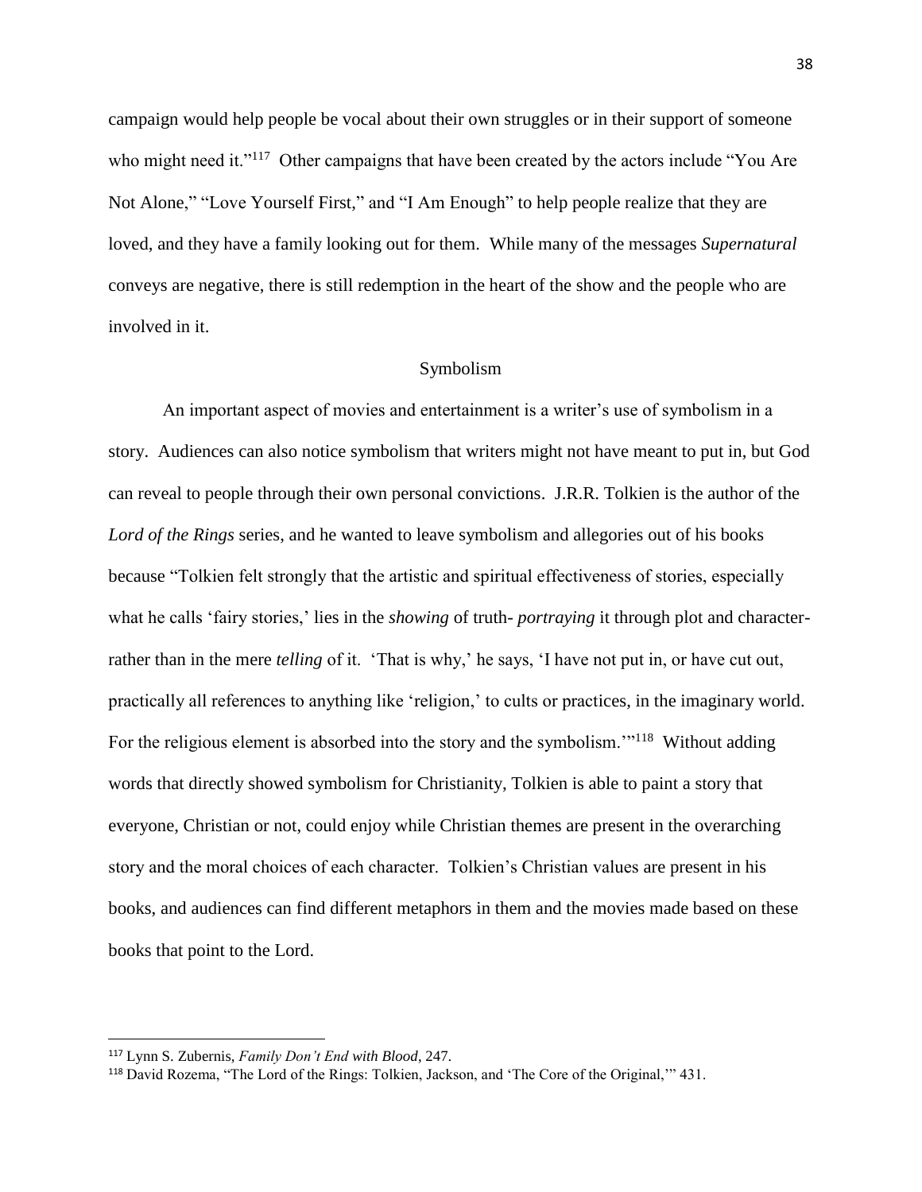campaign would help people be vocal about their own struggles or in their support of someone who might need it."[117] Other campaigns that have been created by the actors include "You Are Not Alone," "Love Yourself First," and "I Am Enough" to help people realize that they are loved, and they have a family looking out for them. While many of the messages *Supernatural* conveys are negative, there is still redemption in the heart of the show and the people who are involved in it.

## Symbolism

An important aspect of movies and entertainment is a writer's use of symbolism in a story. Audiences can also notice symbolism that writers might not have meant to put in, but God can reveal to people through their own personal convictions. J.R.R. Tolkien is the author of the *Lord of the Rings* series, and he wanted to leave symbolism and allegories out of his books because "Tolkien felt strongly that the artistic and spiritual effectiveness of stories, especially what he calls 'fairy stories,' lies in the *showing* of truth- *portraying* it through plot and character- rather than in the mere *telling* of it. 'That is why,' he says, 'I have not put in, or have cut out, practically all references to anything like 'religion,' to cults or practices, in the imaginary world. For the religious element is absorbed into the story and the symbolism.'"[118] Without adding words that directly showed symbolism for Christianity, Tolkien is able to paint a story that everyone, Christian or not, could enjoy while Christian themes are present in the overarching story and the moral choices of each character. Tolkien's Christian values are present in his books, and audiences can find different metaphors in them and the movies made based on these books that point to the Lord.

---

[117] Lynn S. Zubernis, *Family Don't End with Blood*, 247.

[118] David Rozema, "The Lord of the Rings: Tolkien, Jackson, and 'The Core of the Original,'" 431.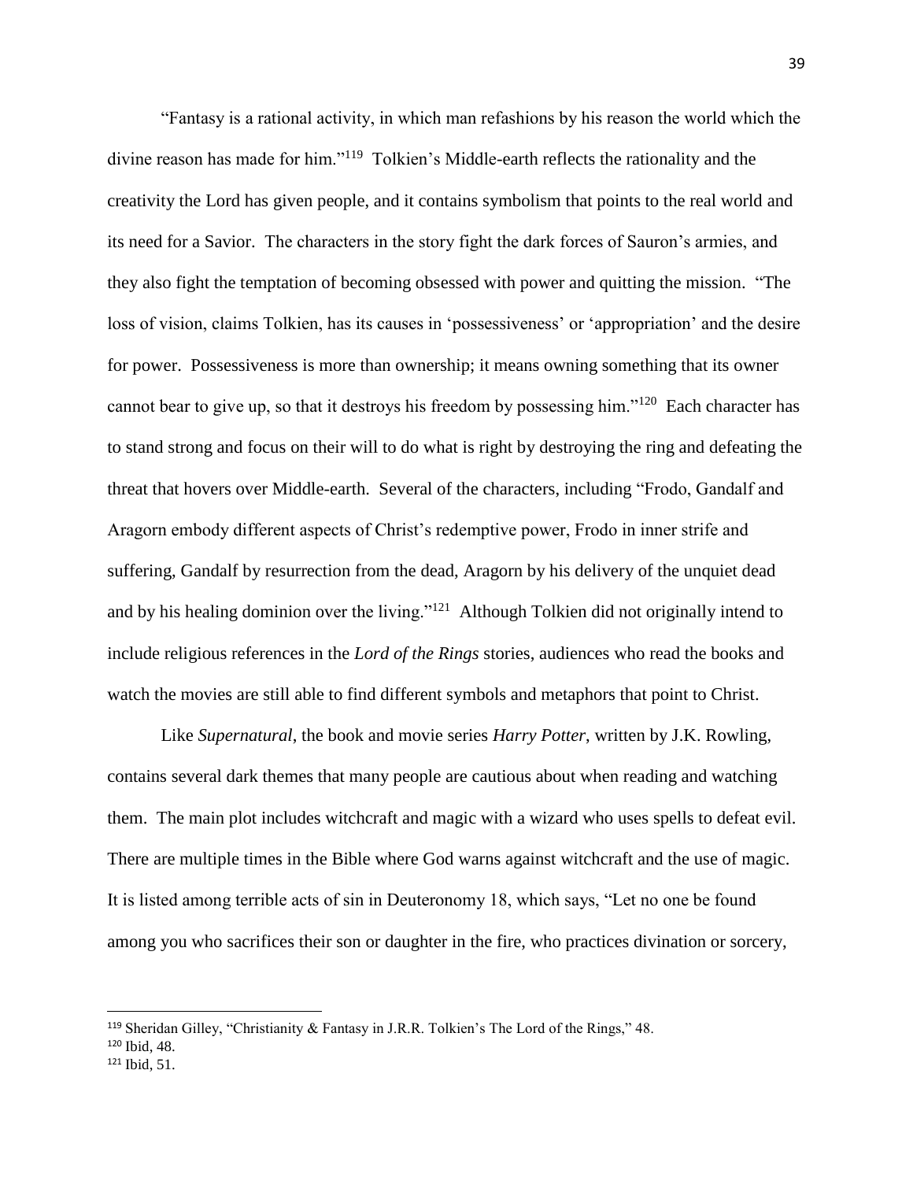"Fantasy is a rational activity, in which man refashions by his reason the world which the divine reason has made for him."[119] Tolkien's Middle-earth reflects the rationality and the creativity the Lord has given people, and it contains symbolism that points to the real world and its need for a Savior. The characters in the story fight the dark forces of Sauron's armies, and they also fight the temptation of becoming obsessed with power and quitting the mission. "The loss of vision, claims Tolkien, has its causes in 'possessiveness' or 'appropriation' and the desire for power. Possessiveness is more than ownership; it means owning something that its owner cannot bear to give up, so that it destroys his freedom by possessing him."[120] Each character has to stand strong and focus on their will to do what is right by destroying the ring and defeating the threat that hovers over Middle-earth. Several of the characters, including "Frodo, Gandalf and Aragorn embody different aspects of Christ's redemptive power, Frodo in inner strife and suffering, Gandalf by resurrection from the dead, Aragorn by his delivery of the unquiet dead and by his healing dominion over the living."[121] Although Tolkien did not originally intend to include religious references in the *Lord of the Rings* stories, audiences who read the books and watch the movies are still able to find different symbols and metaphors that point to Christ.

Like *Supernatural*, the book and movie series *Harry Potter*, written by J.K. Rowling, contains several dark themes that many people are cautious about when reading and watching them. The main plot includes witchcraft and magic with a wizard who uses spells to defeat evil. There are multiple times in the Bible where God warns against witchcraft and the use of magic. It is listed among terrible acts of sin in Deuteronomy 18, which says, "Let no one be found among you who sacrifices their son or daughter in the fire, who practices divination or sorcery,

---

[119] Sheridan Gilley, "Christianity & Fantasy in J.R.R. Tolkien's The Lord of the Rings," 48.

[120] Ibid, 48.

[121] Ibid, 51.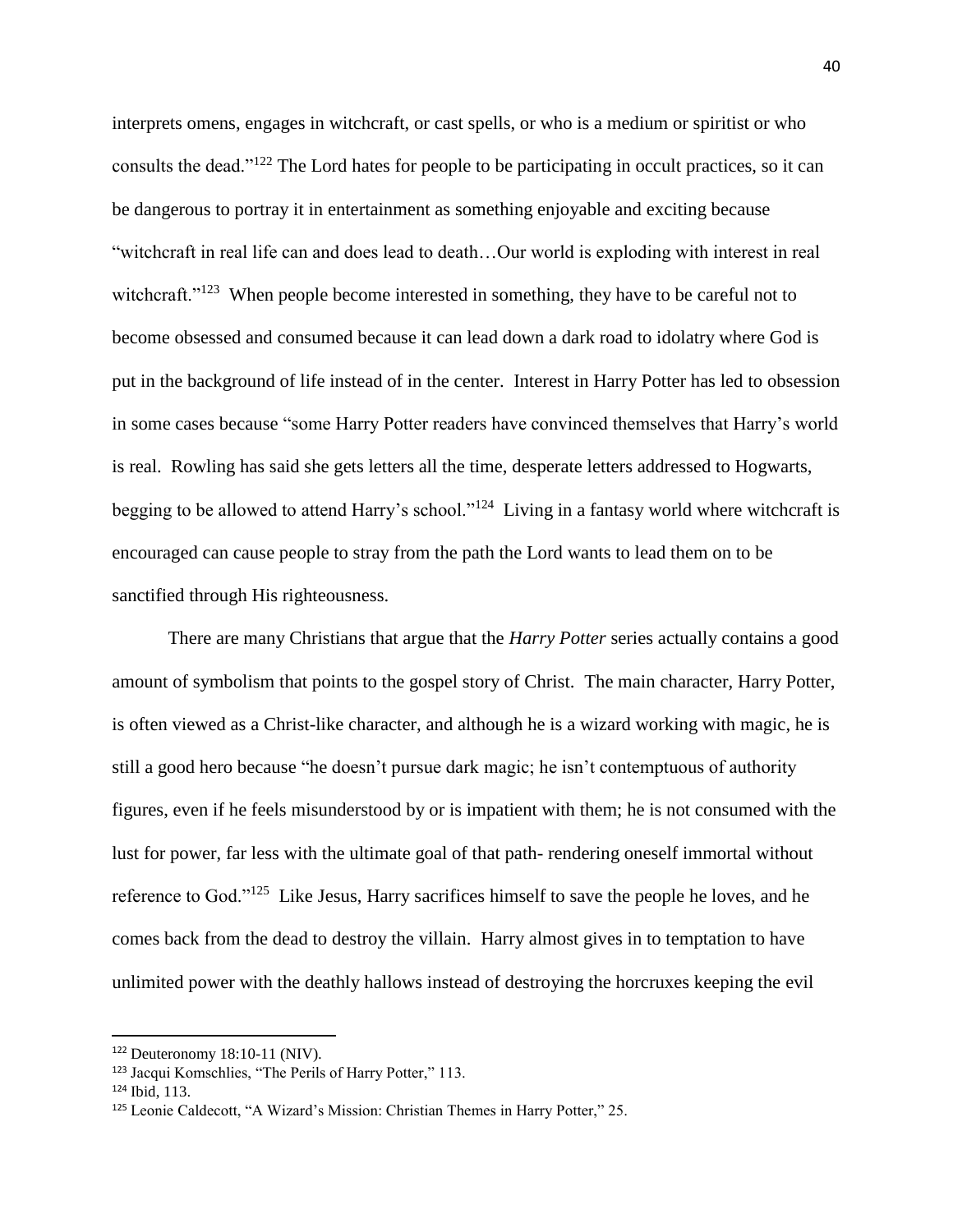interprets omens, engages in witchcraft, or cast spells, or who is a medium or spiritist or who consults the dead."[122] The Lord hates for people to be participating in occult practices, so it can be dangerous to portray it in entertainment as something enjoyable and exciting because "witchcraft in real life can and does lead to death…Our world is exploding with interest in real witchcraft."[123] When people become interested in something, they have to be careful not to become obsessed and consumed because it can lead down a dark road to idolatry where God is put in the background of life instead of in the center. Interest in Harry Potter has led to obsession in some cases because "some Harry Potter readers have convinced themselves that Harry's world is real. Rowling has said she gets letters all the time, desperate letters addressed to Hogwarts, begging to be allowed to attend Harry's school."[124] Living in a fantasy world where witchcraft is encouraged can cause people to stray from the path the Lord wants to lead them on to be sanctified through His righteousness.

There are many Christians that argue that the *Harry Potter* series actually contains a good amount of symbolism that points to the gospel story of Christ. The main character, Harry Potter, is often viewed as a Christ-like character, and although he is a wizard working with magic, he is still a good hero because "he doesn't pursue dark magic; he isn't contemptuous of authority figures, even if he feels misunderstood by or is impatient with them; he is not consumed with the lust for power, far less with the ultimate goal of that path- rendering oneself immortal without reference to God."[125] Like Jesus, Harry sacrifices himself to save the people he loves, and he comes back from the dead to destroy the villain. Harry almost gives in to temptation to have unlimited power with the deathly hallows instead of destroying the horcruxes keeping the evil

---

[122] Deuteronomy 18:10-11 (NIV).

[123] Jacqui Komschlies, "The Perils of Harry Potter," 113.

[124] Ibid, 113.

[125] Leonie Caldecott, "A Wizard's Mission: Christian Themes in Harry Potter," 25.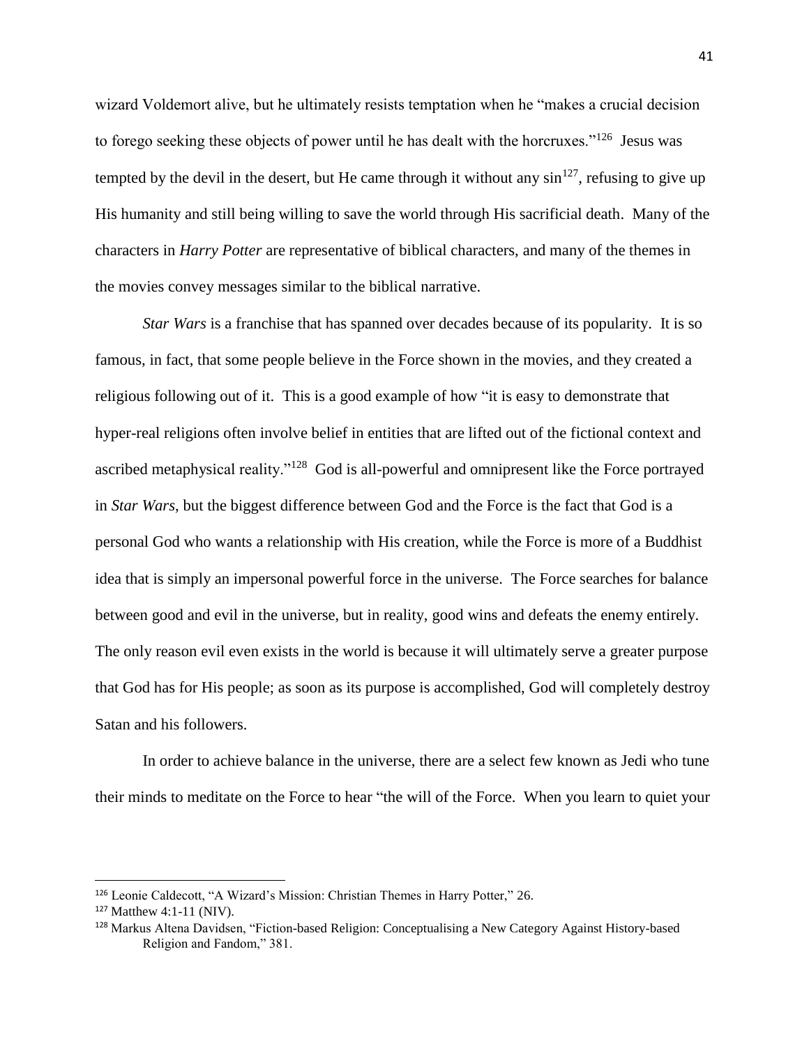wizard Voldemort alive, but he ultimately resists temptation when he "makes a crucial decision to forego seeking these objects of power until he has dealt with the horcruxes."[126] Jesus was tempted by the devil in the desert, but He came through it without any sin[127], refusing to give up His humanity and still being willing to save the world through His sacrificial death. Many of the characters in *Harry Potter* are representative of biblical characters, and many of the themes in the movies convey messages similar to the biblical narrative.

*Star Wars* is a franchise that has spanned over decades because of its popularity. It is so famous, in fact, that some people believe in the Force shown in the movies, and they created a religious following out of it. This is a good example of how "it is easy to demonstrate that hyper-real religions often involve belief in entities that are lifted out of the fictional context and ascribed metaphysical reality."[128] God is all-powerful and omnipresent like the Force portrayed in *Star Wars*, but the biggest difference between God and the Force is the fact that God is a personal God who wants a relationship with His creation, while the Force is more of a Buddhist idea that is simply an impersonal powerful force in the universe. The Force searches for balance between good and evil in the universe, but in reality, good wins and defeats the enemy entirely. The only reason evil even exists in the world is because it will ultimately serve a greater purpose that God has for His people; as soon as its purpose is accomplished, God will completely destroy Satan and his followers.

In order to achieve balance in the universe, there are a select few known as Jedi who tune their minds to meditate on the Force to hear "the will of the Force. When you learn to quiet your

---

[126] Leonie Caldecott, "A Wizard's Mission: Christian Themes in Harry Potter," 26.

[127] Matthew 4:1-11 (NIV).

[128] Markus Altena Davidsen, "Fiction-based Religion: Conceptualising a New Category Against History-based Religion and Fandom," 381.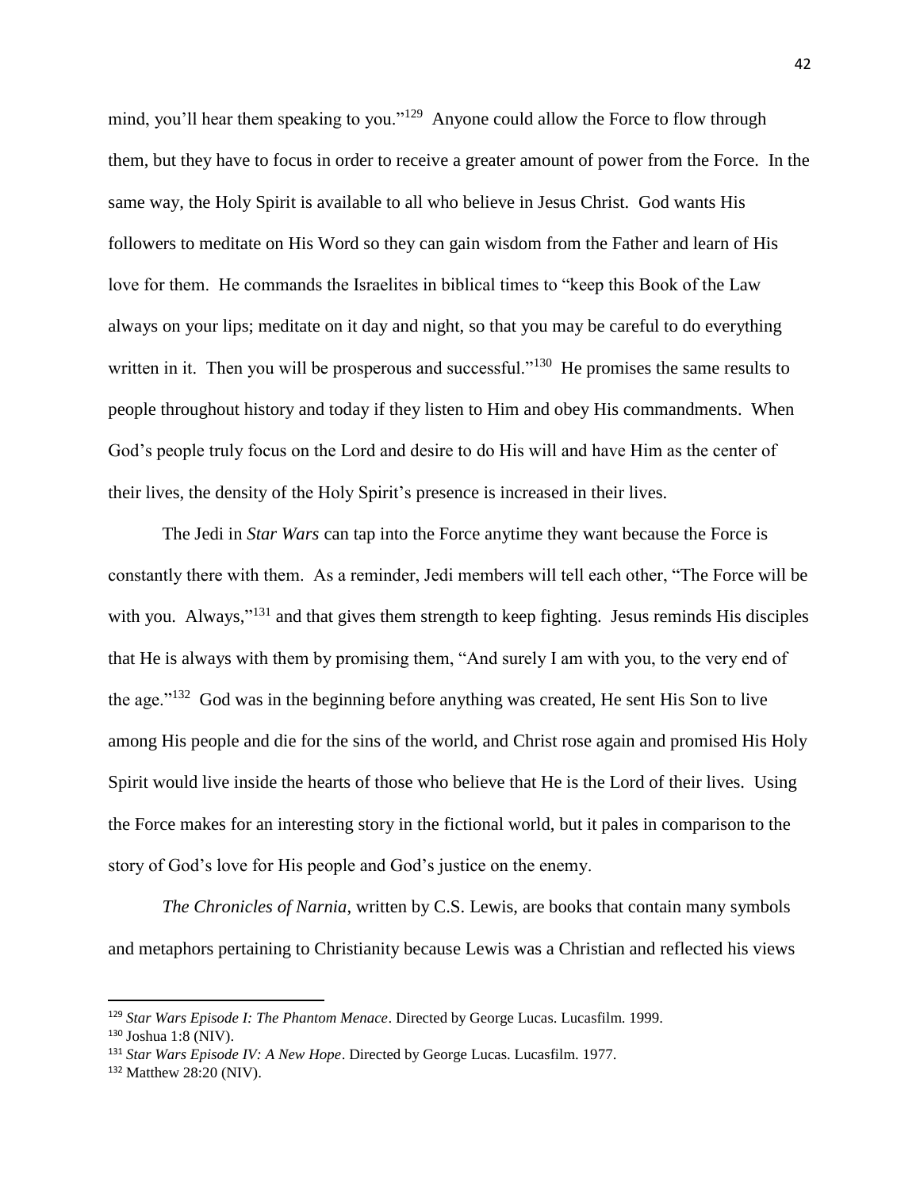mind, you'll hear them speaking to you."[129] Anyone could allow the Force to flow through them, but they have to focus in order to receive a greater amount of power from the Force. In the same way, the Holy Spirit is available to all who believe in Jesus Christ. God wants His followers to meditate on His Word so they can gain wisdom from the Father and learn of His love for them. He commands the Israelites in biblical times to "keep this Book of the Law always on your lips; meditate on it day and night, so that you may be careful to do everything written in it. Then you will be prosperous and successful."[130] He promises the same results to people throughout history and today if they listen to Him and obey His commandments. When God's people truly focus on the Lord and desire to do His will and have Him as the center of their lives, the density of the Holy Spirit's presence is increased in their lives.

The Jedi in *Star Wars* can tap into the Force anytime they want because the Force is constantly there with them. As a reminder, Jedi members will tell each other, "The Force will be with you. Always,"[131] and that gives them strength to keep fighting. Jesus reminds His disciples that He is always with them by promising them, "And surely I am with you, to the very end of the age."[132] God was in the beginning before anything was created, He sent His Son to live among His people and die for the sins of the world, and Christ rose again and promised His Holy Spirit would live inside the hearts of those who believe that He is the Lord of their lives. Using the Force makes for an interesting story in the fictional world, but it pales in comparison to the story of God's love for His people and God's justice on the enemy.

*The Chronicles of Narnia*, written by C.S. Lewis, are books that contain many symbols and metaphors pertaining to Christianity because Lewis was a Christian and reflected his views

---

[129] *Star Wars Episode I: The Phantom Menace*. Directed by George Lucas. Lucasfilm. 1999.

[130] Joshua 1:8 (NIV).

[131] *Star Wars Episode IV: A New Hope*. Directed by George Lucas. Lucasfilm. 1977.

[132] Matthew 28:20 (NIV).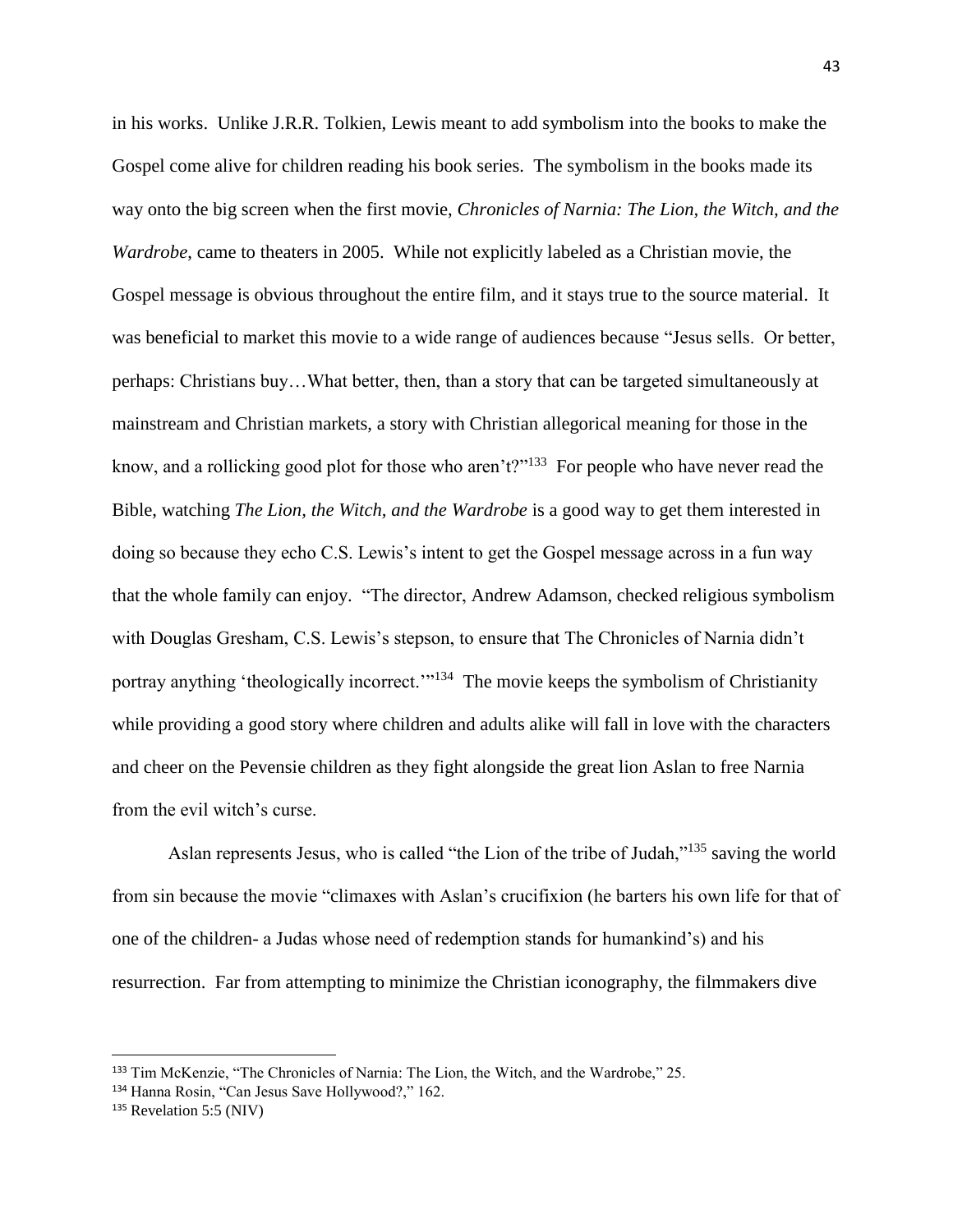in his works. Unlike J.R.R. Tolkien, Lewis meant to add symbolism into the books to make the Gospel come alive for children reading his book series. The symbolism in the books made its way onto the big screen when the first movie, *Chronicles of Narnia: The Lion, the Witch, and the Wardrobe*, came to theaters in 2005. While not explicitly labeled as a Christian movie, the Gospel message is obvious throughout the entire film, and it stays true to the source material. It was beneficial to market this movie to a wide range of audiences because "Jesus sells. Or better, perhaps: Christians buy…What better, then, than a story that can be targeted simultaneously at mainstream and Christian markets, a story with Christian allegorical meaning for those in the know, and a rollicking good plot for those who aren't?"[133] For people who have never read the Bible, watching *The Lion, the Witch, and the Wardrobe* is a good way to get them interested in doing so because they echo C.S. Lewis's intent to get the Gospel message across in a fun way that the whole family can enjoy. "The director, Andrew Adamson, checked religious symbolism with Douglas Gresham, C.S. Lewis's stepson, to ensure that The Chronicles of Narnia didn't portray anything 'theologically incorrect.'"[134] The movie keeps the symbolism of Christianity while providing a good story where children and adults alike will fall in love with the characters and cheer on the Pevensie children as they fight alongside the great lion Aslan to free Narnia from the evil witch's curse.

Aslan represents Jesus, who is called "the Lion of the tribe of Judah,"[135] saving the world from sin because the movie "climaxes with Aslan's crucifixion (he barters his own life for that of one of the children- a Judas whose need of redemption stands for humankind's) and his resurrection. Far from attempting to minimize the Christian iconography, the filmmakers dive

---

[133] Tim McKenzie, "The Chronicles of Narnia: The Lion, the Witch, and the Wardrobe," 25.

[134] Hanna Rosin, "Can Jesus Save Hollywood?," 162.

[135] Revelation 5:5 (NIV)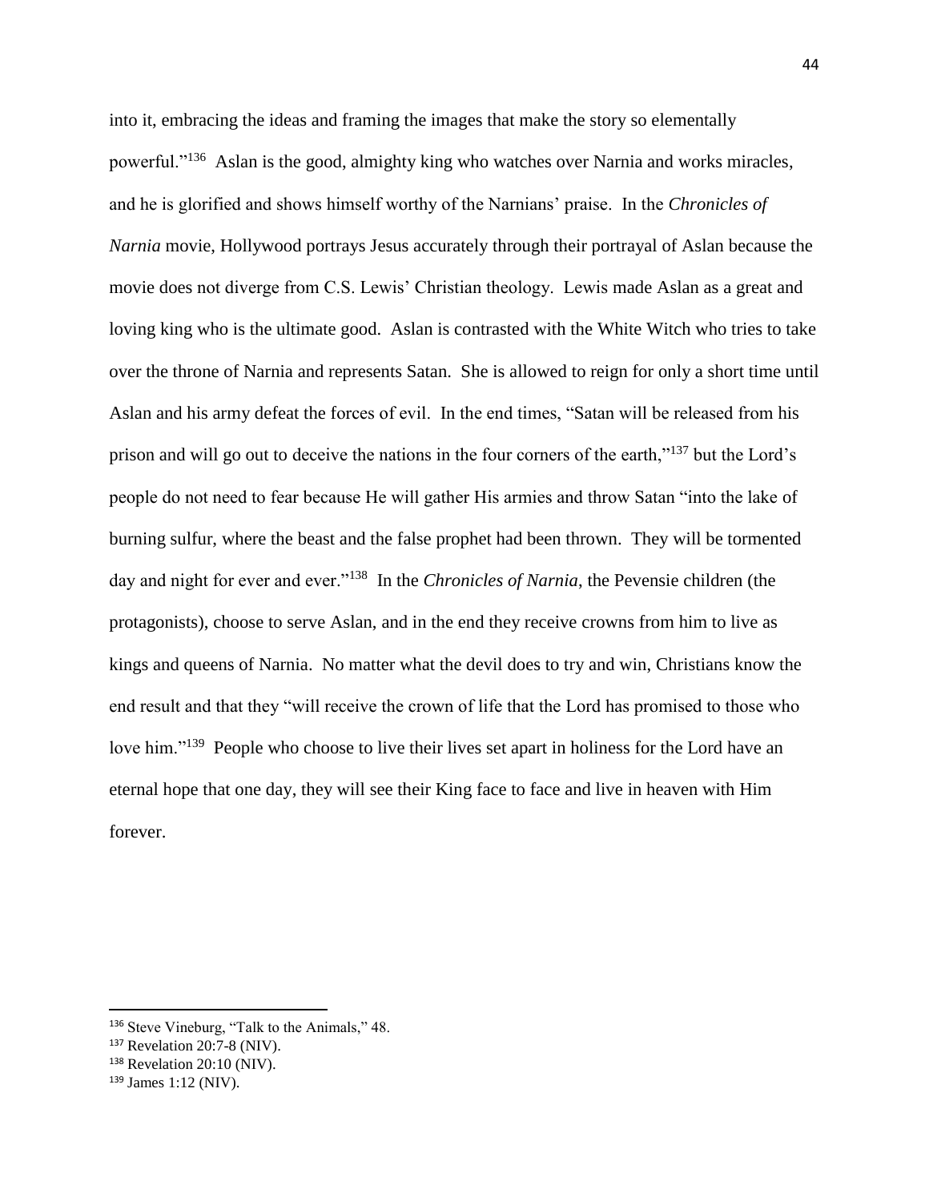into it, embracing the ideas and framing the images that make the story so elementally powerful."[136] Aslan is the good, almighty king who watches over Narnia and works miracles, and he is glorified and shows himself worthy of the Narnians' praise. In the *Chronicles of Narnia* movie, Hollywood portrays Jesus accurately through their portrayal of Aslan because the movie does not diverge from C.S. Lewis' Christian theology. Lewis made Aslan as a great and loving king who is the ultimate good. Aslan is contrasted with the White Witch who tries to take over the throne of Narnia and represents Satan. She is allowed to reign for only a short time until Aslan and his army defeat the forces of evil. In the end times, "Satan will be released from his prison and will go out to deceive the nations in the four corners of the earth,"[137] but the Lord's people do not need to fear because He will gather His armies and throw Satan "into the lake of burning sulfur, where the beast and the false prophet had been thrown. They will be tormented day and night for ever and ever."[138] In the *Chronicles of Narnia*, the Pevensie children (the protagonists), choose to serve Aslan, and in the end they receive crowns from him to live as kings and queens of Narnia. No matter what the devil does to try and win, Christians know the end result and that they "will receive the crown of life that the Lord has promised to those who love him."[139] People who choose to live their lives set apart in holiness for the Lord have an eternal hope that one day, they will see their King face to face and live in heaven with Him forever.

---

[136] Steve Vineburg, "Talk to the Animals," 48.

[137] Revelation 20:7-8 (NIV).

[138] Revelation 20:10 (NIV).

[139] James 1:12 (NIV).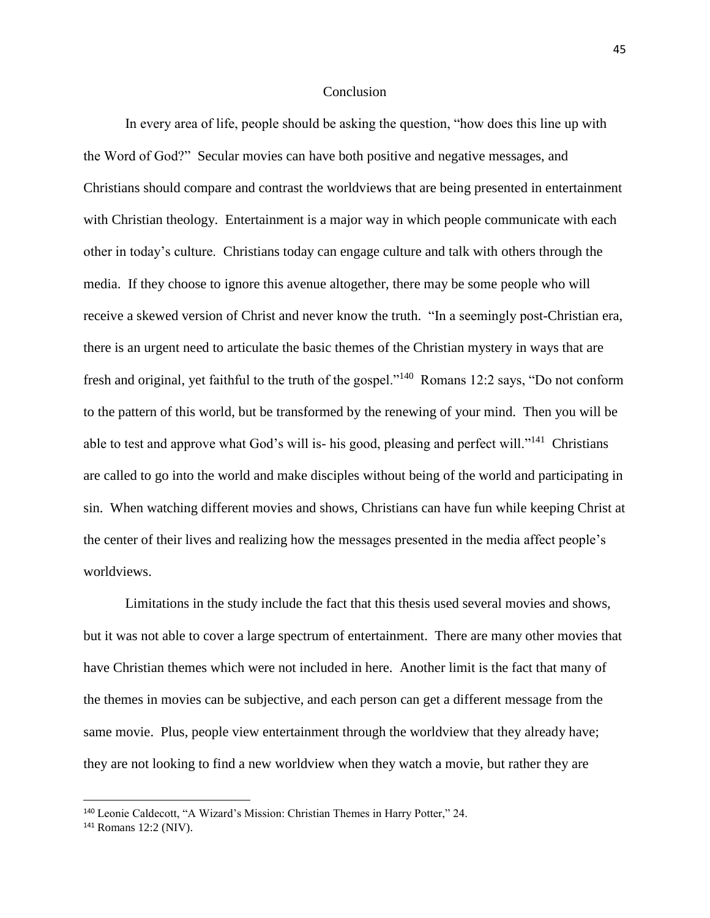## Conclusion

In every area of life, people should be asking the question, "how does this line up with the Word of God?" Secular movies can have both positive and negative messages, and Christians should compare and contrast the worldviews that are being presented in entertainment with Christian theology. Entertainment is a major way in which people communicate with each other in today's culture. Christians today can engage culture and talk with others through the media. If they choose to ignore this avenue altogether, there may be some people who will receive a skewed version of Christ and never know the truth. "In a seemingly post-Christian era, there is an urgent need to articulate the basic themes of the Christian mystery in ways that are fresh and original, yet faithful to the truth of the gospel."[140] Romans 12:2 says, "Do not conform to the pattern of this world, but be transformed by the renewing of your mind. Then you will be able to test and approve what God's will is- his good, pleasing and perfect will."[141] Christians are called to go into the world and make disciples without being of the world and participating in sin. When watching different movies and shows, Christians can have fun while keeping Christ at the center of their lives and realizing how the messages presented in the media affect people's worldviews.

Limitations in the study include the fact that this thesis used several movies and shows, but it was not able to cover a large spectrum of entertainment. There are many other movies that have Christian themes which were not included in here. Another limit is the fact that many of the themes in movies can be subjective, and each person can get a different message from the same movie. Plus, people view entertainment through the worldview that they already have; they are not looking to find a new worldview when they watch a movie, but rather they are

---

[140] Leonie Caldecott, "A Wizard's Mission: Christian Themes in Harry Potter," 24.

[141] Romans 12:2 (NIV).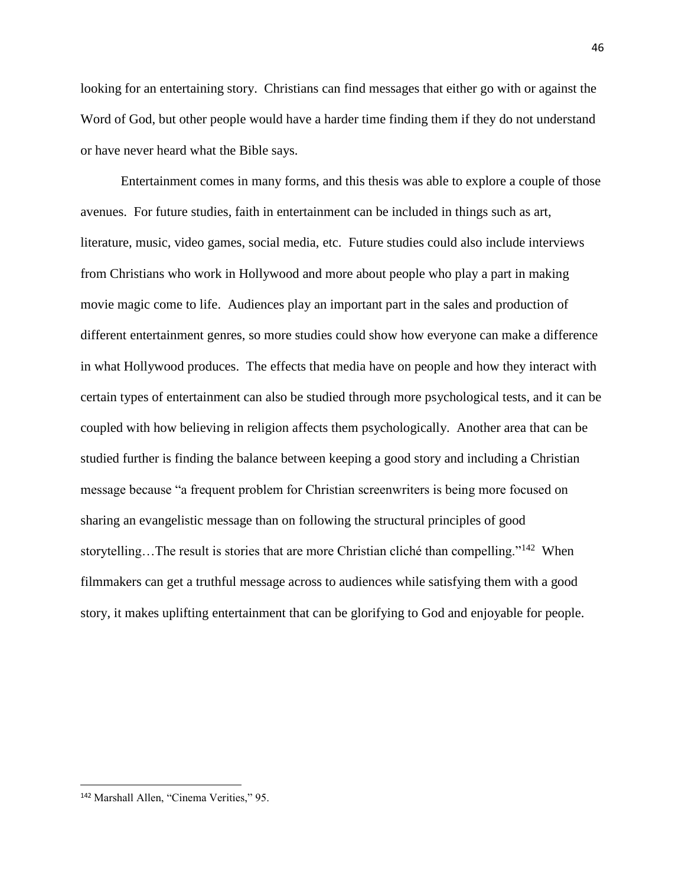looking for an entertaining story. Christians can find messages that either go with or against the Word of God, but other people would have a harder time finding them if they do not understand or have never heard what the Bible says.

Entertainment comes in many forms, and this thesis was able to explore a couple of those avenues. For future studies, faith in entertainment can be included in things such as art, literature, music, video games, social media, etc. Future studies could also include interviews from Christians who work in Hollywood and more about people who play a part in making movie magic come to life. Audiences play an important part in the sales and production of different entertainment genres, so more studies could show how everyone can make a difference in what Hollywood produces. The effects that media have on people and how they interact with certain types of entertainment can also be studied through more psychological tests, and it can be coupled with how believing in religion affects them psychologically. Another area that can be studied further is finding the balance between keeping a good story and including a Christian message because "a frequent problem for Christian screenwriters is being more focused on sharing an evangelistic message than on following the structural principles of good storytelling…The result is stories that are more Christian cliché than compelling."[142] When filmmakers can get a truthful message across to audiences while satisfying them with a good story, it makes uplifting entertainment that can be glorifying to God and enjoyable for people.

---

[142] Marshall Allen, "Cinema Verities," 95.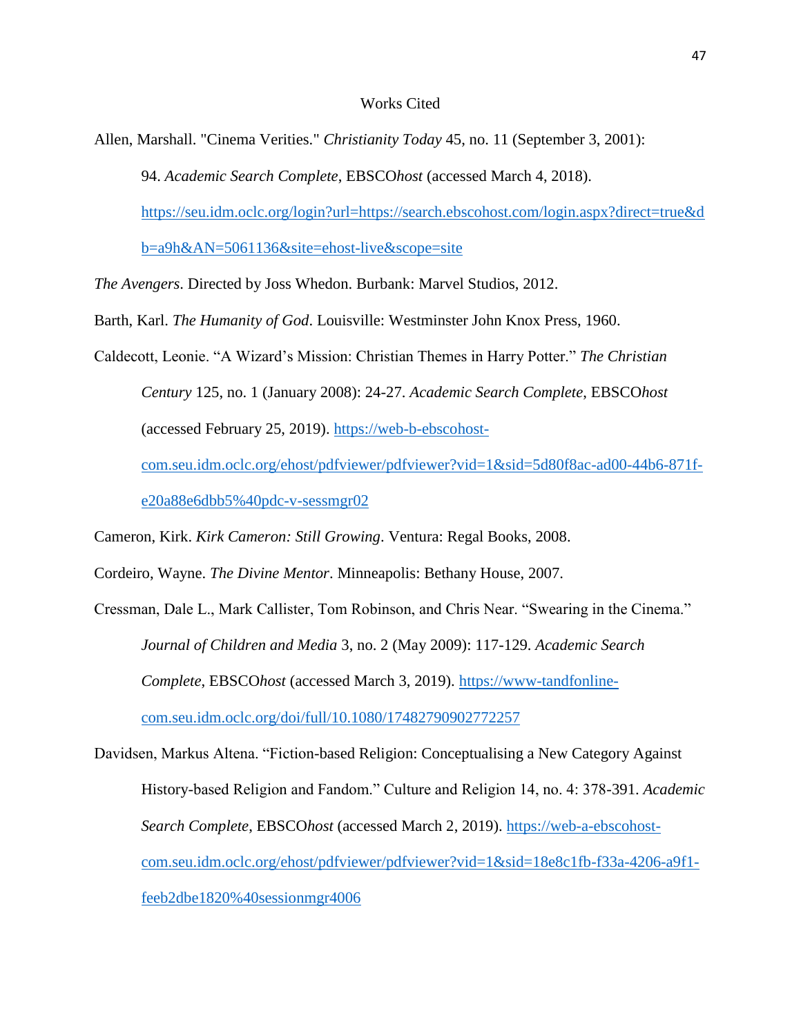# Works Cited

Allen, Marshall. "Cinema Verities." *Christianity Today* 45, no. 11 (September 3, 2001): 94. *Academic Search Complete*, EBSCO*host* (accessed March 4, 2018). https://seu.idm.oclc.org/login?url=https://search.ebscohost.com/login.aspx?direct=true&db=a9h&AN=5061136&site=ehost-live&scope=site

*The Avengers*. Directed by Joss Whedon. Burbank: Marvel Studios, 2012.

Barth, Karl. *The Humanity of God*. Louisville: Westminster John Knox Press, 1960.

Caldecott, Leonie. "A Wizard's Mission: Christian Themes in Harry Potter." *The Christian Century* 125, no. 1 (January 2008): 24-27. *Academic Search Complete*, EBSCO*host* (accessed February 25, 2019). https://web-b-ebscohost-com.seu.idm.oclc.org/ehost/pdfviewer/pdfviewer?vid=1&sid=5d80f8ac-ad00-44b6-871f-e20a88e6dbb5%40pdc-v-sessmgr02

Cameron, Kirk. *Kirk Cameron: Still Growing*. Ventura: Regal Books, 2008.

Cordeiro, Wayne. *The Divine Mentor*. Minneapolis: Bethany House, 2007.

Cressman, Dale L., Mark Callister, Tom Robinson, and Chris Near. "Swearing in the Cinema." *Journal of Children and Media* 3, no. 2 (May 2009): 117-129. *Academic Search Complete*, EBSCO*host* (accessed March 3, 2019). https://www-tandfonline-com.seu.idm.oclc.org/doi/full/10.1080/17482790902772257

Davidsen, Markus Altena. "Fiction-based Religion: Conceptualising a New Category Against History-based Religion and Fandom." Culture and Religion 14, no. 4: 378-391. *Academic Search Complete*, EBSCO*host* (accessed March 2, 2019). https://web-a-ebscohost-com.seu.idm.oclc.org/ehost/pdfviewer/pdfviewer?vid=1&sid=18e8c1fb-f33a-4206-a9f1-feeb2dbe1820%40sessionmgr4006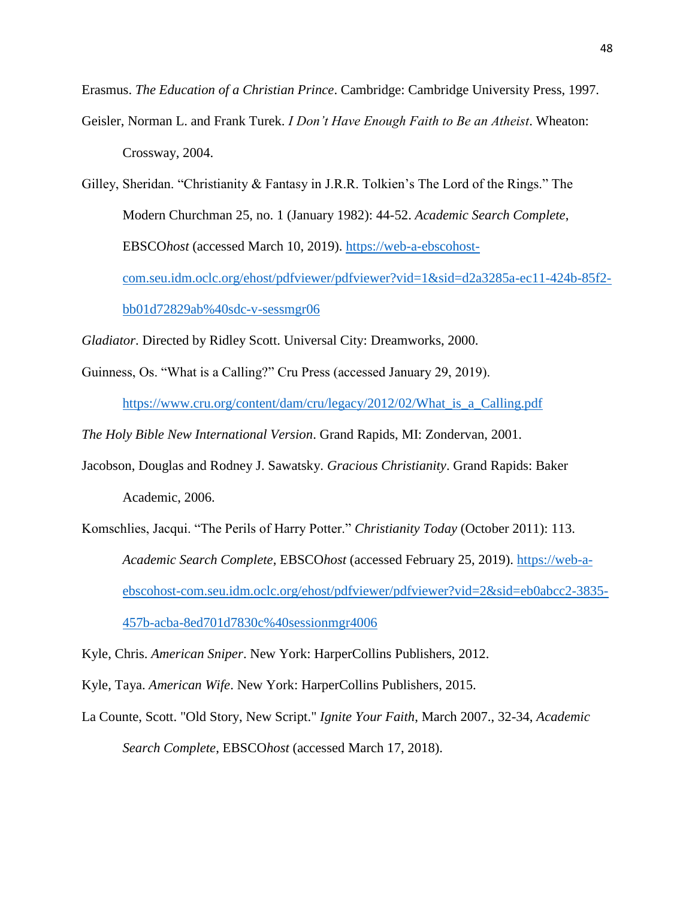Erasmus. *The Education of a Christian Prince*. Cambridge: Cambridge University Press, 1997.

Geisler, Norman L. and Frank Turek. *I Don't Have Enough Faith to Be an Atheist*. Wheaton: Crossway, 2004.

Gilley, Sheridan. "Christianity & Fantasy in J.R.R. Tolkien's The Lord of the Rings." The Modern Churchman 25, no. 1 (January 1982): 44-52. *Academic Search Complete*, EBSCO*host* (accessed March 10, 2019). https://web-a-ebscohost-com.seu.idm.oclc.org/ehost/pdfviewer/pdfviewer?vid=1&sid=d2a3285a-ec11-424b-85f2-bb01d72829ab%40sdc-v-sessmgr06

*Gladiator*. Directed by Ridley Scott. Universal City: Dreamworks, 2000.

Guinness, Os. "What is a Calling?" Cru Press (accessed January 29, 2019). https://www.cru.org/content/dam/cru/legacy/2012/02/What_is_a_Calling.pdf

*The Holy Bible New International Version*. Grand Rapids, MI: Zondervan, 2001.

Jacobson, Douglas and Rodney J. Sawatsky. *Gracious Christianity*. Grand Rapids: Baker Academic, 2006.

Komschlies, Jacqui. "The Perils of Harry Potter." *Christianity Today* (October 2011): 113. *Academic Search Complete*, EBSCO*host* (accessed February 25, 2019). https://web-a-ebscohost-com.seu.idm.oclc.org/ehost/pdfviewer/pdfviewer?vid=2&sid=eb0abcc2-3835-457b-acba-8ed701d7830c%40sessionmgr4006

Kyle, Chris. *American Sniper*. New York: HarperCollins Publishers, 2012.

Kyle, Taya. *American Wife*. New York: HarperCollins Publishers, 2015.

La Counte, Scott. "Old Story, New Script." *Ignite Your Faith*, March 2007., 32-34, *Academic Search Complete*, EBSCO*host* (accessed March 17, 2018).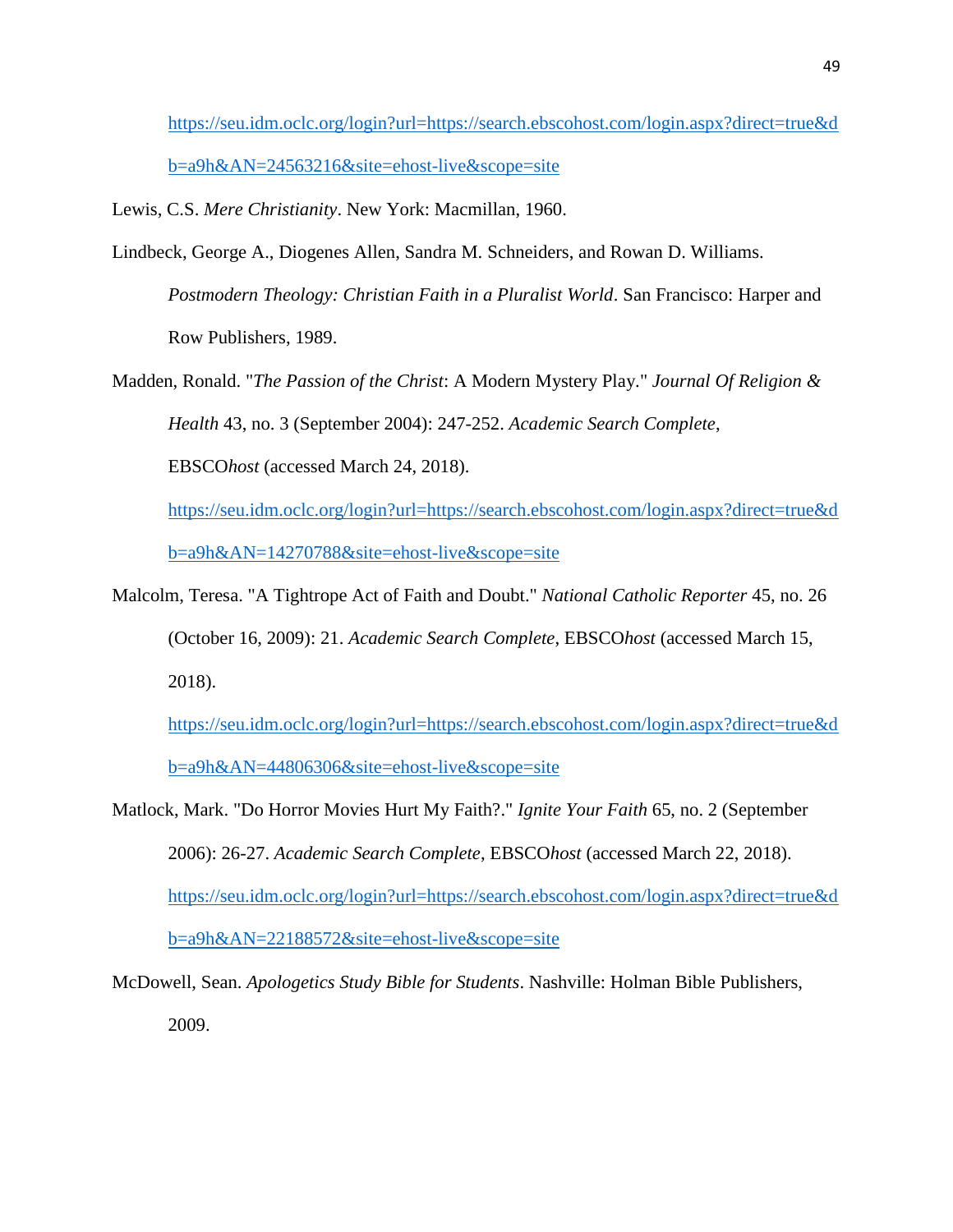https://seu.idm.oclc.org/login?url=https://search.ebscohost.com/login.aspx?direct=true&db=a9h&AN=24563216&site=ehost-live&scope=site

Lewis, C.S. *Mere Christianity*. New York: Macmillan, 1960.

Lindbeck, George A., Diogenes Allen, Sandra M. Schneiders, and Rowan D. Williams. *Postmodern Theology: Christian Faith in a Pluralist World*. San Francisco: Harper and Row Publishers, 1989.

Madden, Ronald. "*The Passion of the Christ*: A Modern Mystery Play." *Journal Of Religion & Health* 43, no. 3 (September 2004): 247-252. *Academic Search Complete*, EBSCO*host* (accessed March 24, 2018). https://seu.idm.oclc.org/login?url=https://search.ebscohost.com/login.aspx?direct=true&db=a9h&AN=14270788&site=ehost-live&scope=site

Malcolm, Teresa. "A Tightrope Act of Faith and Doubt." *National Catholic Reporter* 45, no. 26 (October 16, 2009): 21. *Academic Search Complete*, EBSCO*host* (accessed March 15, 2018). https://seu.idm.oclc.org/login?url=https://search.ebscohost.com/login.aspx?direct=true&db=a9h&AN=44806306&site=ehost-live&scope=site

Matlock, Mark. "Do Horror Movies Hurt My Faith?." *Ignite Your Faith* 65, no. 2 (September 2006): 26-27. *Academic Search Complete*, EBSCO*host* (accessed March 22, 2018). https://seu.idm.oclc.org/login?url=https://search.ebscohost.com/login.aspx?direct=true&db=a9h&AN=22188572&site=ehost-live&scope=site

McDowell, Sean. *Apologetics Study Bible for Students*. Nashville: Holman Bible Publishers, 2009.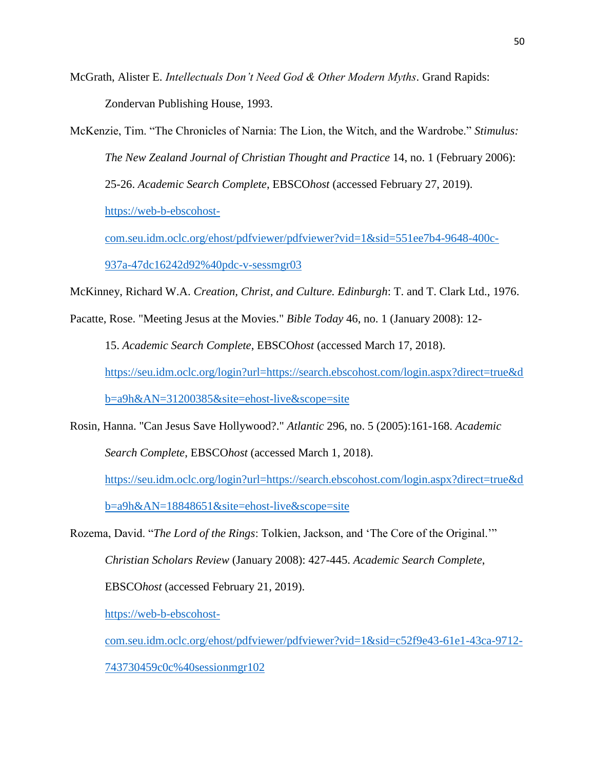McGrath, Alister E. *Intellectuals Don't Need God & Other Modern Myths*. Grand Rapids: Zondervan Publishing House, 1993.

McKenzie, Tim. "The Chronicles of Narnia: The Lion, the Witch, and the Wardrobe." *Stimulus: The New Zealand Journal of Christian Thought and Practice* 14, no. 1 (February 2006): 25-26. *Academic Search Complete*, EBSCO*host* (accessed February 27, 2019). https://web-b-ebscohost-com.seu.idm.oclc.org/ehost/pdfviewer/pdfviewer?vid=1&sid=551ee7b4-9648-400c-937a-47dc16242d92%40pdc-v-sessmgr03

McKinney, Richard W.A. *Creation, Christ, and Culture. Edinburgh*: T. and T. Clark Ltd., 1976.

Pacatte, Rose. "Meeting Jesus at the Movies." *Bible Today* 46, no. 1 (January 2008): 12-15. *Academic Search Complete*, EBSCO*host* (accessed March 17, 2018). https://seu.idm.oclc.org/login?url=https://search.ebscohost.com/login.aspx?direct=true&db=a9h&AN=31200385&site=ehost-live&scope=site

Rosin, Hanna. "Can Jesus Save Hollywood?." *Atlantic* 296, no. 5 (2005):161-168. *Academic Search Complete*, EBSCO*host* (accessed March 1, 2018). https://seu.idm.oclc.org/login?url=https://search.ebscohost.com/login.aspx?direct=true&db=a9h&AN=18848651&site=ehost-live&scope=site

Rozema, David. "*The Lord of the Rings*: Tolkien, Jackson, and 'The Core of the Original.'" *Christian Scholars Review* (January 2008): 427-445. *Academic Search Complete*, EBSCO*host* (accessed February 21, 2019). https://web-b-ebscohost-com.seu.idm.oclc.org/ehost/pdfviewer/pdfviewer?vid=1&sid=c52f9e43-61e1-43ca-9712-743730459c0c%40sessionmgr102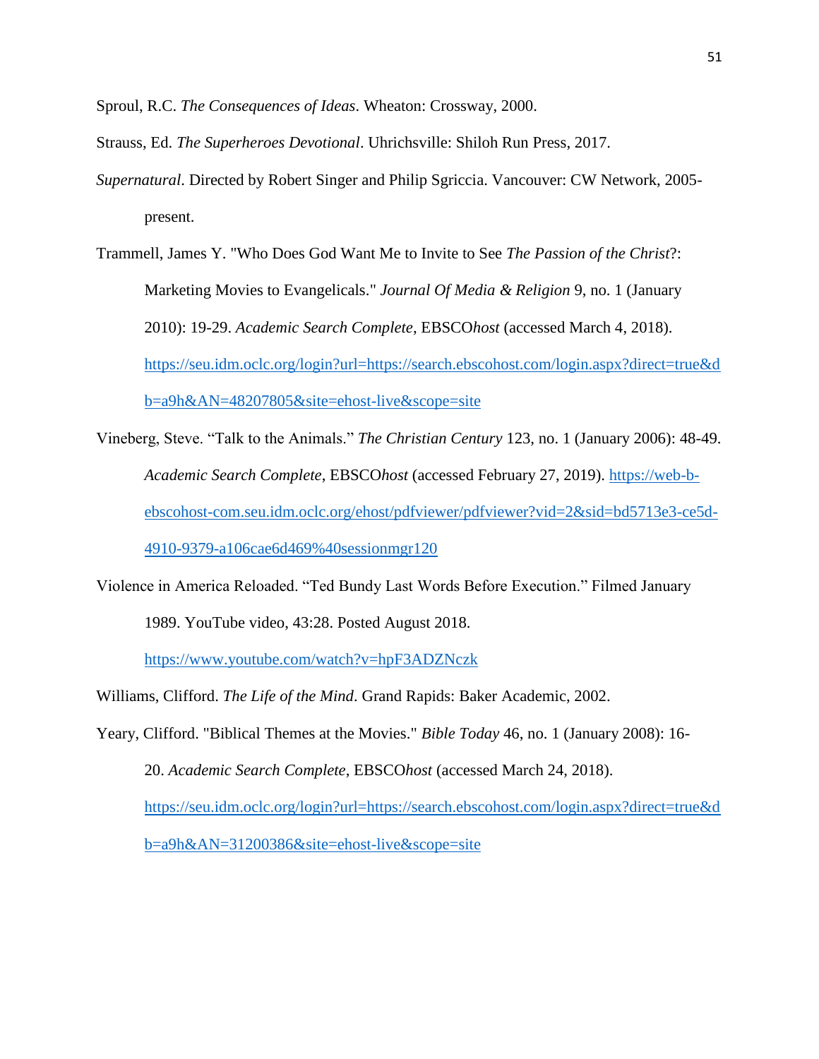Sproul, R.C. *The Consequences of Ideas*. Wheaton: Crossway, 2000.

Strauss, Ed. *The Superheroes Devotional*. Uhrichsville: Shiloh Run Press, 2017.

*Supernatural*. Directed by Robert Singer and Philip Sgriccia. Vancouver: CW Network, 2005-present.

Trammell, James Y. "Who Does God Want Me to Invite to See *The Passion of the Christ*?: Marketing Movies to Evangelicals." *Journal Of Media & Religion* 9, no. 1 (January 2010): 19-29. *Academic Search Complete*, EBSCO*host* (accessed March 4, 2018). https://seu.idm.oclc.org/login?url=https://search.ebscohost.com/login.aspx?direct=true&db=a9h&AN=48207805&site=ehost-live&scope=site

Vineberg, Steve. "Talk to the Animals." *The Christian Century* 123, no. 1 (January 2006): 48-49. *Academic Search Complete*, EBSCO*host* (accessed February 27, 2019). https://web-b-ebscohost-com.seu.idm.oclc.org/ehost/pdfviewer/pdfviewer?vid=2&sid=bd5713e3-ce5d-4910-9379-a106cae6d469%40sessionmgr120

Violence in America Reloaded. "Ted Bundy Last Words Before Execution." Filmed January 1989. YouTube video, 43:28. Posted August 2018. https://www.youtube.com/watch?v=hpF3ADZNczk

Williams, Clifford. *The Life of the Mind*. Grand Rapids: Baker Academic, 2002.

Yeary, Clifford. "Biblical Themes at the Movies." *Bible Today* 46, no. 1 (January 2008): 16-20. *Academic Search Complete*, EBSCO*host* (accessed March 24, 2018). https://seu.idm.oclc.org/login?url=https://search.ebscohost.com/login.aspx?direct=true&db=a9h&AN=31200386&site=ehost-live&scope=site